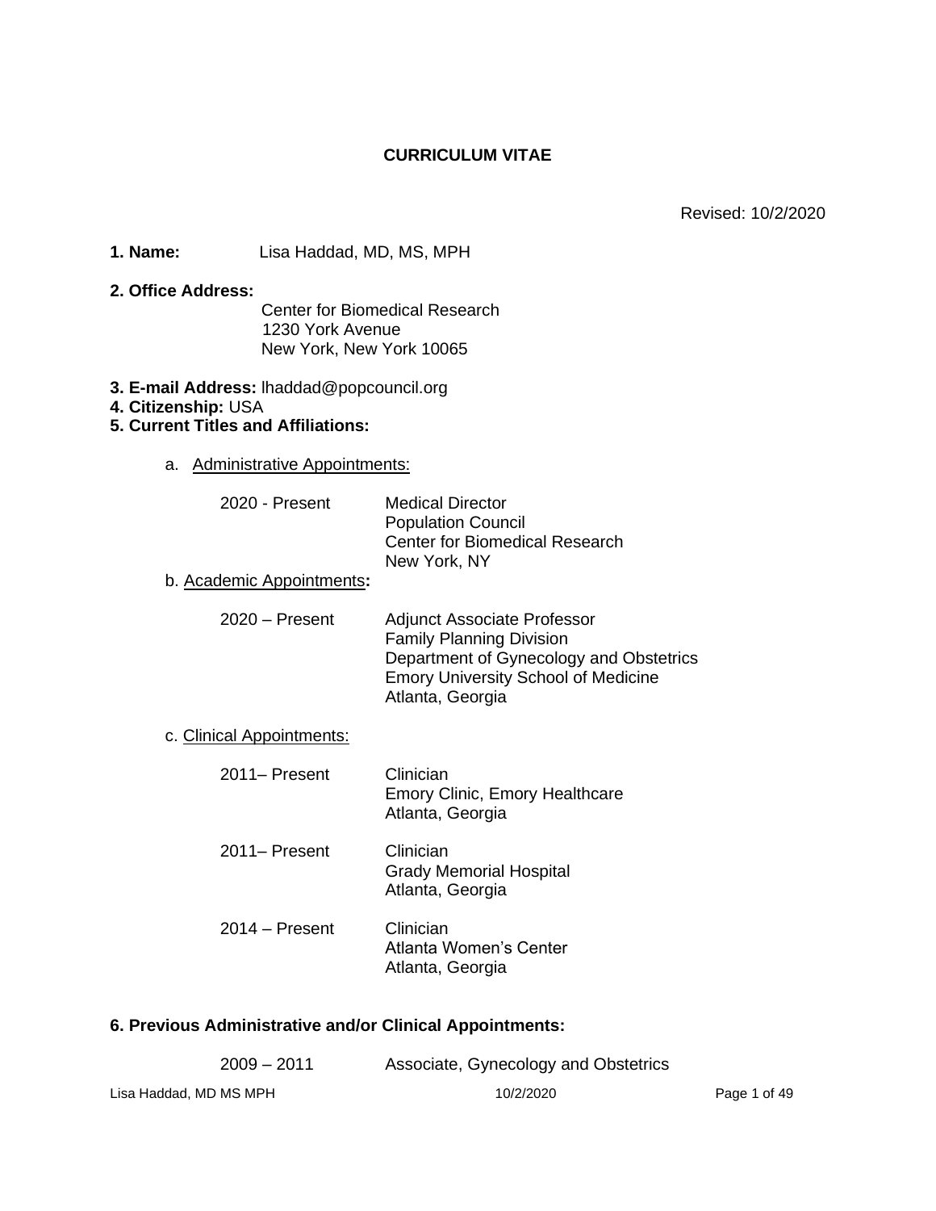# CURRICULUM VITAE

Revised: 10/2/2020

**1. Name:** Lisa Haddad, MD, MS, MPH

**2. Office Address:**

Center for Biomedical Research
1230 York Avenue
New York, New York 10065

**3. E-mail Address:** lhaddad@popcouncil.org

**4. Citizenship:** USA

**5. Current Titles and Affiliations:**

a. Administrative Appointments:

| | |
|---|---|
| 2020 - Present | Medical Director<br>Population Council<br>Center for Biomedical Research<br>New York, NY |

b. Academic Appointments:

| | |
|---|---|
| 2020 – Present | Adjunct Associate Professor<br>Family Planning Division<br>Department of Gynecology and Obstetrics<br>Emory University School of Medicine<br>Atlanta, Georgia |

c. Clinical Appointments:

| | |
|---|---|
| 2011– Present | Clinician<br>Emory Clinic, Emory Healthcare<br>Atlanta, Georgia |
| 2011– Present | Clinician<br>Grady Memorial Hospital<br>Atlanta, Georgia |
| 2014 – Present | Clinician<br>Atlanta Women's Center<br>Atlanta, Georgia |

**6. Previous Administrative and/or Clinical Appointments:**

| | |
|---|---|
| 2009 – 2011 | Associate, Gynecology and Obstetrics |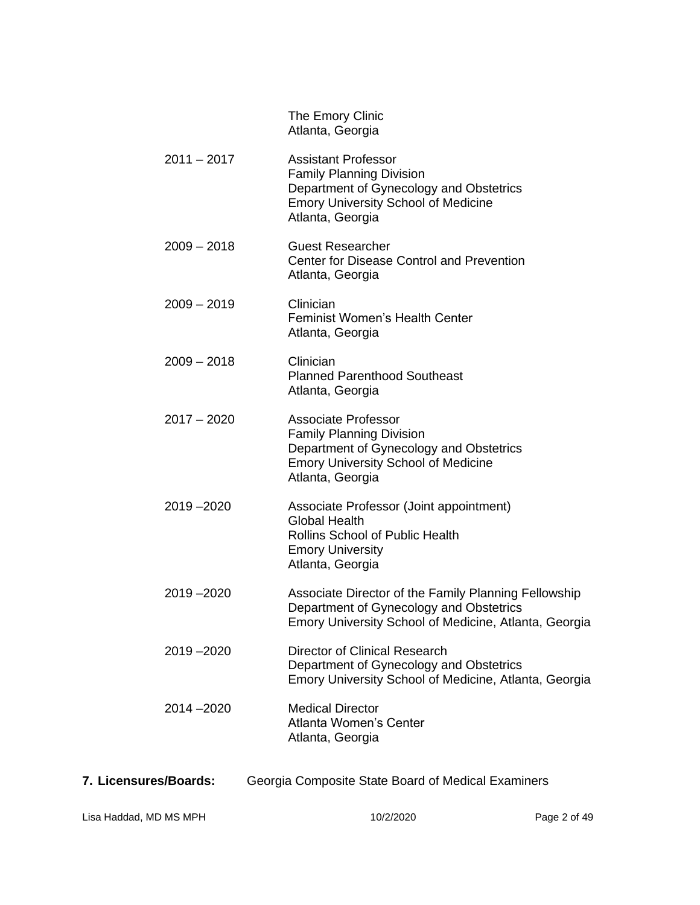The Emory Clinic
Atlanta, Georgia

2011 – 2017 Assistant Professor
Family Planning Division
Department of Gynecology and Obstetrics
Emory University School of Medicine
Atlanta, Georgia

2009 – 2018 Guest Researcher
Center for Disease Control and Prevention
Atlanta, Georgia

2009 – 2019 Clinician
Feminist Women's Health Center
Atlanta, Georgia

2009 – 2018 Clinician
Planned Parenthood Southeast
Atlanta, Georgia

2017 – 2020 Associate Professor
Family Planning Division
Department of Gynecology and Obstetrics
Emory University School of Medicine
Atlanta, Georgia

2019 –2020 Associate Professor (Joint appointment)
Global Health
Rollins School of Public Health
Emory University
Atlanta, Georgia

2019 –2020 Associate Director of the Family Planning Fellowship
Department of Gynecology and Obstetrics
Emory University School of Medicine, Atlanta, Georgia

2019 –2020 Director of Clinical Research
Department of Gynecology and Obstetrics
Emory University School of Medicine, Atlanta, Georgia

2014 –2020 Medical Director
Atlanta Women's Center
Atlanta, Georgia

**7. Licensures/Boards:** Georgia Composite State Board of Medical Examiners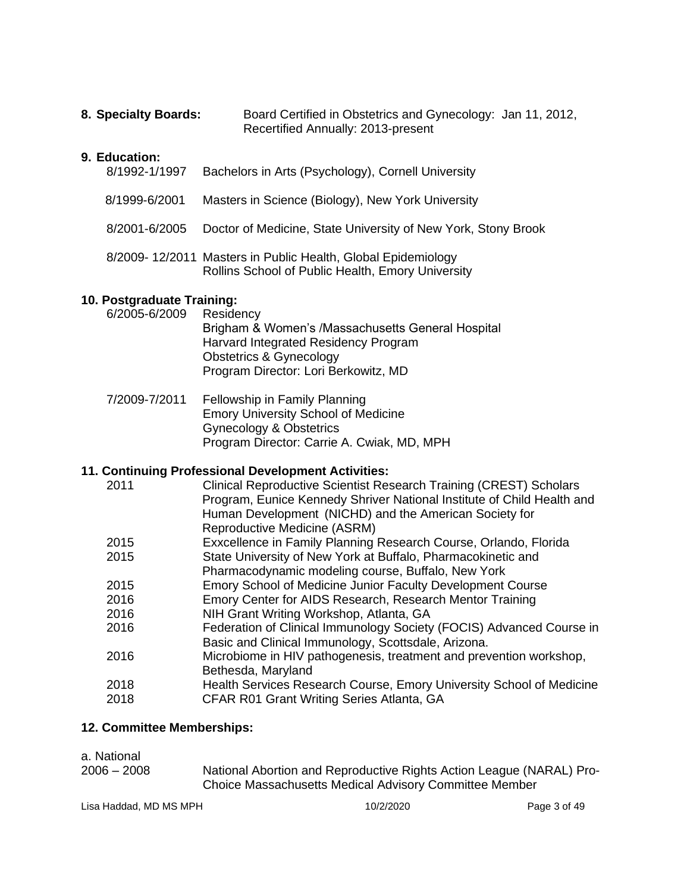**8. Specialty Boards:** Board Certified in Obstetrics and Gynecology: Jan 11, 2012, Recertified Annually: 2013-present

**9. Education:**

8/1992-1/1997 Bachelors in Arts (Psychology), Cornell University

8/1999-6/2001 Masters in Science (Biology), New York University

8/2001-6/2005 Doctor of Medicine, State University of New York, Stony Brook

8/2009- 12/2011 Masters in Public Health, Global Epidemiology
Rollins School of Public Health, Emory University

**10. Postgraduate Training:**

6/2005-6/2009 Residency
Brigham & Women's /Massachusetts General Hospital
Harvard Integrated Residency Program
Obstetrics & Gynecology
Program Director: Lori Berkowitz, MD

7/2009-7/2011 Fellowship in Family Planning
Emory University School of Medicine
Gynecology & Obstetrics
Program Director: Carrie A. Cwiak, MD, MPH

**11. Continuing Professional Development Activities:**

| | |
|---|---|
| 2011 | Clinical Reproductive Scientist Research Training (CREST) Scholars Program, Eunice Kennedy Shriver National Institute of Child Health and Human Development (NICHD) and the American Society for Reproductive Medicine (ASRM) |
| 2015 | Exxcellence in Family Planning Research Course, Orlando, Florida |
| 2015 | State University of New York at Buffalo, Pharmacokinetic and Pharmacodynamic modeling course, Buffalo, New York |
| 2015 | Emory School of Medicine Junior Faculty Development Course |
| 2016 | Emory Center for AIDS Research, Research Mentor Training |
| 2016 | NIH Grant Writing Workshop, Atlanta, GA |
| 2016 | Federation of Clinical Immunology Society (FOCIS) Advanced Course in Basic and Clinical Immunology, Scottsdale, Arizona. |
| 2016 | Microbiome in HIV pathogenesis, treatment and prevention workshop, Bethesda, Maryland |
| 2018 | Health Services Research Course, Emory University School of Medicine |
| 2018 | CFAR R01 Grant Writing Series Atlanta, GA |

**12. Committee Memberships:**

a. National

2006 – 2008 National Abortion and Reproductive Rights Action League (NARAL) Pro-Choice Massachusetts Medical Advisory Committee Member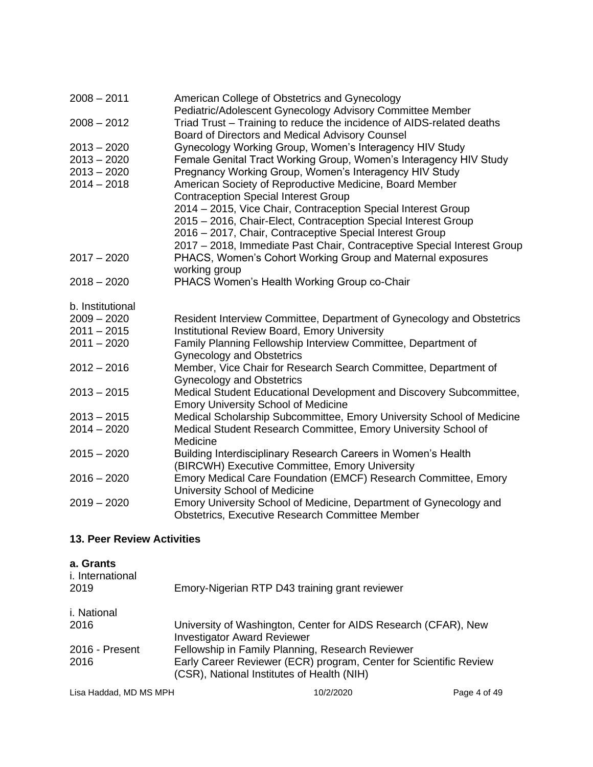2008 – 2011 American College of Obstetrics and Gynecology
Pediatric/Adolescent Gynecology Advisory Committee Member

2008 – 2012 Triad Trust – Training to reduce the incidence of AIDS-related deaths
Board of Directors and Medical Advisory Counsel

2013 – 2020 Gynecology Working Group, Women's Interagency HIV Study

2013 – 2020 Female Genital Tract Working Group, Women's Interagency HIV Study

2013 – 2020 Pregnancy Working Group, Women's Interagency HIV Study

2014 – 2018 American Society of Reproductive Medicine, Board Member
Contraception Special Interest Group
2014 – 2015, Vice Chair, Contraception Special Interest Group
2015 – 2016, Chair-Elect, Contraception Special Interest Group
2016 – 2017, Chair, Contraceptive Special Interest Group
2017 – 2018, Immediate Past Chair, Contraceptive Special Interest Group

2017 – 2020 PHACS, Women's Cohort Working Group and Maternal exposures working group

2018 – 2020 PHACS Women's Health Working Group co-Chair

b. Institutional

2009 – 2020 Resident Interview Committee, Department of Gynecology and Obstetrics

2011 – 2015 Institutional Review Board, Emory University

2011 – 2020 Family Planning Fellowship Interview Committee, Department of Gynecology and Obstetrics

2012 – 2016 Member, Vice Chair for Research Search Committee, Department of Gynecology and Obstetrics

2013 – 2015 Medical Student Educational Development and Discovery Subcommittee, Emory University School of Medicine

2013 – 2015 Medical Scholarship Subcommittee, Emory University School of Medicine

2014 – 2020 Medical Student Research Committee, Emory University School of Medicine

2015 – 2020 Building Interdisciplinary Research Careers in Women's Health (BIRCWH) Executive Committee, Emory University

2016 – 2020 Emory Medical Care Foundation (EMCF) Research Committee, Emory University School of Medicine

2019 – 2020 Emory University School of Medicine, Department of Gynecology and Obstetrics, Executive Research Committee Member

## 13. Peer Review Activities

### a. Grants

i. International

2019 Emory-Nigerian RTP D43 training grant reviewer

i. National

2016 University of Washington, Center for AIDS Research (CFAR), New Investigator Award Reviewer

2016 - Present Fellowship in Family Planning, Research Reviewer

2016 Early Career Reviewer (ECR) program, Center for Scientific Review (CSR), National Institutes of Health (NIH)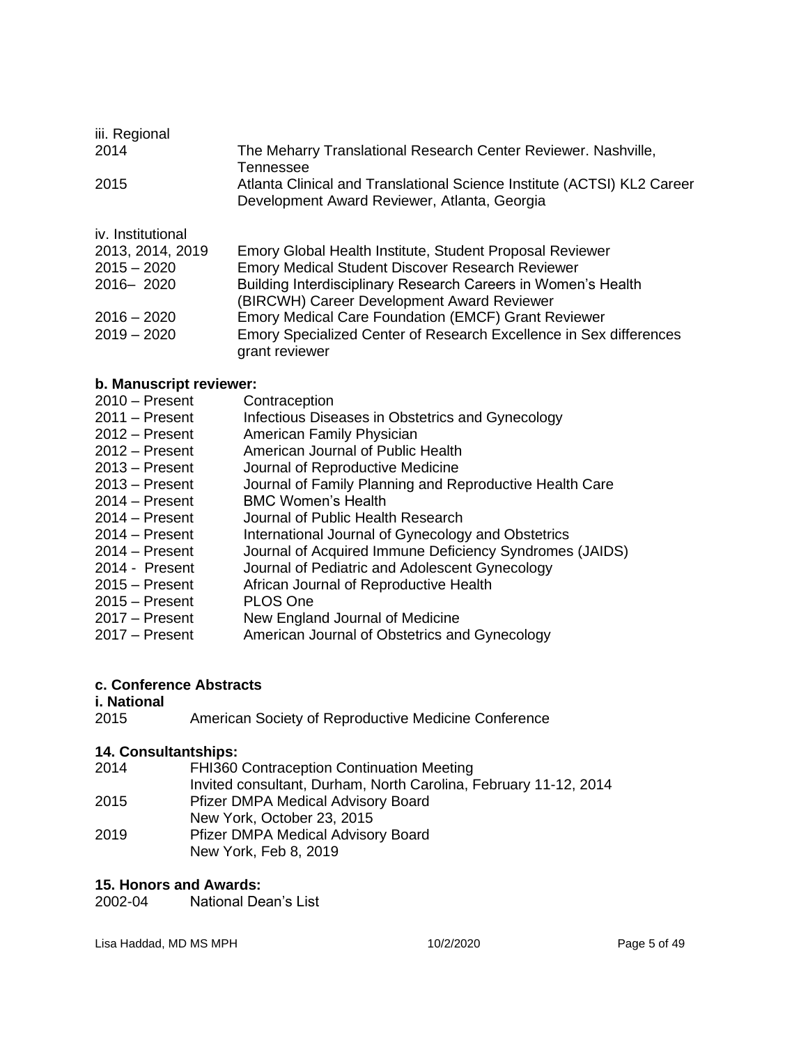iii. Regional

| | |
|---|---|
| 2014 | The Meharry Translational Research Center Reviewer. Nashville, Tennessee |
| 2015 | Atlanta Clinical and Translational Science Institute (ACTSI) KL2 Career Development Award Reviewer, Atlanta, Georgia |

iv. Institutional

| | |
|---|---|
| 2013, 2014, 2019 | Emory Global Health Institute, Student Proposal Reviewer |
| 2015 – 2020 | Emory Medical Student Discover Research Reviewer |
| 2016– 2020 | Building Interdisciplinary Research Careers in Women's Health (BIRCWH) Career Development Award Reviewer |
| 2016 – 2020 | Emory Medical Care Foundation (EMCF) Grant Reviewer |
| 2019 – 2020 | Emory Specialized Center of Research Excellence in Sex differences grant reviewer |

**b. Manuscript reviewer:**

| | |
|---|---|
| 2010 – Present | Contraception |
| 2011 – Present | Infectious Diseases in Obstetrics and Gynecology |
| 2012 – Present | American Family Physician |
| 2012 – Present | American Journal of Public Health |
| 2013 – Present | Journal of Reproductive Medicine |
| 2013 – Present | Journal of Family Planning and Reproductive Health Care |
| 2014 – Present | BMC Women's Health |
| 2014 – Present | Journal of Public Health Research |
| 2014 – Present | International Journal of Gynecology and Obstetrics |
| 2014 – Present | Journal of Acquired Immune Deficiency Syndromes (JAIDS) |
| 2014 - Present | Journal of Pediatric and Adolescent Gynecology |
| 2015 – Present | African Journal of Reproductive Health |
| 2015 – Present | PLOS One |
| 2017 – Present | New England Journal of Medicine |
| 2017 – Present | American Journal of Obstetrics and Gynecology |

**c. Conference Abstracts**

**i. National**

| | |
|---|---|
| 2015 | American Society of Reproductive Medicine Conference |

**14. Consultantships:**

| | |
|---|---|
| 2014 | FHI360 Contraception Continuation Meeting<br>Invited consultant, Durham, North Carolina, February 11-12, 2014 |
| 2015 | Pfizer DMPA Medical Advisory Board<br>New York, October 23, 2015 |
| 2019 | Pfizer DMPA Medical Advisory Board<br>New York, Feb 8, 2019 |

**15. Honors and Awards:**

| | |
|---|---|
| 2002-04 | National Dean's List |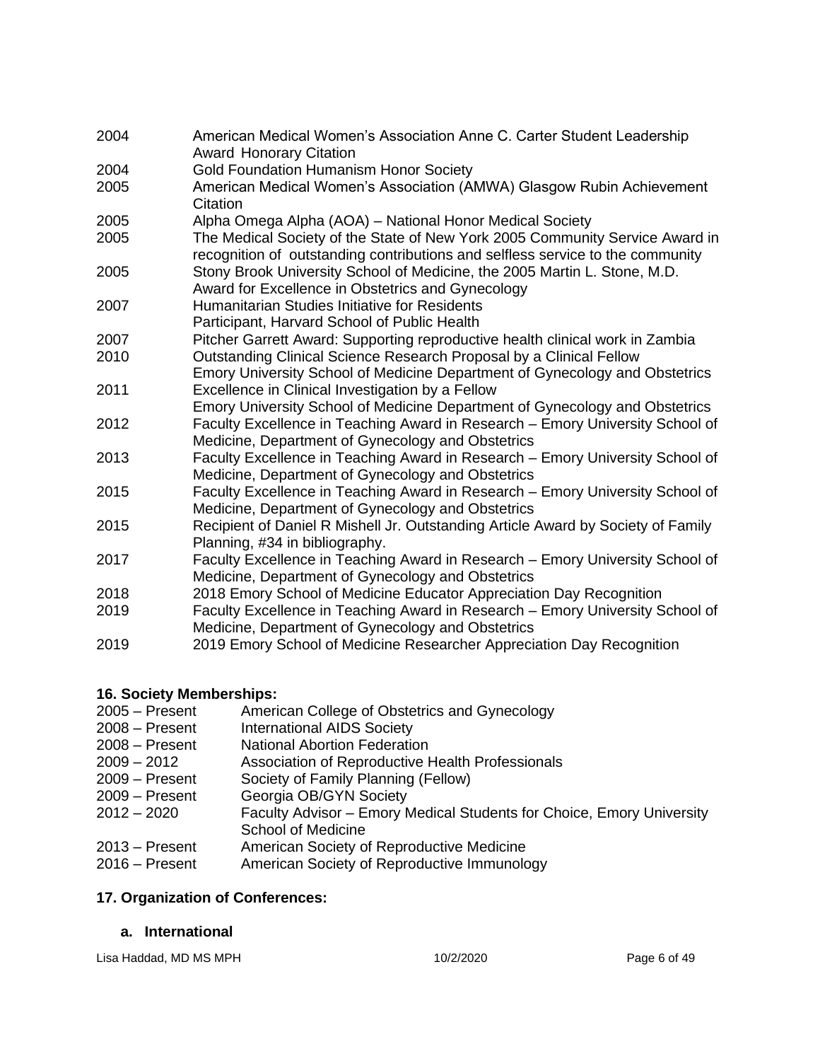2004 American Medical Women's Association Anne C. Carter Student Leadership Award Honorary Citation

2004 Gold Foundation Humanism Honor Society

2005 American Medical Women's Association (AMWA) Glasgow Rubin Achievement Citation

2005 Alpha Omega Alpha (AOA) – National Honor Medical Society

2005 The Medical Society of the State of New York 2005 Community Service Award in recognition of outstanding contributions and selfless service to the community

2005 Stony Brook University School of Medicine, the 2005 Martin L. Stone, M.D. Award for Excellence in Obstetrics and Gynecology

2007 Humanitarian Studies Initiative for Residents
Participant, Harvard School of Public Health

2007 Pitcher Garrett Award: Supporting reproductive health clinical work in Zambia

2010 Outstanding Clinical Science Research Proposal by a Clinical Fellow
Emory University School of Medicine Department of Gynecology and Obstetrics

2011 Excellence in Clinical Investigation by a Fellow
Emory University School of Medicine Department of Gynecology and Obstetrics

2012 Faculty Excellence in Teaching Award in Research – Emory University School of Medicine, Department of Gynecology and Obstetrics

2013 Faculty Excellence in Teaching Award in Research – Emory University School of Medicine, Department of Gynecology and Obstetrics

2015 Faculty Excellence in Teaching Award in Research – Emory University School of Medicine, Department of Gynecology and Obstetrics

2015 Recipient of Daniel R Mishell Jr. Outstanding Article Award by Society of Family Planning, #34 in bibliography.

2017 Faculty Excellence in Teaching Award in Research – Emory University School of Medicine, Department of Gynecology and Obstetrics

2018 2018 Emory School of Medicine Educator Appreciation Day Recognition

2019 Faculty Excellence in Teaching Award in Research – Emory University School of Medicine, Department of Gynecology and Obstetrics

2019 2019 Emory School of Medicine Researcher Appreciation Day Recognition

**16. Society Memberships:**

2005 – Present American College of Obstetrics and Gynecology

2008 – Present International AIDS Society

2008 – Present National Abortion Federation

2009 – 2012 Association of Reproductive Health Professionals

2009 – Present Society of Family Planning (Fellow)

2009 – Present Georgia OB/GYN Society

2012 – 2020 Faculty Advisor – Emory Medical Students for Choice, Emory University School of Medicine

2013 – Present American Society of Reproductive Medicine

2016 – Present American Society of Reproductive Immunology

**17. Organization of Conferences:**

**a. International**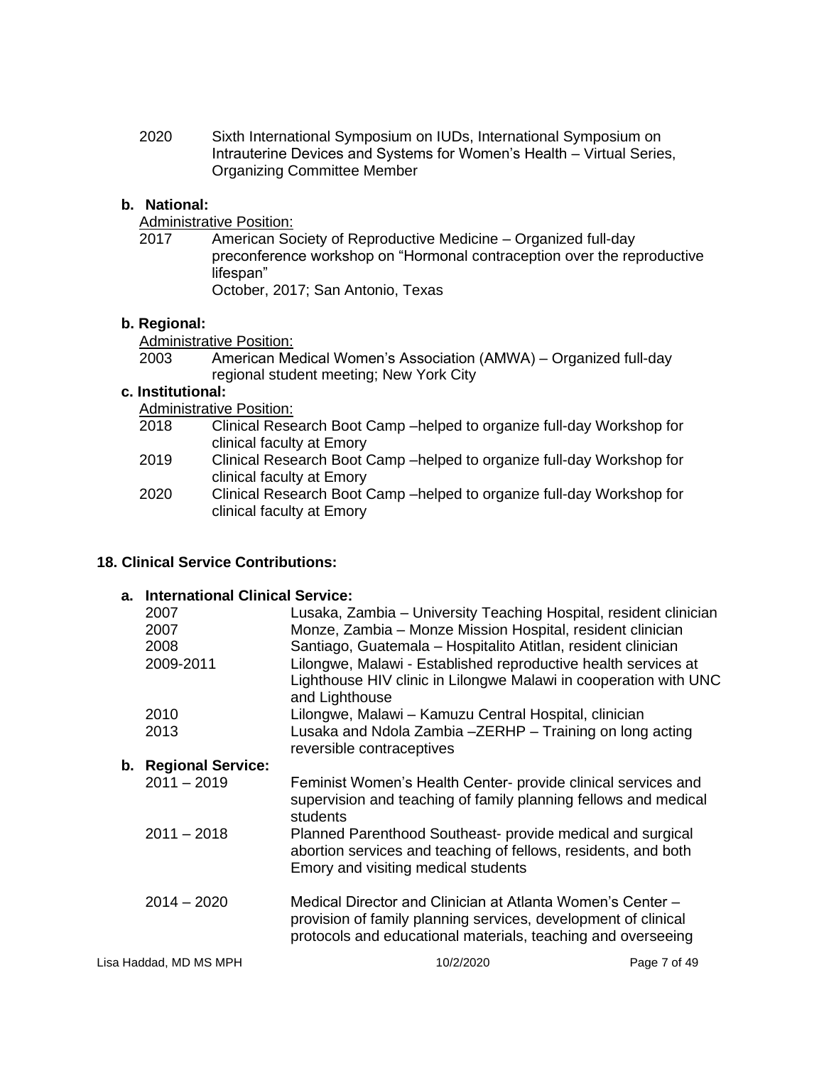2020 Sixth International Symposium on IUDs, International Symposium on Intrauterine Devices and Systems for Women's Health – Virtual Series, Organizing Committee Member

**b. National:**

Administrative Position:

2017 American Society of Reproductive Medicine – Organized full-day preconference workshop on "Hormonal contraception over the reproductive lifespan"
October, 2017; San Antonio, Texas

**b. Regional:**

Administrative Position:

2003 American Medical Women's Association (AMWA) – Organized full-day regional student meeting; New York City

**c. Institutional:**

Administrative Position:

2018 Clinical Research Boot Camp –helped to organize full-day Workshop for clinical faculty at Emory

2019 Clinical Research Boot Camp –helped to organize full-day Workshop for clinical faculty at Emory

2020 Clinical Research Boot Camp –helped to organize full-day Workshop for clinical faculty at Emory

**18. Clinical Service Contributions:**

**a. International Clinical Service:**

2007 Lusaka, Zambia – University Teaching Hospital, resident clinician

2007 Monze, Zambia – Monze Mission Hospital, resident clinician

2008 Santiago, Guatemala – Hospitalito Atitlan, resident clinician

2009-2011 Lilongwe, Malawi - Established reproductive health services at Lighthouse HIV clinic in Lilongwe Malawi in cooperation with UNC and Lighthouse

2010 Lilongwe, Malawi – Kamuzu Central Hospital, clinician

2013 Lusaka and Ndola Zambia –ZERHP – Training on long acting reversible contraceptives

**b. Regional Service:**

2011 – 2019 Feminist Women's Health Center- provide clinical services and supervision and teaching of family planning fellows and medical students

2011 – 2018 Planned Parenthood Southeast- provide medical and surgical abortion services and teaching of fellows, residents, and both Emory and visiting medical students

2014 – 2020 Medical Director and Clinician at Atlanta Women's Center – provision of family planning services, development of clinical protocols and educational materials, teaching and overseeing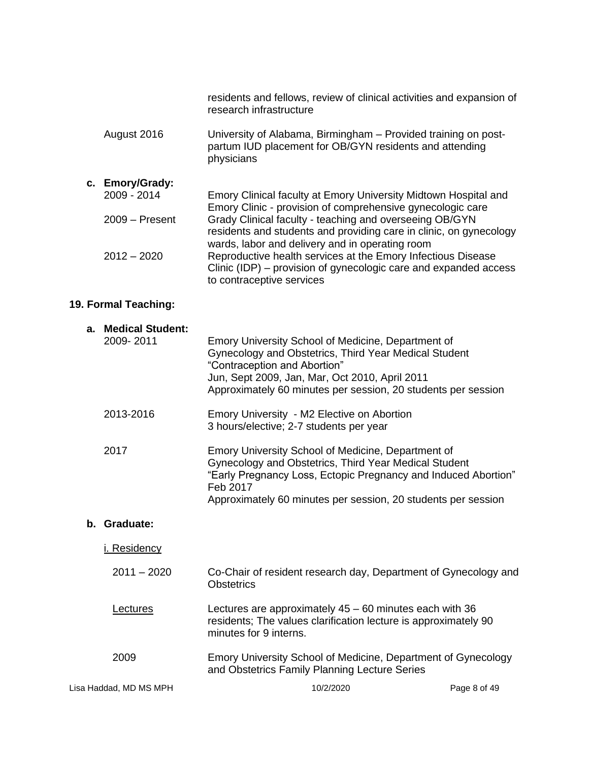residents and fellows, review of clinical activities and expansion of research infrastructure

August 2016 — University of Alabama, Birmingham – Provided training on post-partum IUD placement for OB/GYN residents and attending physicians

**c. Emory/Grady:**

2009 - 2014 — Emory Clinical faculty at Emory University Midtown Hospital and Emory Clinic - provision of comprehensive gynecologic care

2009 – Present — Grady Clinical faculty - teaching and overseeing OB/GYN residents and students and providing care in clinic, on gynecology wards, labor and delivery and in operating room

2012 – 2020 — Reproductive health services at the Emory Infectious Disease Clinic (IDP) – provision of gynecologic care and expanded access to contraceptive services

## 19. Formal Teaching:

**a. Medical Student:**

2009- 2011 — Emory University School of Medicine, Department of Gynecology and Obstetrics, Third Year Medical Student "Contraception and Abortion"
Jun, Sept 2009, Jan, Mar, Oct 2010, April 2011
Approximately 60 minutes per session, 20 students per session

2013-2016 — Emory University - M2 Elective on Abortion
3 hours/elective; 2-7 students per year

2017 — Emory University School of Medicine, Department of Gynecology and Obstetrics, Third Year Medical Student "Early Pregnancy Loss, Ectopic Pregnancy and Induced Abortion"
Feb 2017
Approximately 60 minutes per session, 20 students per session

**b. Graduate:**

i. Residency

2011 – 2020 — Co-Chair of resident research day, Department of Gynecology and Obstetrics

Lectures — Lectures are approximately 45 – 60 minutes each with 36 residents; The values clarification lecture is approximately 90 minutes for 9 interns.

2009 — Emory University School of Medicine, Department of Gynecology and Obstetrics Family Planning Lecture Series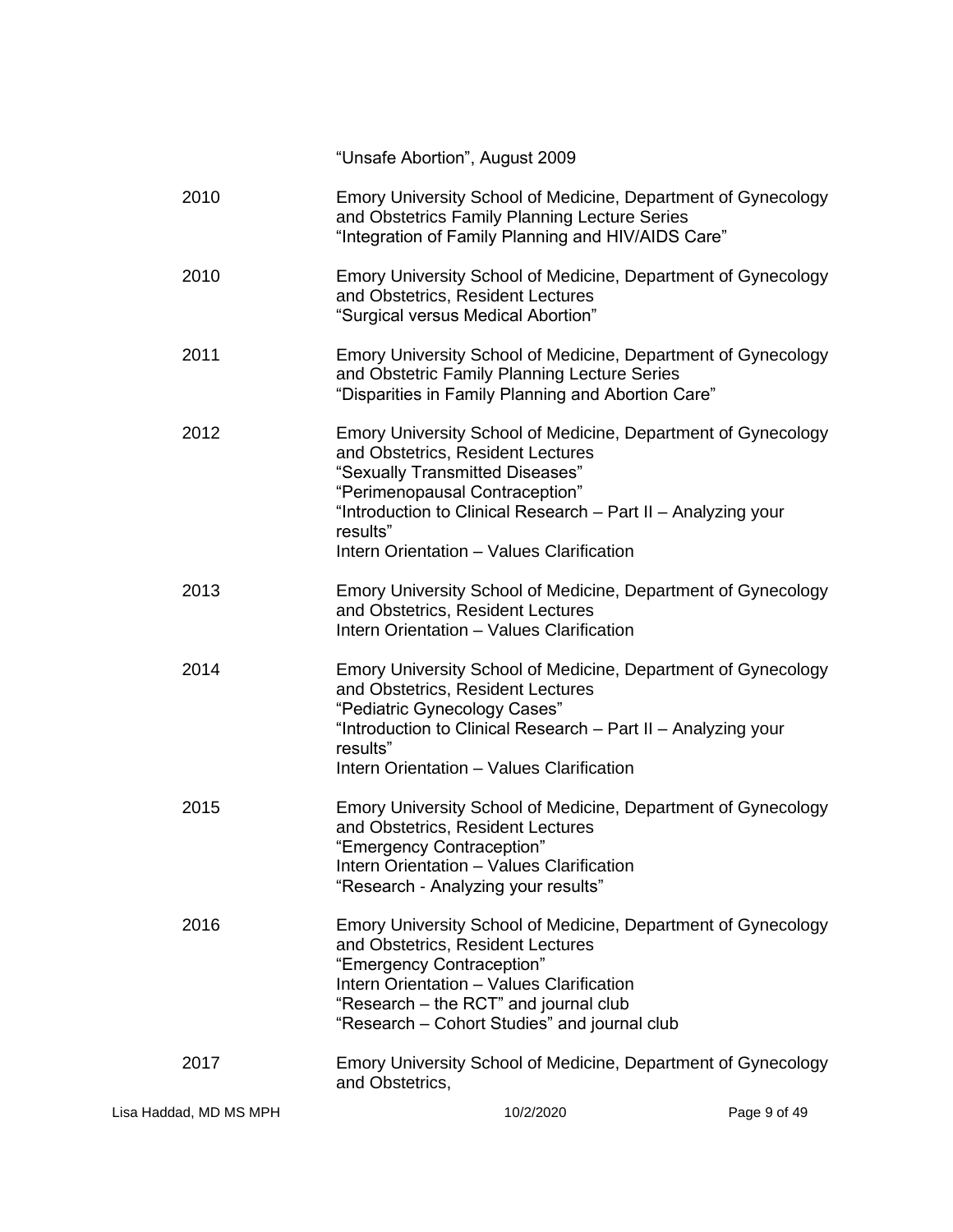"Unsafe Abortion", August 2009

2010 Emory University School of Medicine, Department of Gynecology and Obstetrics Family Planning Lecture Series
"Integration of Family Planning and HIV/AIDS Care"

2010 Emory University School of Medicine, Department of Gynecology and Obstetrics, Resident Lectures
"Surgical versus Medical Abortion"

2011 Emory University School of Medicine, Department of Gynecology and Obstetric Family Planning Lecture Series
"Disparities in Family Planning and Abortion Care"

2012 Emory University School of Medicine, Department of Gynecology and Obstetrics, Resident Lectures
"Sexually Transmitted Diseases"
"Perimenopausal Contraception"
"Introduction to Clinical Research – Part II – Analyzing your results"
Intern Orientation – Values Clarification

2013 Emory University School of Medicine, Department of Gynecology and Obstetrics, Resident Lectures
Intern Orientation – Values Clarification

2014 Emory University School of Medicine, Department of Gynecology and Obstetrics, Resident Lectures
"Pediatric Gynecology Cases"
"Introduction to Clinical Research – Part II – Analyzing your results"
Intern Orientation – Values Clarification

2015 Emory University School of Medicine, Department of Gynecology and Obstetrics, Resident Lectures
"Emergency Contraception"
Intern Orientation – Values Clarification
"Research - Analyzing your results"

2016 Emory University School of Medicine, Department of Gynecology and Obstetrics, Resident Lectures
"Emergency Contraception"
Intern Orientation – Values Clarification
"Research – the RCT" and journal club
"Research – Cohort Studies" and journal club

2017 Emory University School of Medicine, Department of Gynecology and Obstetrics,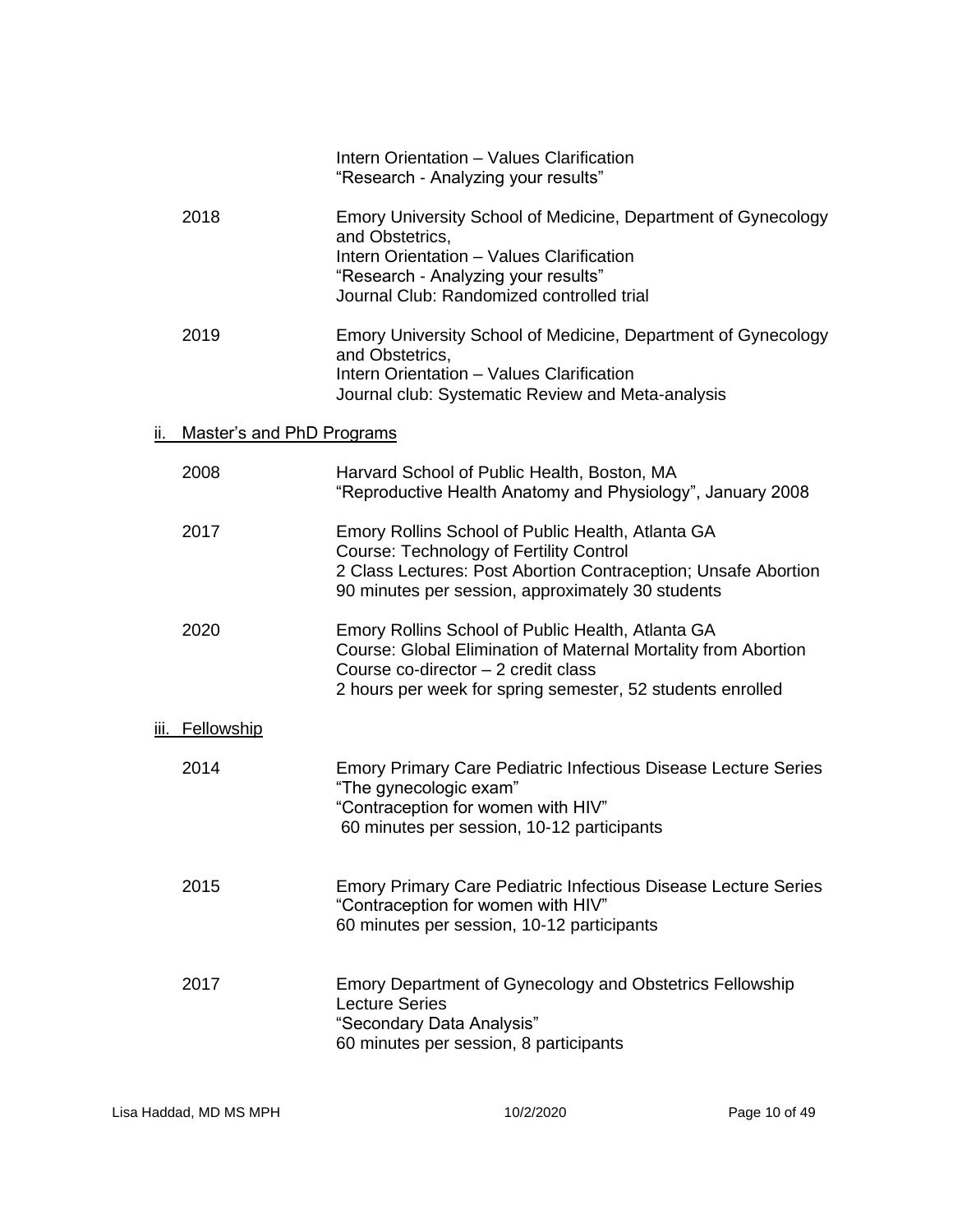Intern Orientation – Values Clarification
"Research - Analyzing your results"

2018 Emory University School of Medicine, Department of Gynecology and Obstetrics,
Intern Orientation – Values Clarification
"Research - Analyzing your results"
Journal Club: Randomized controlled trial

2019 Emory University School of Medicine, Department of Gynecology and Obstetrics,
Intern Orientation – Values Clarification
Journal club: Systematic Review and Meta-analysis

ii. Master's and PhD Programs

2008 Harvard School of Public Health, Boston, MA
"Reproductive Health Anatomy and Physiology", January 2008

2017 Emory Rollins School of Public Health, Atlanta GA
Course: Technology of Fertility Control
2 Class Lectures: Post Abortion Contraception; Unsafe Abortion
90 minutes per session, approximately 30 students

2020 Emory Rollins School of Public Health, Atlanta GA
Course: Global Elimination of Maternal Mortality from Abortion
Course co-director – 2 credit class
2 hours per week for spring semester, 52 students enrolled

iii. Fellowship

2014 Emory Primary Care Pediatric Infectious Disease Lecture Series
"The gynecologic exam"
"Contraception for women with HIV"
60 minutes per session, 10-12 participants

2015 Emory Primary Care Pediatric Infectious Disease Lecture Series
"Contraception for women with HIV"
60 minutes per session, 10-12 participants

2017 Emory Department of Gynecology and Obstetrics Fellowship Lecture Series
"Secondary Data Analysis"
60 minutes per session, 8 participants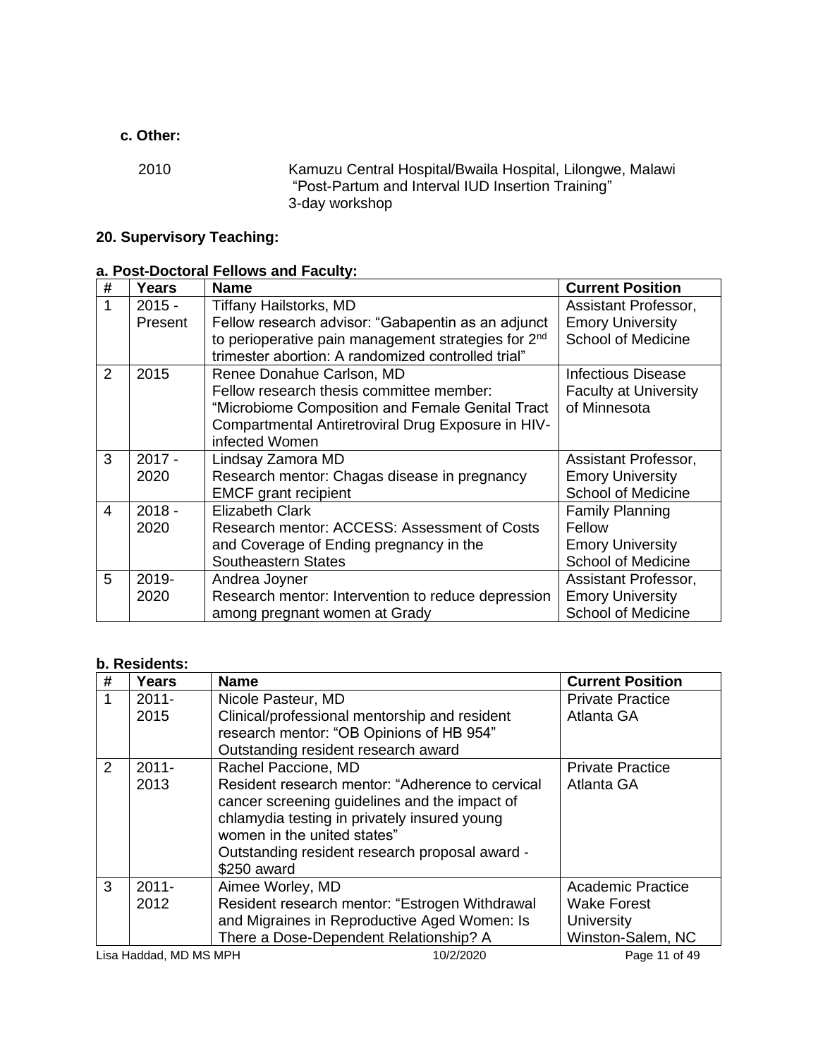**c. Other:**

2010 Kamuzu Central Hospital/Bwaila Hospital, Lilongwe, Malawi
"Post-Partum and Interval IUD Insertion Training"
3-day workshop

**20. Supervisory Teaching:**

**a. Post-Doctoral Fellows and Faculty:**

| # | Years | Name | Current Position |
|---|---|---|---|
| 1 | 2015 - Present | Tiffany Hailstorks, MD<br>Fellow research advisor: "Gabapentin as an adjunct to perioperative pain management strategies for 2nd trimester abortion: A randomized controlled trial" | Assistant Professor, Emory University School of Medicine |
| 2 | 2015 | Renee Donahue Carlson, MD<br>Fellow research thesis committee member: "Microbiome Composition and Female Genital Tract Compartmental Antiretroviral Drug Exposure in HIV-infected Women | Infectious Disease Faculty at University of Minnesota |
| 3 | 2017 - 2020 | Lindsay Zamora MD<br>Research mentor: Chagas disease in pregnancy<br>EMCF grant recipient | Assistant Professor, Emory University School of Medicine |
| 4 | 2018 - 2020 | Elizabeth Clark<br>Research mentor: ACCESS: Assessment of Costs and Coverage of Ending pregnancy in the Southeastern States | Family Planning Fellow Emory University School of Medicine |
| 5 | 2019- 2020 | Andrea Joyner<br>Research mentor: Intervention to reduce depression among pregnant women at Grady | Assistant Professor, Emory University School of Medicine |

**b. Residents:**

| # | Years | Name | Current Position |
|---|---|---|---|
| 1 | 2011- 2015 | Nicole Pasteur, MD<br>Clinical/professional mentorship and resident research mentor: "OB Opinions of HB 954"<br>Outstanding resident research award | Private Practice Atlanta GA |
| 2 | 2011- 2013 | Rachel Paccione, MD<br>Resident research mentor: "Adherence to cervical cancer screening guidelines and the impact of chlamydia testing in privately insured young women in the united states"<br>Outstanding resident research proposal award - $250 award | Private Practice Atlanta GA |
| 3 | 2011- 2012 | Aimee Worley, MD<br>Resident research mentor: "Estrogen Withdrawal and Migraines in Reproductive Aged Women: Is There a Dose-Dependent Relationship? A | Academic Practice Wake Forest University Winston-Salem, NC |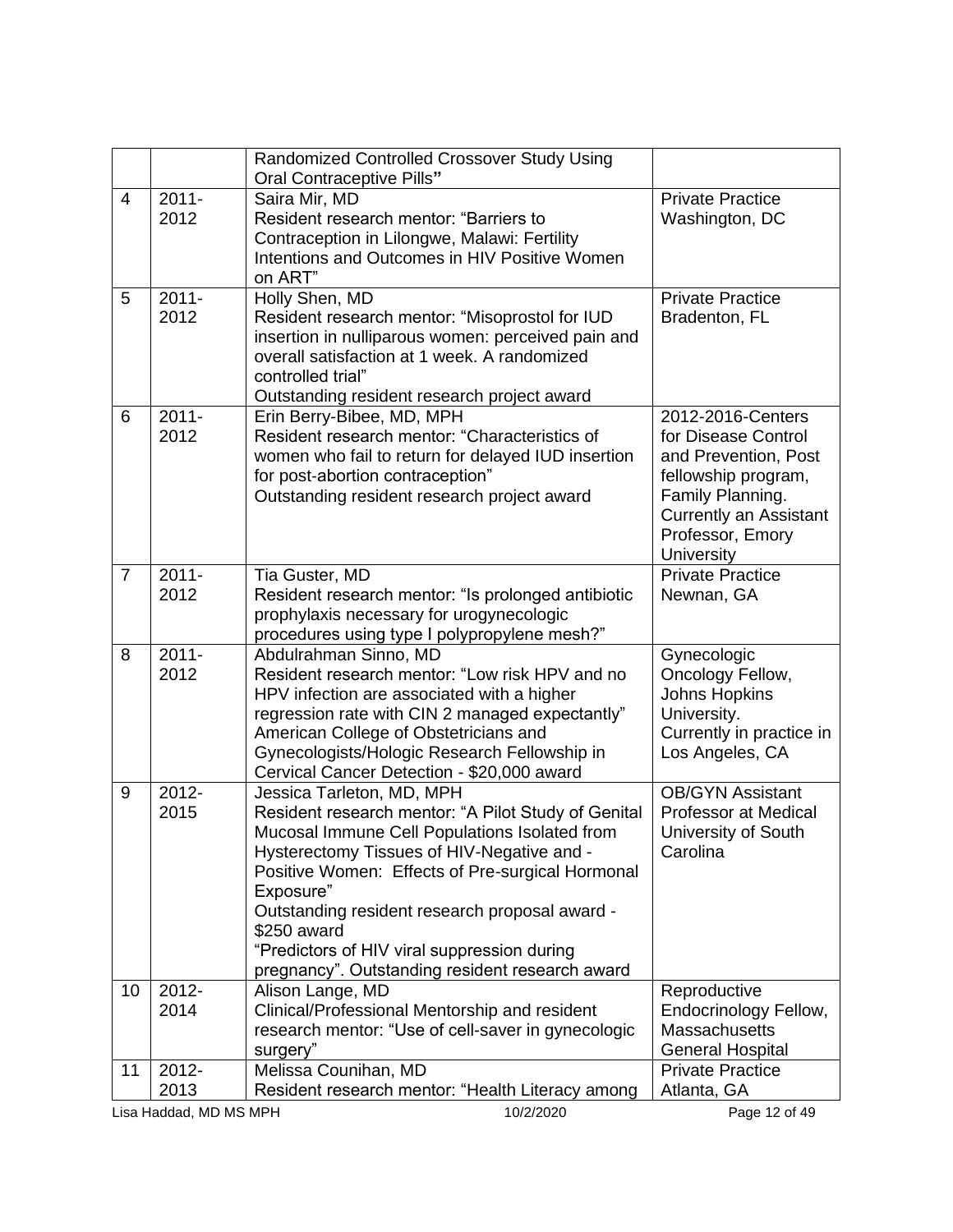| | | | |
|---|---|---|---|
| | | Randomized Controlled Crossover Study Using Oral Contraceptive Pills" | |
| 4 | 2011-2012 | Saira Mir, MD<br>Resident research mentor: "Barriers to Contraception in Lilongwe, Malawi: Fertility Intentions and Outcomes in HIV Positive Women on ART" | Private Practice Washington, DC |
| 5 | 2011-2012 | Holly Shen, MD<br>Resident research mentor: "Misoprostol for IUD insertion in nulliparous women: perceived pain and overall satisfaction at 1 week. A randomized controlled trial"<br>Outstanding resident research project award | Private Practice Bradenton, FL |
| 6 | 2011-2012 | Erin Berry-Bibee, MD, MPH<br>Resident research mentor: "Characteristics of women who fail to return for delayed IUD insertion for post-abortion contraception"<br>Outstanding resident research project award | 2012-2016-Centers for Disease Control and Prevention, Post fellowship program, Family Planning. Currently an Assistant Professor, Emory University |
| 7 | 2011-2012 | Tia Guster, MD<br>Resident research mentor: "Is prolonged antibiotic prophylaxis necessary for urogynecologic procedures using type I polypropylene mesh?" | Private Practice Newnan, GA |
| 8 | 2011-2012 | Abdulrahman Sinno, MD<br>Resident research mentor: "Low risk HPV and no HPV infection are associated with a higher regression rate with CIN 2 managed expectantly"<br>American College of Obstetricians and Gynecologists/Hologic Research Fellowship in Cervical Cancer Detection - $20,000 award | Gynecologic Oncology Fellow, Johns Hopkins University. Currently in practice in Los Angeles, CA |
| 9 | 2012-2015 | Jessica Tarleton, MD, MPH<br>Resident research mentor: "A Pilot Study of Genital Mucosal Immune Cell Populations Isolated from Hysterectomy Tissues of HIV-Negative and -Positive Women: Effects of Pre-surgical Hormonal Exposure"<br>Outstanding resident research proposal award - $250 award<br>"Predictors of HIV viral suppression during pregnancy". Outstanding resident research award | OB/GYN Assistant Professor at Medical University of South Carolina |
| 10 | 2012-2014 | Alison Lange, MD<br>Clinical/Professional Mentorship and resident research mentor: "Use of cell-saver in gynecologic surgery" | Reproductive Endocrinology Fellow, Massachusetts General Hospital |
| 11 | 2012-2013 | Melissa Counihan, MD<br>Resident research mentor: "Health Literacy among | Private Practice Atlanta, GA |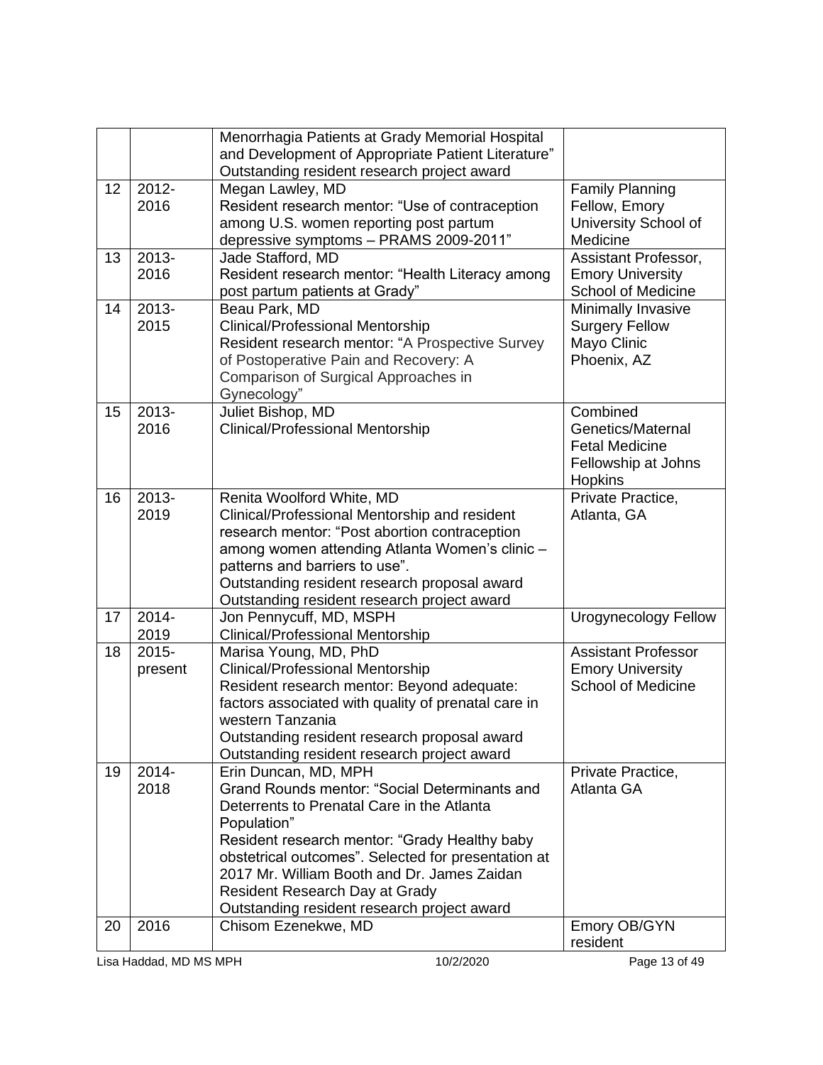| | | | |
|---|---|---|---|
| | | Menorrhagia Patients at Grady Memorial Hospital and Development of Appropriate Patient Literature"<br>Outstanding resident research project award | |
| 12 | 2012-2016 | Megan Lawley, MD<br>Resident research mentor: "Use of contraception among U.S. women reporting post partum depressive symptoms – PRAMS 2009-2011" | Family Planning Fellow, Emory University School of Medicine |
| 13 | 2013-2016 | Jade Stafford, MD<br>Resident research mentor: "Health Literacy among post partum patients at Grady" | Assistant Professor, Emory University School of Medicine |
| 14 | 2013-2015 | Beau Park, MD<br>Clinical/Professional Mentorship<br>Resident research mentor: "A Prospective Survey of Postoperative Pain and Recovery: A Comparison of Surgical Approaches in Gynecology" | Minimally Invasive Surgery Fellow Mayo Clinic Phoenix, AZ |
| 15 | 2013-2016 | Juliet Bishop, MD<br>Clinical/Professional Mentorship | Combined Genetics/Maternal Fetal Medicine Fellowship at Johns Hopkins |
| 16 | 2013-2019 | Renita Woolford White, MD<br>Clinical/Professional Mentorship and resident research mentor: "Post abortion contraception among women attending Atlanta Women's clinic – patterns and barriers to use".<br>Outstanding resident research proposal award<br>Outstanding resident research project award | Private Practice, Atlanta, GA |
| 17 | 2014-2019 | Jon Pennycuff, MD, MSPH<br>Clinical/Professional Mentorship | Urogynecology Fellow |
| 18 | 2015-present | Marisa Young, MD, PhD<br>Clinical/Professional Mentorship<br>Resident research mentor: Beyond adequate: factors associated with quality of prenatal care in western Tanzania<br>Outstanding resident research proposal award<br>Outstanding resident research project award | Assistant Professor Emory University School of Medicine |
| 19 | 2014-2018 | Erin Duncan, MD, MPH<br>Grand Rounds mentor: "Social Determinants and Deterrents to Prenatal Care in the Atlanta Population"<br>Resident research mentor: "Grady Healthy baby obstetrical outcomes". Selected for presentation at 2017 Mr. William Booth and Dr. James Zaidan Resident Research Day at Grady<br>Outstanding resident research project award | Private Practice, Atlanta GA |
| 20 | 2016 | Chisom Ezenekwe, MD | Emory OB/GYN resident |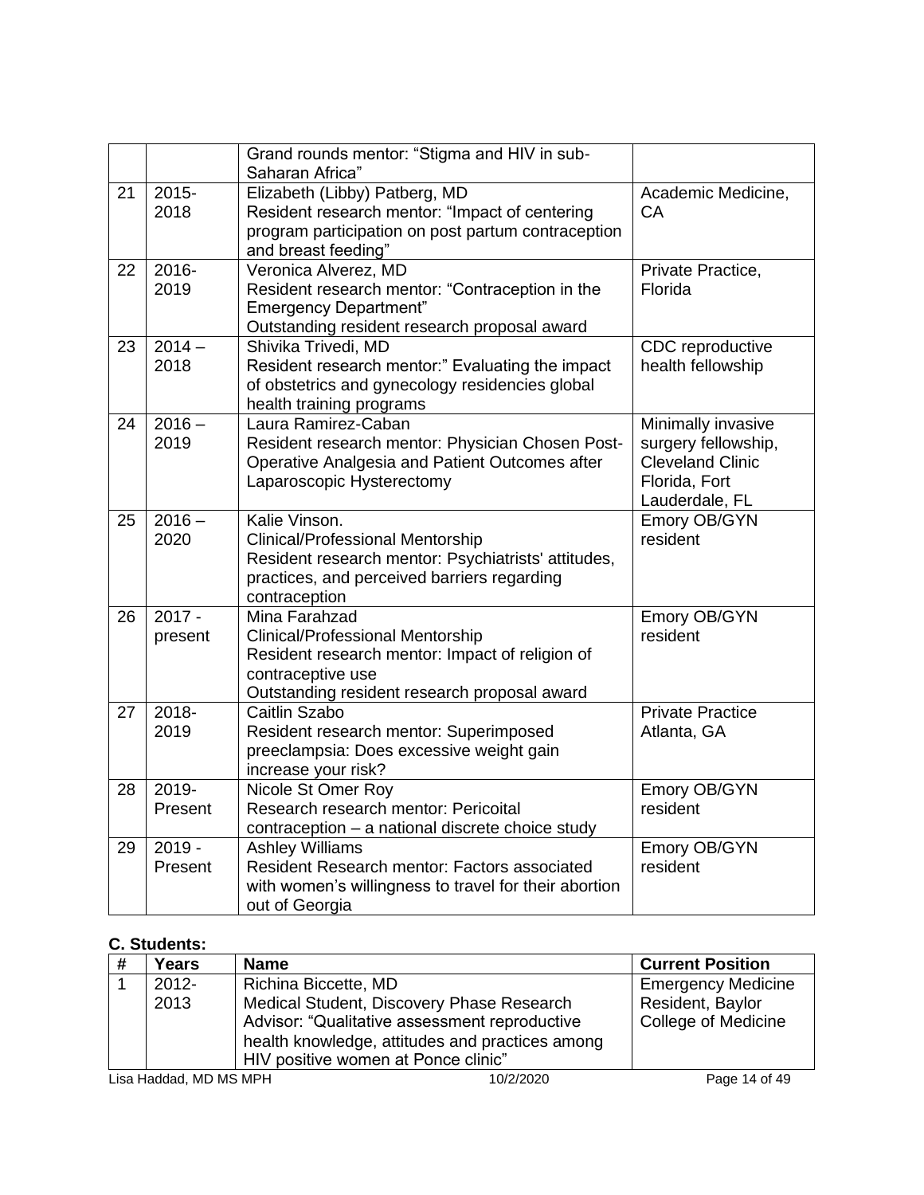| | | | |
|---|---|---|---|
| | | Grand rounds mentor: "Stigma and HIV in sub-Saharan Africa" | |
| 21 | 2015-2018 | Elizabeth (Libby) Patberg, MD<br>Resident research mentor: "Impact of centering program participation on post partum contraception and breast feeding" | Academic Medicine, CA |
| 22 | 2016-2019 | Veronica Alverez, MD<br>Resident research mentor: "Contraception in the Emergency Department"<br>Outstanding resident research proposal award | Private Practice, Florida |
| 23 | 2014 – 2018 | Shivika Trivedi, MD<br>Resident research mentor:" Evaluating the impact of obstetrics and gynecology residencies global health training programs | CDC reproductive health fellowship |
| 24 | 2016 – 2019 | Laura Ramirez-Caban<br>Resident research mentor: Physician Chosen Post-Operative Analgesia and Patient Outcomes after Laparoscopic Hysterectomy | Minimally invasive surgery fellowship, Cleveland Clinic Florida, Fort Lauderdale, FL |
| 25 | 2016 – 2020 | Kalie Vinson.<br>Clinical/Professional Mentorship<br>Resident research mentor: Psychiatrists' attitudes, practices, and perceived barriers regarding contraception | Emory OB/GYN resident |
| 26 | 2017 - present | Mina Farahzad<br>Clinical/Professional Mentorship<br>Resident research mentor: Impact of religion of contraceptive use<br>Outstanding resident research proposal award | Emory OB/GYN resident |
| 27 | 2018-2019 | Caitlin Szabo<br>Resident research mentor: Superimposed preeclampsia: Does excessive weight gain increase your risk? | Private Practice Atlanta, GA |
| 28 | 2019-Present | Nicole St Omer Roy<br>Research research mentor: Pericoital contraception – a national discrete choice study | Emory OB/GYN resident |
| 29 | 2019 - Present | Ashley Williams<br>Resident Research mentor: Factors associated with women's willingness to travel for their abortion out of Georgia | Emory OB/GYN resident |

**C. Students:**

| # | Years | Name | Current Position |
|---|---|---|---|
| 1 | 2012-2013 | Richina Biccette, MD<br>Medical Student, Discovery Phase Research Advisor: "Qualitative assessment reproductive health knowledge, attitudes and practices among HIV positive women at Ponce clinic" | Emergency Medicine Resident, Baylor College of Medicine |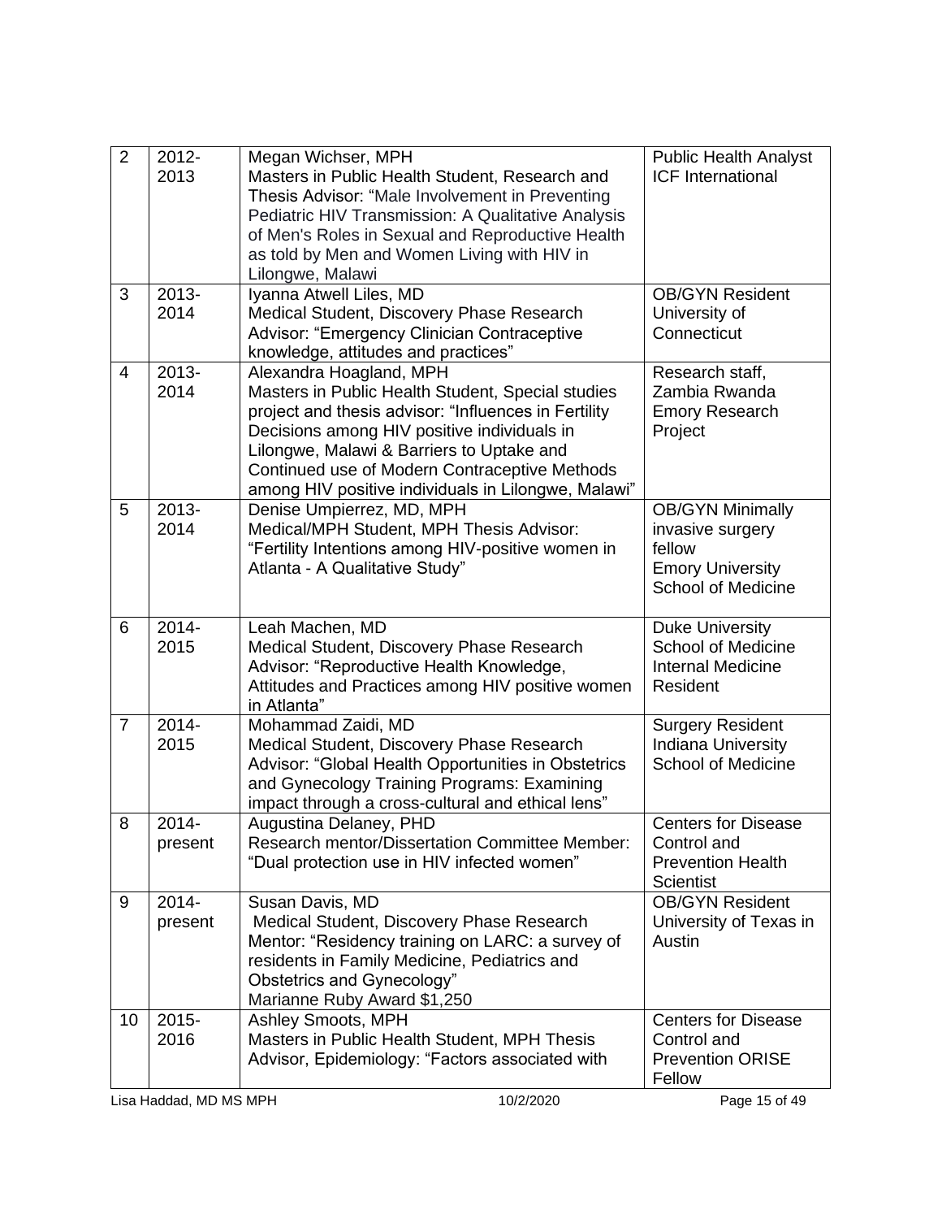| 2 | 2012-2013 | Megan Wichser, MPH<br>Masters in Public Health Student, Research and Thesis Advisor: "Male Involvement in Preventing Pediatric HIV Transmission: A Qualitative Analysis of Men's Roles in Sexual and Reproductive Health as told by Men and Women Living with HIV in Lilongwe, Malawi | Public Health Analyst ICF International |
|---|---|---|---|
| 3 | 2013-2014 | Iyanna Atwell Liles, MD<br>Medical Student, Discovery Phase Research Advisor: "Emergency Clinician Contraceptive knowledge, attitudes and practices" | OB/GYN Resident University of Connecticut |
| 4 | 2013-2014 | Alexandra Hoagland, MPH<br>Masters in Public Health Student, Special studies project and thesis advisor: "Influences in Fertility Decisions among HIV positive individuals in Lilongwe, Malawi & Barriers to Uptake and Continued use of Modern Contraceptive Methods among HIV positive individuals in Lilongwe, Malawi" | Research staff, Zambia Rwanda Emory Research Project |
| 5 | 2013-2014 | Denise Umpierrez, MD, MPH<br>Medical/MPH Student, MPH Thesis Advisor: "Fertility Intentions among HIV-positive women in Atlanta - A Qualitative Study" | OB/GYN Minimally invasive surgery fellow Emory University School of Medicine |
| 6 | 2014-2015 | Leah Machen, MD<br>Medical Student, Discovery Phase Research Advisor: "Reproductive Health Knowledge, Attitudes and Practices among HIV positive women in Atlanta" | Duke University School of Medicine Internal Medicine Resident |
| 7 | 2014-2015 | Mohammad Zaidi, MD<br>Medical Student, Discovery Phase Research Advisor: "Global Health Opportunities in Obstetrics and Gynecology Training Programs: Examining impact through a cross-cultural and ethical lens" | Surgery Resident Indiana University School of Medicine |
| 8 | 2014-present | Augustina Delaney, PHD<br>Research mentor/Dissertation Committee Member: "Dual protection use in HIV infected women" | Centers for Disease Control and Prevention Health Scientist |
| 9 | 2014-present | Susan Davis, MD<br>Medical Student, Discovery Phase Research Mentor: "Residency training on LARC: a survey of residents in Family Medicine, Pediatrics and Obstetrics and Gynecology"<br>Marianne Ruby Award $1,250 | OB/GYN Resident University of Texas in Austin |
| 10 | 2015-2016 | Ashley Smoots, MPH<br>Masters in Public Health Student, MPH Thesis Advisor, Epidemiology: "Factors associated with | Centers for Disease Control and Prevention ORISE Fellow |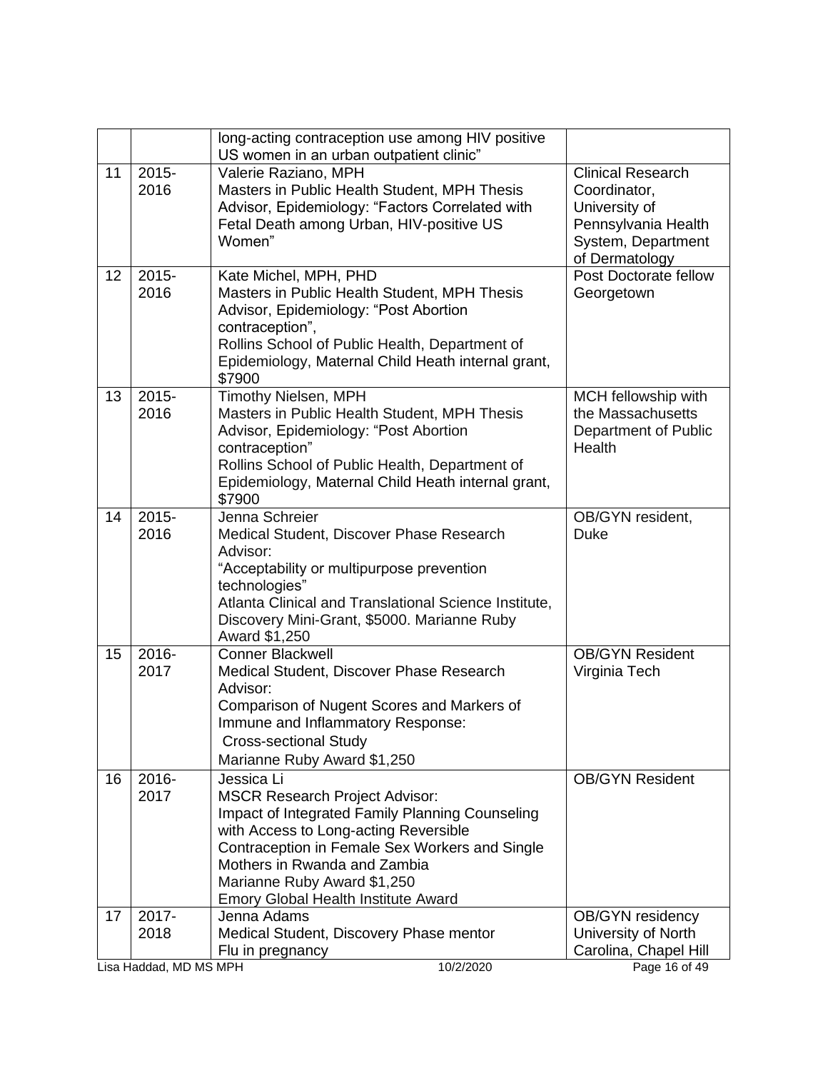| | | | |
|---|---|---|---|
| | | long-acting contraception use among HIV positive US women in an urban outpatient clinic" | |
| 11 | 2015-2016 | Valerie Raziano, MPH<br>Masters in Public Health Student, MPH Thesis Advisor, Epidemiology: "Factors Correlated with Fetal Death among Urban, HIV-positive US Women" | Clinical Research Coordinator, University of Pennsylvania Health System, Department of Dermatology |
| 12 | 2015-2016 | Kate Michel, MPH, PHD<br>Masters in Public Health Student, MPH Thesis Advisor, Epidemiology: "Post Abortion contraception",<br>Rollins School of Public Health, Department of Epidemiology, Maternal Child Heath internal grant, $7900 | Post Doctorate fellow Georgetown |
| 13 | 2015-2016 | Timothy Nielsen, MPH<br>Masters in Public Health Student, MPH Thesis Advisor, Epidemiology: "Post Abortion contraception"<br>Rollins School of Public Health, Department of Epidemiology, Maternal Child Heath internal grant, $7900 | MCH fellowship with the Massachusetts Department of Public Health |
| 14 | 2015-2016 | Jenna Schreier<br>Medical Student, Discover Phase Research Advisor:<br>"Acceptability or multipurpose prevention technologies"<br>Atlanta Clinical and Translational Science Institute, Discovery Mini-Grant, $5000. Marianne Ruby Award $1,250 | OB/GYN resident, Duke |
| 15 | 2016-2017 | Conner Blackwell<br>Medical Student, Discover Phase Research Advisor:<br>Comparison of Nugent Scores and Markers of Immune and Inflammatory Response:<br>Cross-sectional Study<br>Marianne Ruby Award $1,250 | OB/GYN Resident Virginia Tech |
| 16 | 2016-2017 | Jessica Li<br>MSCR Research Project Advisor:<br>Impact of Integrated Family Planning Counseling with Access to Long-acting Reversible Contraception in Female Sex Workers and Single Mothers in Rwanda and Zambia<br>Marianne Ruby Award $1,250<br>Emory Global Health Institute Award | OB/GYN Resident |
| 17 | 2017-2018 | Jenna Adams<br>Medical Student, Discovery Phase mentor<br>Flu in pregnancy | OB/GYN residency University of North Carolina, Chapel Hill |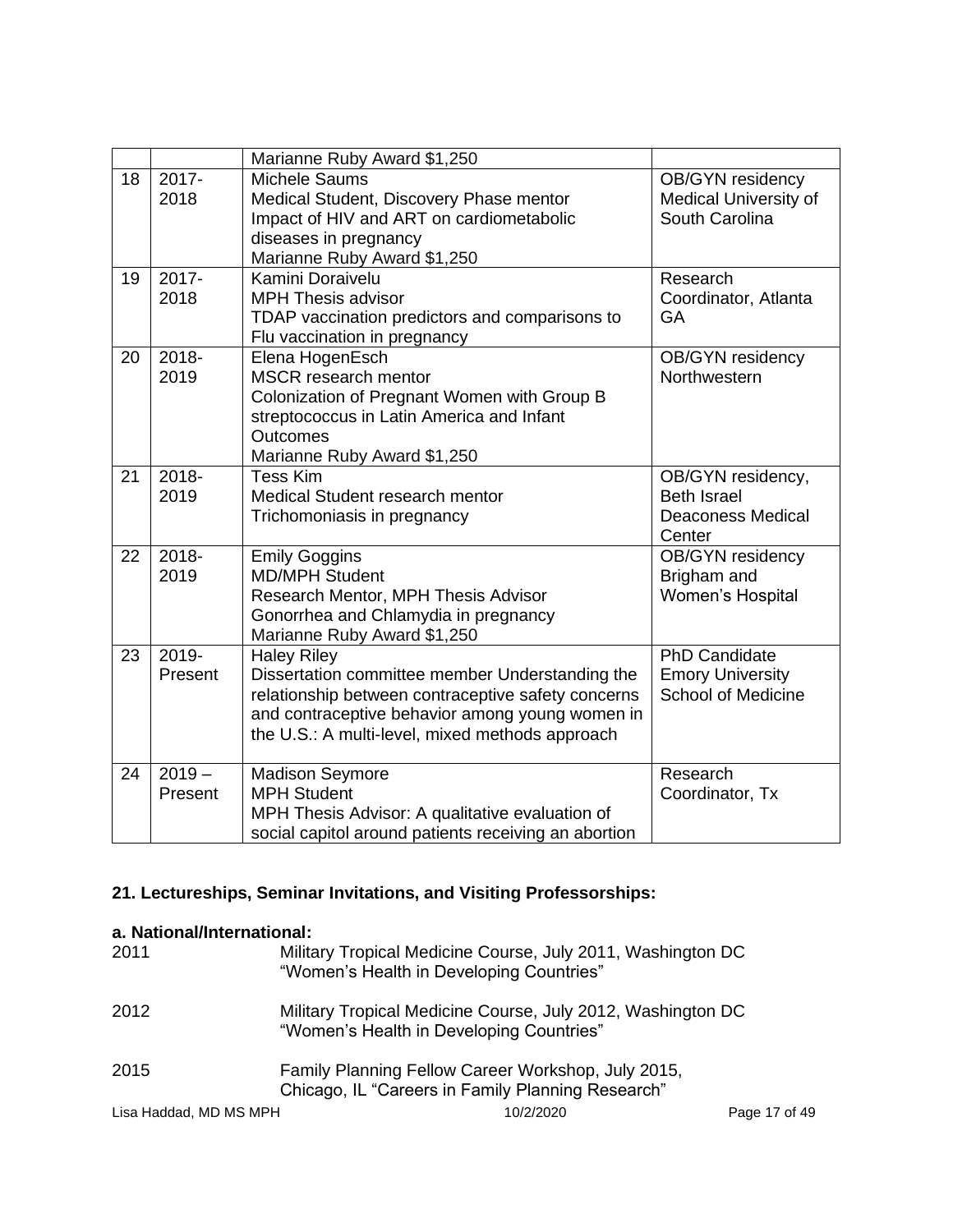| | | | |
|---|---|---|---|
| | | Marianne Ruby Award $1,250 | |
| 18 | 2017-2018 | Michele Saums<br>Medical Student, Discovery Phase mentor<br>Impact of HIV and ART on cardiometabolic diseases in pregnancy<br>Marianne Ruby Award $1,250 | OB/GYN residency Medical University of South Carolina |
| 19 | 2017-2018 | Kamini Doraivelu<br>MPH Thesis advisor<br>TDAP vaccination predictors and comparisons to Flu vaccination in pregnancy | Research Coordinator, Atlanta GA |
| 20 | 2018-2019 | Elena HogenEsch<br>MSCR research mentor<br>Colonization of Pregnant Women with Group B streptococcus in Latin America and Infant Outcomes<br>Marianne Ruby Award $1,250 | OB/GYN residency Northwestern |
| 21 | 2018-2019 | Tess Kim<br>Medical Student research mentor<br>Trichomoniasis in pregnancy | OB/GYN residency, Beth Israel Deaconess Medical Center |
| 22 | 2018-2019 | Emily Goggins<br>MD/MPH Student<br>Research Mentor, MPH Thesis Advisor<br>Gonorrhea and Chlamydia in pregnancy<br>Marianne Ruby Award $1,250 | OB/GYN residency Brigham and Women's Hospital |
| 23 | 2019-Present | Haley Riley<br>Dissertation committee member Understanding the relationship between contraceptive safety concerns and contraceptive behavior among young women in the U.S.: A multi-level, mixed methods approach | PhD Candidate Emory University School of Medicine |
| 24 | 2019 – Present | Madison Seymore<br>MPH Student<br>MPH Thesis Advisor: A qualitative evaluation of social capitol around patients receiving an abortion | Research Coordinator, Tx |

## 21. Lectureships, Seminar Invitations, and Visiting Professorships:

### a. National/International:

2011 Military Tropical Medicine Course, July 2011, Washington DC "Women's Health in Developing Countries"

2012 Military Tropical Medicine Course, July 2012, Washington DC "Women's Health in Developing Countries"

2015 Family Planning Fellow Career Workshop, July 2015, Chicago, IL "Careers in Family Planning Research"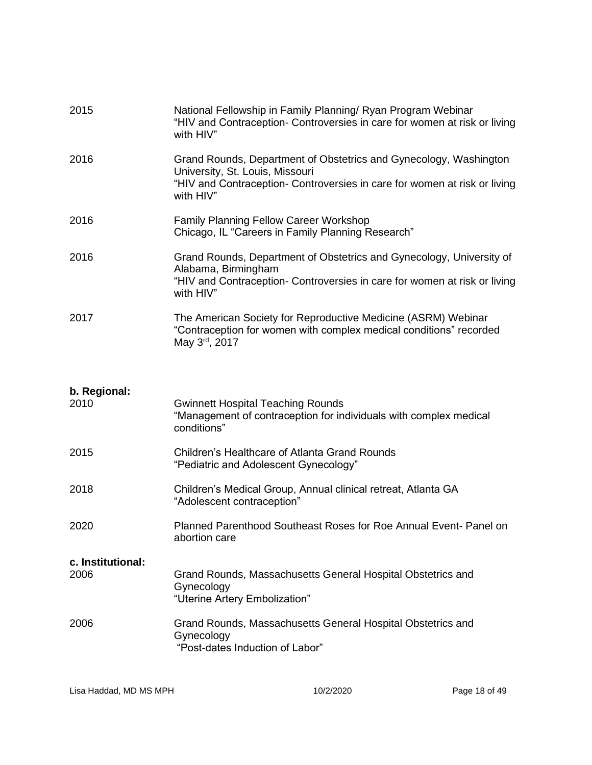2015 National Fellowship in Family Planning/ Ryan Program Webinar
"HIV and Contraception- Controversies in care for women at risk or living with HIV"

2016 Grand Rounds, Department of Obstetrics and Gynecology, Washington University, St. Louis, Missouri
"HIV and Contraception- Controversies in care for women at risk or living with HIV"

2016 Family Planning Fellow Career Workshop
Chicago, IL "Careers in Family Planning Research"

2016 Grand Rounds, Department of Obstetrics and Gynecology, University of Alabama, Birmingham
"HIV and Contraception- Controversies in care for women at risk or living with HIV"

2017 The American Society for Reproductive Medicine (ASRM) Webinar
"Contraception for women with complex medical conditions" recorded May 3rd, 2017

**b. Regional:**

2010 Gwinnett Hospital Teaching Rounds
"Management of contraception for individuals with complex medical conditions"

2015 Children's Healthcare of Atlanta Grand Rounds
"Pediatric and Adolescent Gynecology"

2018 Children's Medical Group, Annual clinical retreat, Atlanta GA
"Adolescent contraception"

2020 Planned Parenthood Southeast Roses for Roe Annual Event- Panel on abortion care

**c. Institutional:**

2006 Grand Rounds, Massachusetts General Hospital Obstetrics and Gynecology
"Uterine Artery Embolization"

2006 Grand Rounds, Massachusetts General Hospital Obstetrics and Gynecology
"Post-dates Induction of Labor"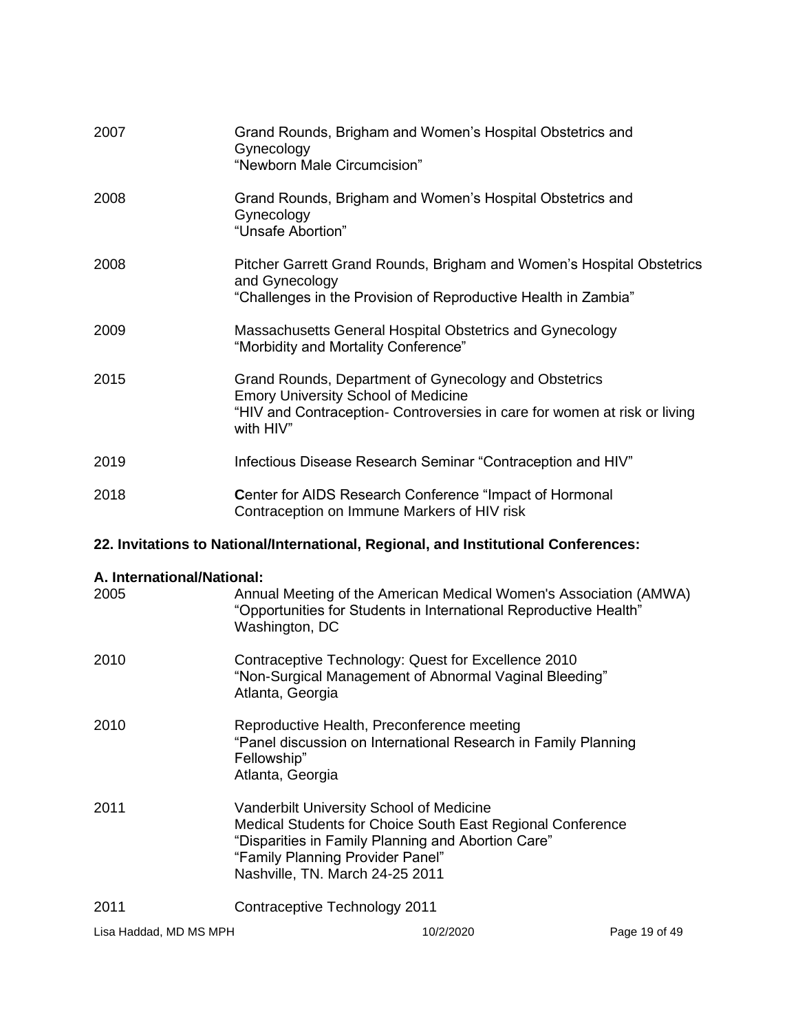2007 Grand Rounds, Brigham and Women's Hospital Obstetrics and Gynecology
"Newborn Male Circumcision"

2008 Grand Rounds, Brigham and Women's Hospital Obstetrics and Gynecology
"Unsafe Abortion"

2008 Pitcher Garrett Grand Rounds, Brigham and Women's Hospital Obstetrics and Gynecology
"Challenges in the Provision of Reproductive Health in Zambia"

2009 Massachusetts General Hospital Obstetrics and Gynecology
"Morbidity and Mortality Conference"

2015 Grand Rounds, Department of Gynecology and Obstetrics
Emory University School of Medicine
"HIV and Contraception- Controversies in care for women at risk or living with HIV"

2019 Infectious Disease Research Seminar "Contraception and HIV"

2018 **C**enter for AIDS Research Conference "Impact of Hormonal Contraception on Immune Markers of HIV risk

**22. Invitations to National/International, Regional, and Institutional Conferences:**

**A. International/National:**

2005 Annual Meeting of the American Medical Women's Association (AMWA)
"Opportunities for Students in International Reproductive Health"
Washington, DC

2010 Contraceptive Technology: Quest for Excellence 2010
"Non-Surgical Management of Abnormal Vaginal Bleeding"
Atlanta, Georgia

2010 Reproductive Health, Preconference meeting
"Panel discussion on International Research in Family Planning Fellowship"
Atlanta, Georgia

2011 Vanderbilt University School of Medicine
Medical Students for Choice South East Regional Conference
"Disparities in Family Planning and Abortion Care"
"Family Planning Provider Panel"
Nashville, TN. March 24-25 2011

2011 Contraceptive Technology 2011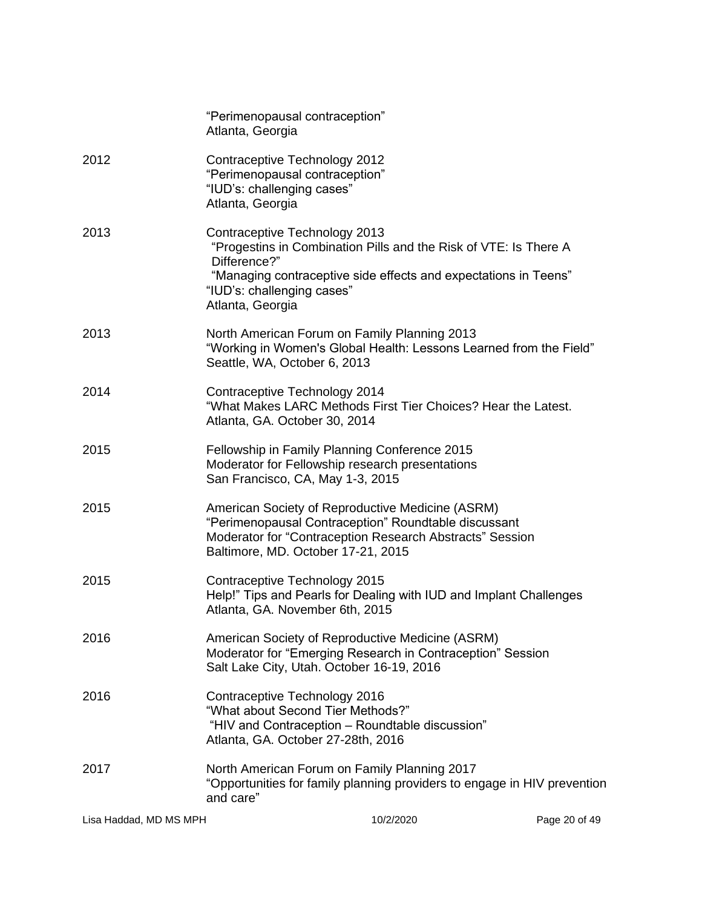"Perimenopausal contraception"
Atlanta, Georgia

2012 Contraceptive Technology 2012
"Perimenopausal contraception"
"IUD's: challenging cases"
Atlanta, Georgia

2013 Contraceptive Technology 2013
"Progestins in Combination Pills and the Risk of VTE: Is There A Difference?"
"Managing contraceptive side effects and expectations in Teens"
"IUD's: challenging cases"
Atlanta, Georgia

2013 North American Forum on Family Planning 2013
"Working in Women's Global Health: Lessons Learned from the Field"
Seattle, WA, October 6, 2013

2014 Contraceptive Technology 2014
"What Makes LARC Methods First Tier Choices? Hear the Latest.
Atlanta, GA. October 30, 2014

2015 Fellowship in Family Planning Conference 2015
Moderator for Fellowship research presentations
San Francisco, CA, May 1-3, 2015

2015 American Society of Reproductive Medicine (ASRM)
"Perimenopausal Contraception" Roundtable discussant
Moderator for "Contraception Research Abstracts" Session
Baltimore, MD. October 17-21, 2015

2015 Contraceptive Technology 2015
Help!" Tips and Pearls for Dealing with IUD and Implant Challenges
Atlanta, GA. November 6th, 2015

2016 American Society of Reproductive Medicine (ASRM)
Moderator for "Emerging Research in Contraception" Session
Salt Lake City, Utah. October 16-19, 2016

2016 Contraceptive Technology 2016
"What about Second Tier Methods?"
"HIV and Contraception – Roundtable discussion"
Atlanta, GA. October 27-28th, 2016

2017 North American Forum on Family Planning 2017
"Opportunities for family planning providers to engage in HIV prevention and care"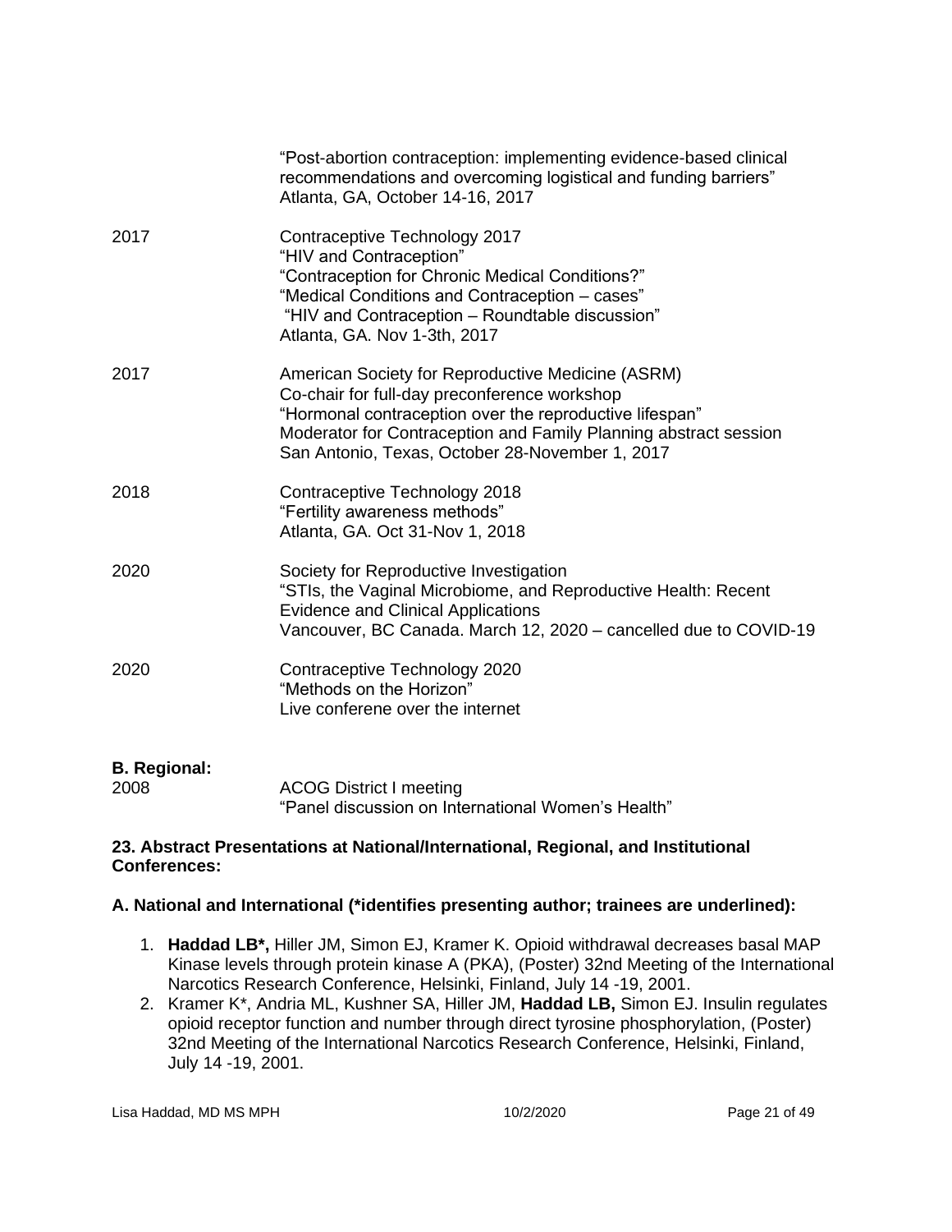| | |
|---|---|
| | "Post-abortion contraception: implementing evidence-based clinical recommendations and overcoming logistical and funding barriers"<br>Atlanta, GA, October 14-16, 2017 |
| 2017 | Contraceptive Technology 2017<br>"HIV and Contraception"<br>"Contraception for Chronic Medical Conditions?"<br>"Medical Conditions and Contraception – cases"<br>"HIV and Contraception – Roundtable discussion"<br>Atlanta, GA. Nov 1-3th, 2017 |
| 2017 | American Society for Reproductive Medicine (ASRM)<br>Co-chair for full-day preconference workshop<br>"Hormonal contraception over the reproductive lifespan"<br>Moderator for Contraception and Family Planning abstract session<br>San Antonio, Texas, October 28-November 1, 2017 |
| 2018 | Contraceptive Technology 2018<br>"Fertility awareness methods"<br>Atlanta, GA. Oct 31-Nov 1, 2018 |
| 2020 | Society for Reproductive Investigation<br>"STIs, the Vaginal Microbiome, and Reproductive Health: Recent Evidence and Clinical Applications<br>Vancouver, BC Canada. March 12, 2020 – cancelled due to COVID-19 |
| 2020 | Contraceptive Technology 2020<br>"Methods on the Horizon"<br>Live conferene over the internet |

**B. Regional:**

| | |
|---|---|
| 2008 | ACOG District I meeting<br>"Panel discussion on International Women's Health" |

**23. Abstract Presentations at National/International, Regional, and Institutional Conferences:**

**A. National and International (*identifies presenting author; trainees are underlined):**

1. **Haddad LB*,** Hiller JM, Simon EJ, Kramer K. Opioid withdrawal decreases basal MAP Kinase levels through protein kinase A (PKA), (Poster) 32nd Meeting of the International Narcotics Research Conference, Helsinki, Finland, July 14 -19, 2001.
2. Kramer K*, Andria ML, Kushner SA, Hiller JM, **Haddad LB,** Simon EJ. Insulin regulates opioid receptor function and number through direct tyrosine phosphorylation, (Poster) 32nd Meeting of the International Narcotics Research Conference, Helsinki, Finland, July 14 -19, 2001.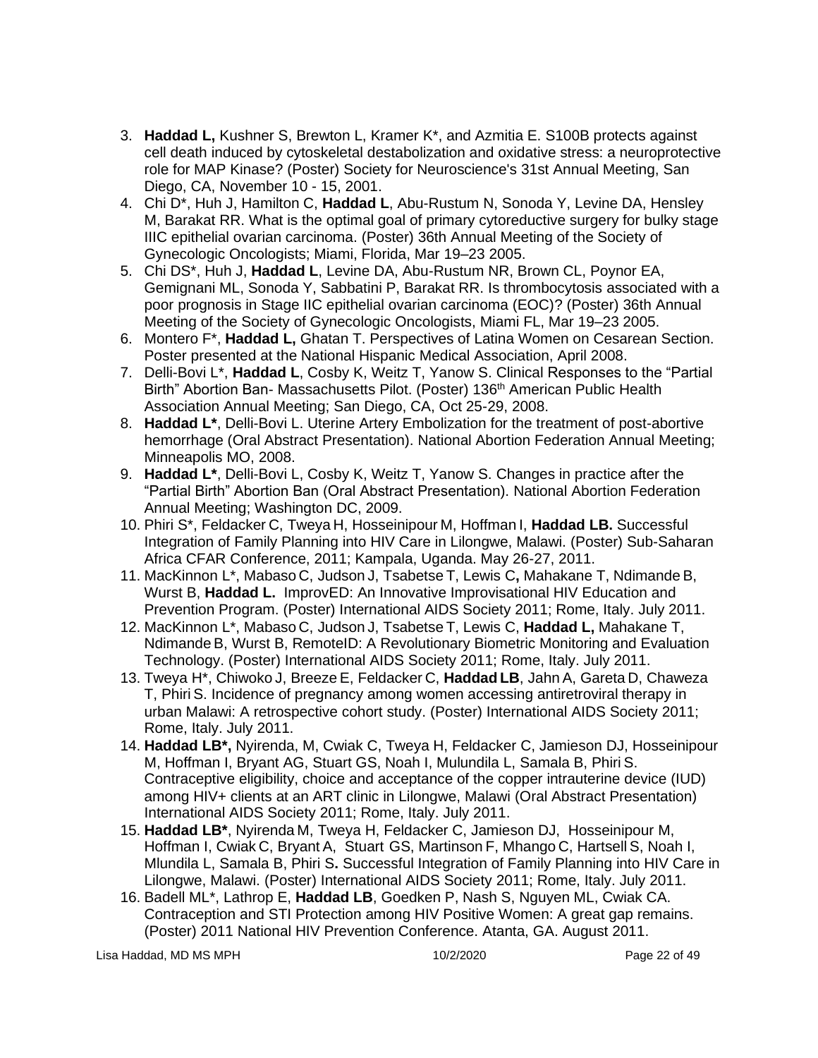3. **Haddad L,** Kushner S, Brewton L, Kramer K*, and Azmitia E. S100B protects against cell death induced by cytoskeletal destabolization and oxidative stress: a neuroprotective role for MAP Kinase? (Poster) Society for Neuroscience's 31st Annual Meeting, San Diego, CA, November 10 - 15, 2001.
4. Chi D*, Huh J, Hamilton C, **Haddad L**, Abu-Rustum N, Sonoda Y, Levine DA, Hensley M, Barakat RR. What is the optimal goal of primary cytoreductive surgery for bulky stage IIIC epithelial ovarian carcinoma. (Poster) 36th Annual Meeting of the Society of Gynecologic Oncologists; Miami, Florida, Mar 19–23 2005.
5. Chi DS*, Huh J, **Haddad L**, Levine DA, Abu-Rustum NR, Brown CL, Poynor EA, Gemignani ML, Sonoda Y, Sabbatini P, Barakat RR. Is thrombocytosis associated with a poor prognosis in Stage IIC epithelial ovarian carcinoma (EOC)? (Poster) 36th Annual Meeting of the Society of Gynecologic Oncologists, Miami FL, Mar 19–23 2005.
6. Montero F*, **Haddad L,** Ghatan T. Perspectives of Latina Women on Cesarean Section. Poster presented at the National Hispanic Medical Association, April 2008.
7. Delli-Bovi L*, **Haddad L**, Cosby K, Weitz T, Yanow S. Clinical Responses to the "Partial Birth" Abortion Ban- Massachusetts Pilot. (Poster) 136th American Public Health Association Annual Meeting; San Diego, CA, Oct 25-29, 2008.
8. **Haddad L***, Delli-Bovi L. Uterine Artery Embolization for the treatment of post-abortive hemorrhage (Oral Abstract Presentation). National Abortion Federation Annual Meeting; Minneapolis MO, 2008.
9. **Haddad L***, Delli-Bovi L, Cosby K, Weitz T, Yanow S. Changes in practice after the "Partial Birth" Abortion Ban (Oral Abstract Presentation). National Abortion Federation Annual Meeting; Washington DC, 2009.
10. Phiri S*, Feldacker C, Tweya H, Hosseinipour M, Hoffman I, **Haddad LB.** Successful Integration of Family Planning into HIV Care in Lilongwe, Malawi. (Poster) Sub-Saharan Africa CFAR Conference, 2011; Kampala, Uganda. May 26-27, 2011.
11. MacKinnon L*, Mabaso C, Judson J, Tsabetse T, Lewis C**,** Mahakane T, Ndimande B, Wurst B, **Haddad L.** ImprovED: An Innovative Improvisational HIV Education and Prevention Program. (Poster) International AIDS Society 2011; Rome, Italy. July 2011.
12. MacKinnon L*, Mabaso C, Judson J, Tsabetse T, Lewis C, **Haddad L,** Mahakane T, Ndimande B, Wurst B, RemoteID: A Revolutionary Biometric Monitoring and Evaluation Technology. (Poster) International AIDS Society 2011; Rome, Italy. July 2011.
13. Tweya H*, Chiwoko J, Breeze E, Feldacker C, **Haddad LB**, Jahn A, Gareta D, Chaweza T, Phiri S. Incidence of pregnancy among women accessing antiretroviral therapy in urban Malawi: A retrospective cohort study. (Poster) International AIDS Society 2011; Rome, Italy. July 2011.
14. **Haddad LB*,** Nyirenda, M, Cwiak C, Tweya H, Feldacker C, Jamieson DJ, Hosseinipour M, Hoffman I, Bryant AG, Stuart GS, Noah I, Mulundila L, Samala B, Phiri S. Contraceptive eligibility, choice and acceptance of the copper intrauterine device (IUD) among HIV+ clients at an ART clinic in Lilongwe, Malawi (Oral Abstract Presentation) International AIDS Society 2011; Rome, Italy. July 2011.
15. **Haddad LB***, Nyirenda M, Tweya H, Feldacker C, Jamieson DJ, Hosseinipour M, Hoffman I, Cwiak C, Bryant A, Stuart GS, Martinson F, Mhango C, Hartsell S, Noah I, Mlundila L, Samala B, Phiri S**.** Successful Integration of Family Planning into HIV Care in Lilongwe, Malawi. (Poster) International AIDS Society 2011; Rome, Italy. July 2011.
16. Badell ML*, Lathrop E, **Haddad LB**, Goedken P, Nash S, Nguyen ML, Cwiak CA. Contraception and STI Protection among HIV Positive Women: A great gap remains. (Poster) 2011 National HIV Prevention Conference. Atanta, GA. August 2011.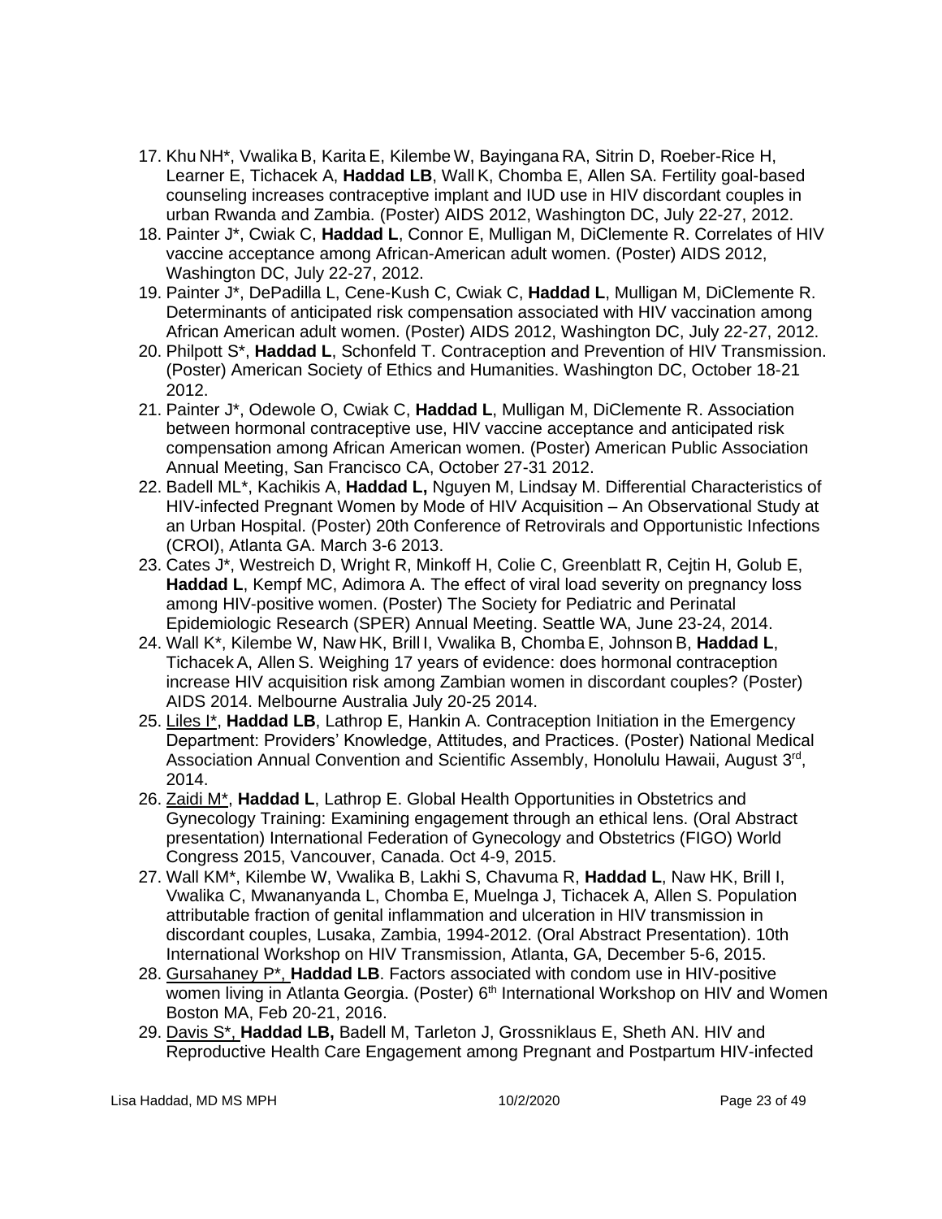17. Khu NH*, Vwalika B, Karita E, Kilembe W, Bayingana RA, Sitrin D, Roeber-Rice H, Learner E, Tichacek A, **Haddad LB**, Wall K, Chomba E, Allen SA. Fertility goal-based counseling increases contraceptive implant and IUD use in HIV discordant couples in urban Rwanda and Zambia. (Poster) AIDS 2012, Washington DC, July 22-27, 2012.
18. Painter J*, Cwiak C, **Haddad L**, Connor E, Mulligan M, DiClemente R. Correlates of HIV vaccine acceptance among African-American adult women. (Poster) AIDS 2012, Washington DC, July 22-27, 2012.
19. Painter J*, DePadilla L, Cene-Kush C, Cwiak C, **Haddad L**, Mulligan M, DiClemente R. Determinants of anticipated risk compensation associated with HIV vaccination among African American adult women. (Poster) AIDS 2012, Washington DC, July 22-27, 2012.
20. Philpott S*, **Haddad L**, Schonfeld T. Contraception and Prevention of HIV Transmission. (Poster) American Society of Ethics and Humanities. Washington DC, October 18-21 2012.
21. Painter J*, Odewole O, Cwiak C, **Haddad L**, Mulligan M, DiClemente R. Association between hormonal contraceptive use, HIV vaccine acceptance and anticipated risk compensation among African American women. (Poster) American Public Association Annual Meeting, San Francisco CA, October 27-31 2012.
22. Badell ML*, Kachikis A, **Haddad L,** Nguyen M, Lindsay M. Differential Characteristics of HIV-infected Pregnant Women by Mode of HIV Acquisition – An Observational Study at an Urban Hospital. (Poster) 20th Conference of Retrovirals and Opportunistic Infections (CROI), Atlanta GA. March 3-6 2013.
23. Cates J*, Westreich D, Wright R, Minkoff H, Colie C, Greenblatt R, Cejtin H, Golub E, **Haddad L**, Kempf MC, Adimora A. The effect of viral load severity on pregnancy loss among HIV-positive women. (Poster) The Society for Pediatric and Perinatal Epidemiologic Research (SPER) Annual Meeting. Seattle WA, June 23-24, 2014.
24. Wall K*, Kilembe W, Naw HK, Brill I, Vwalika B, Chomba E, Johnson B, **Haddad L**, Tichacek A, Allen S. Weighing 17 years of evidence: does hormonal contraception increase HIV acquisition risk among Zambian women in discordant couples? (Poster) AIDS 2014. Melbourne Australia July 20-25 2014.
25. Liles I*, **Haddad LB**, Lathrop E, Hankin A. Contraception Initiation in the Emergency Department: Providers' Knowledge, Attitudes, and Practices. (Poster) National Medical Association Annual Convention and Scientific Assembly, Honolulu Hawaii, August 3rd, 2014.
26. Zaidi M*, **Haddad L**, Lathrop E. Global Health Opportunities in Obstetrics and Gynecology Training: Examining engagement through an ethical lens. (Oral Abstract presentation) International Federation of Gynecology and Obstetrics (FIGO) World Congress 2015, Vancouver, Canada. Oct 4-9, 2015.
27. Wall KM*, Kilembe W, Vwalika B, Lakhi S, Chavuma R, **Haddad L**, Naw HK, Brill I, Vwalika C, Mwananyanda L, Chomba E, Muelnga J, Tichacek A, Allen S. Population attributable fraction of genital inflammation and ulceration in HIV transmission in discordant couples, Lusaka, Zambia, 1994-2012. (Oral Abstract Presentation). 10th International Workshop on HIV Transmission, Atlanta, GA, December 5-6, 2015.
28. Gursahaney P*, **Haddad LB**. Factors associated with condom use in HIV-positive women living in Atlanta Georgia. (Poster) 6th International Workshop on HIV and Women Boston MA, Feb 20-21, 2016.
29. Davis S*, **Haddad LB,** Badell M, Tarleton J, Grossniklaus E, Sheth AN. HIV and Reproductive Health Care Engagement among Pregnant and Postpartum HIV-infected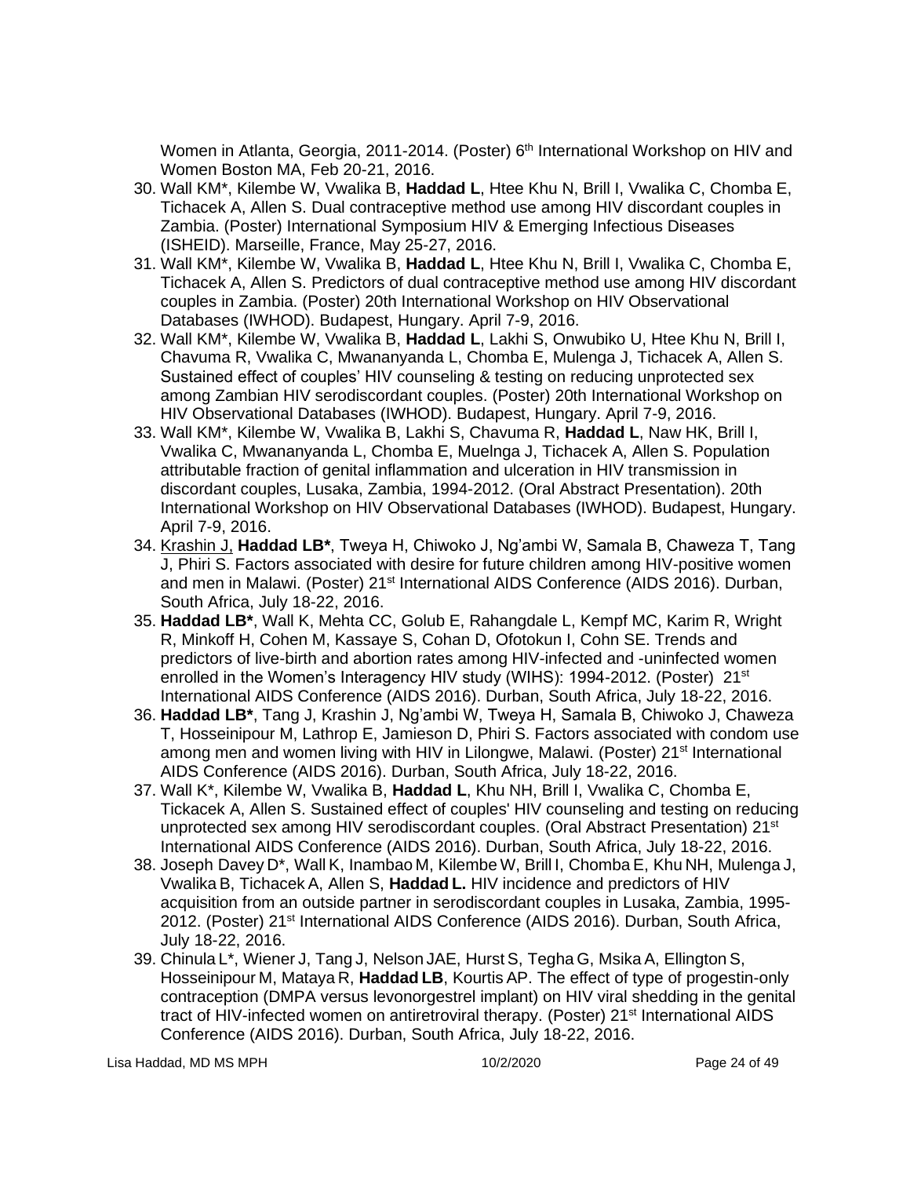Women in Atlanta, Georgia, 2011-2014. (Poster) 6th International Workshop on HIV and Women Boston MA, Feb 20-21, 2016.

30. Wall KM*, Kilembe W, Vwalika B, **Haddad L**, Htee Khu N, Brill I, Vwalika C, Chomba E, Tichacek A, Allen S. Dual contraceptive method use among HIV discordant couples in Zambia. (Poster) International Symposium HIV & Emerging Infectious Diseases (ISHEID). Marseille, France, May 25-27, 2016.
31. Wall KM*, Kilembe W, Vwalika B, **Haddad L**, Htee Khu N, Brill I, Vwalika C, Chomba E, Tichacek A, Allen S. Predictors of dual contraceptive method use among HIV discordant couples in Zambia. (Poster) 20th International Workshop on HIV Observational Databases (IWHOD). Budapest, Hungary. April 7-9, 2016.
32. Wall KM*, Kilembe W, Vwalika B, **Haddad L**, Lakhi S, Onwubiko U, Htee Khu N, Brill I, Chavuma R, Vwalika C, Mwananyanda L, Chomba E, Mulenga J, Tichacek A, Allen S. Sustained effect of couples' HIV counseling & testing on reducing unprotected sex among Zambian HIV serodiscordant couples. (Poster) 20th International Workshop on HIV Observational Databases (IWHOD). Budapest, Hungary. April 7-9, 2016.
33. Wall KM*, Kilembe W, Vwalika B, Lakhi S, Chavuma R, **Haddad L**, Naw HK, Brill I, Vwalika C, Mwananyanda L, Chomba E, Muelnga J, Tichacek A, Allen S. Population attributable fraction of genital inflammation and ulceration in HIV transmission in discordant couples, Lusaka, Zambia, 1994-2012. (Oral Abstract Presentation). 20th International Workshop on HIV Observational Databases (IWHOD). Budapest, Hungary. April 7-9, 2016.
34. <u>Krashin J,</u> **Haddad LB***, Tweya H, Chiwoko J, Ng'ambi W, Samala B, Chaweza T, Tang J, Phiri S. Factors associated with desire for future children among HIV-positive women and men in Malawi. (Poster) 21st International AIDS Conference (AIDS 2016). Durban, South Africa, July 18-22, 2016.
35. **Haddad LB***, Wall K, Mehta CC, Golub E, Rahangdale L, Kempf MC, Karim R, Wright R, Minkoff H, Cohen M, Kassaye S, Cohan D, Ofotokun I, Cohn SE. Trends and predictors of live-birth and abortion rates among HIV-infected and -uninfected women enrolled in the Women's Interagency HIV study (WIHS): 1994-2012. (Poster) 21st International AIDS Conference (AIDS 2016). Durban, South Africa, July 18-22, 2016.
36. **Haddad LB***, Tang J, Krashin J, Ng'ambi W, Tweya H, Samala B, Chiwoko J, Chaweza T, Hosseinipour M, Lathrop E, Jamieson D, Phiri S. Factors associated with condom use among men and women living with HIV in Lilongwe, Malawi. (Poster) 21st International AIDS Conference (AIDS 2016). Durban, South Africa, July 18-22, 2016.
37. Wall K*, Kilembe W, Vwalika B, **Haddad L**, Khu NH, Brill I, Vwalika C, Chomba E, Tickacek A, Allen S. Sustained effect of couples' HIV counseling and testing on reducing unprotected sex among HIV serodiscordant couples. (Oral Abstract Presentation) 21st International AIDS Conference (AIDS 2016). Durban, South Africa, July 18-22, 2016.
38. Joseph Davey D*, Wall K, Inambao M, Kilembe W, Brill I, Chomba E, Khu NH, Mulenga J, Vwalika B, Tichacek A, Allen S, **Haddad L.** HIV incidence and predictors of HIV acquisition from an outside partner in serodiscordant couples in Lusaka, Zambia, 1995-2012. (Poster) 21st International AIDS Conference (AIDS 2016). Durban, South Africa, July 18-22, 2016.
39. Chinula L*, Wiener J, Tang J, Nelson JAE, Hurst S, Tegha G, Msika A, Ellington S, Hosseinipour M, Mataya R, **Haddad LB**, Kourtis AP. The effect of type of progestin-only contraception (DMPA versus levonorgestrel implant) on HIV viral shedding in the genital tract of HIV-infected women on antiretroviral therapy. (Poster) 21st International AIDS Conference (AIDS 2016). Durban, South Africa, July 18-22, 2016.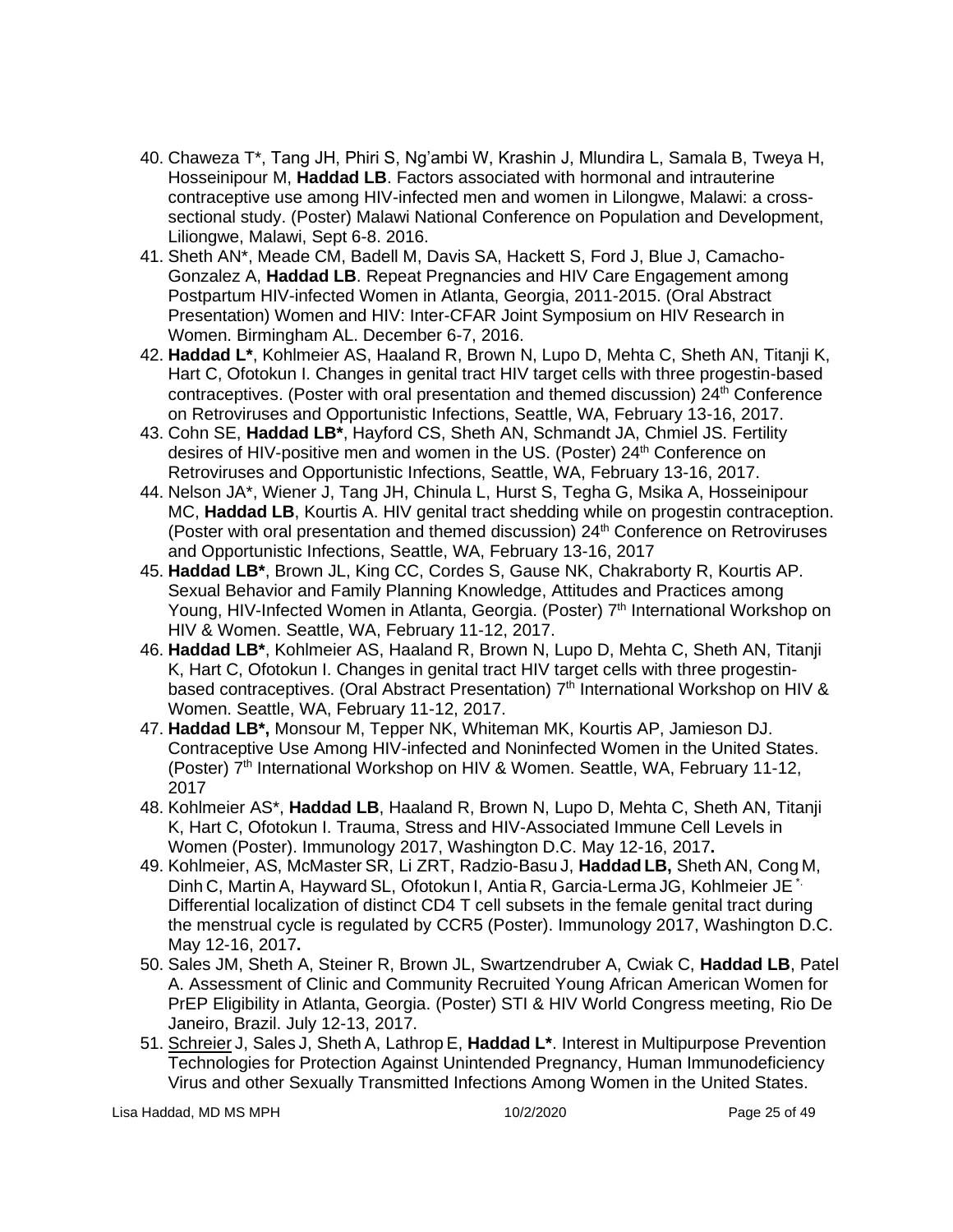40. Chaweza T*, Tang JH, Phiri S, Ng'ambi W, Krashin J, Mlundira L, Samala B, Tweya H, Hosseinipour M, **Haddad LB**. Factors associated with hormonal and intrauterine contraceptive use among HIV-infected men and women in Lilongwe, Malawi: a cross-sectional study. (Poster) Malawi National Conference on Population and Development, Liliongwe, Malawi, Sept 6-8. 2016.
41. Sheth AN*, Meade CM, Badell M, Davis SA, Hackett S, Ford J, Blue J, Camacho-Gonzalez A, **Haddad LB**. Repeat Pregnancies and HIV Care Engagement among Postpartum HIV-infected Women in Atlanta, Georgia, 2011-2015. (Oral Abstract Presentation) Women and HIV: Inter-CFAR Joint Symposium on HIV Research in Women. Birmingham AL. December 6-7, 2016.
42. **Haddad L***, Kohlmeier AS, Haaland R, Brown N, Lupo D, Mehta C, Sheth AN, Titanji K, Hart C, Ofotokun I. Changes in genital tract HIV target cells with three progestin-based contraceptives. (Poster with oral presentation and themed discussion) 24th Conference on Retroviruses and Opportunistic Infections, Seattle, WA, February 13-16, 2017.
43. Cohn SE, **Haddad LB***, Hayford CS, Sheth AN, Schmandt JA, Chmiel JS. Fertility desires of HIV-positive men and women in the US. (Poster) 24th Conference on Retroviruses and Opportunistic Infections, Seattle, WA, February 13-16, 2017.
44. Nelson JA*, Wiener J, Tang JH, Chinula L, Hurst S, Tegha G, Msika A, Hosseinipour MC, **Haddad LB**, Kourtis A. HIV genital tract shedding while on progestin contraception. (Poster with oral presentation and themed discussion) 24th Conference on Retroviruses and Opportunistic Infections, Seattle, WA, February 13-16, 2017
45. **Haddad LB***, Brown JL, King CC, Cordes S, Gause NK, Chakraborty R, Kourtis AP. Sexual Behavior and Family Planning Knowledge, Attitudes and Practices among Young, HIV-Infected Women in Atlanta, Georgia. (Poster) 7th International Workshop on HIV & Women. Seattle, WA, February 11-12, 2017.
46. **Haddad LB***, Kohlmeier AS, Haaland R, Brown N, Lupo D, Mehta C, Sheth AN, Titanji K, Hart C, Ofotokun I. Changes in genital tract HIV target cells with three progestin-based contraceptives. (Oral Abstract Presentation) 7th International Workshop on HIV & Women. Seattle, WA, February 11-12, 2017.
47. **Haddad LB*,** Monsour M, Tepper NK, Whiteman MK, Kourtis AP, Jamieson DJ. Contraceptive Use Among HIV-infected and Noninfected Women in the United States. (Poster) 7th International Workshop on HIV & Women. Seattle, WA, February 11-12, 2017
48. Kohlmeier AS*, **Haddad LB**, Haaland R, Brown N, Lupo D, Mehta C, Sheth AN, Titanji K, Hart C, Ofotokun I. Trauma, Stress and HIV-Associated Immune Cell Levels in Women (Poster). Immunology 2017, Washington D.C. May 12-16, 2017**.**
49. Kohlmeier, AS, McMaster SR, Li ZRT, Radzio-Basu J, **Haddad LB,** Sheth AN, Cong M, Dinh C, Martin A, Hayward SL, Ofotokun I, Antia R, Garcia-Lerma JG, Kohlmeier JE*. Differential localization of distinct CD4 T cell subsets in the female genital tract during the menstrual cycle is regulated by CCR5 (Poster). Immunology 2017, Washington D.C. May 12-16, 2017**.**
50. Sales JM, Sheth A, Steiner R, Brown JL, Swartzendruber A, Cwiak C, **Haddad LB**, Patel A. Assessment of Clinic and Community Recruited Young African American Women for PrEP Eligibility in Atlanta, Georgia. (Poster) STI & HIV World Congress meeting, Rio De Janeiro, Brazil. July 12-13, 2017.
51. Schreier J, Sales J, Sheth A, Lathrop E, **Haddad L***. Interest in Multipurpose Prevention Technologies for Protection Against Unintended Pregnancy, Human Immunodeficiency Virus and other Sexually Transmitted Infections Among Women in the United States.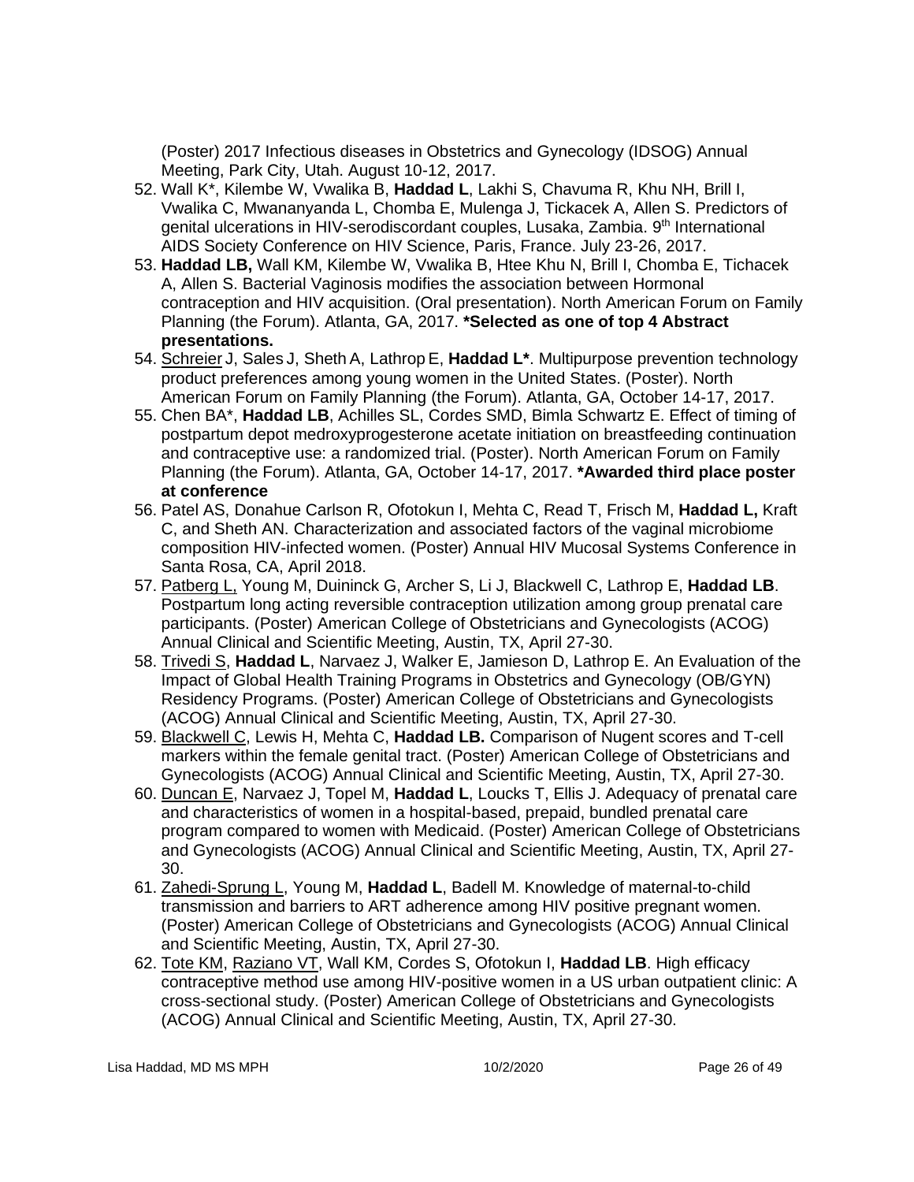(Poster) 2017 Infectious diseases in Obstetrics and Gynecology (IDSOG) Annual Meeting, Park City, Utah. August 10-12, 2017.

52. Wall K*, Kilembe W, Vwalika B, **Haddad L**, Lakhi S, Chavuma R, Khu NH, Brill I, Vwalika C, Mwananyanda L, Chomba E, Mulenga J, Tickacek A, Allen S. Predictors of genital ulcerations in HIV-serodiscordant couples, Lusaka, Zambia. 9th International AIDS Society Conference on HIV Science, Paris, France. July 23-26, 2017.
53. **Haddad LB,** Wall KM, Kilembe W, Vwalika B, Htee Khu N, Brill I, Chomba E, Tichacek A, Allen S. Bacterial Vaginosis modifies the association between Hormonal contraception and HIV acquisition. (Oral presentation). North American Forum on Family Planning (the Forum). Atlanta, GA, 2017. ***Selected as one of top 4 Abstract presentations.**
54. <u>Schreier</u> J, Sales J, Sheth A, Lathrop E, **Haddad L***. Multipurpose prevention technology product preferences among young women in the United States. (Poster). North American Forum on Family Planning (the Forum). Atlanta, GA, October 14-17, 2017.
55. Chen BA*, **Haddad LB**, Achilles SL, Cordes SMD, Bimla Schwartz E. Effect of timing of postpartum depot medroxyprogesterone acetate initiation on breastfeeding continuation and contraceptive use: a randomized trial. (Poster). North American Forum on Family Planning (the Forum). Atlanta, GA, October 14-17, 2017. ***Awarded third place poster at conference**
56. Patel AS, Donahue Carlson R, Ofotokun I, Mehta C, Read T, Frisch M, **Haddad L,** Kraft C, and Sheth AN. Characterization and associated factors of the vaginal microbiome composition HIV-infected women. (Poster) Annual HIV Mucosal Systems Conference in Santa Rosa, CA, April 2018.
57. <u>Patberg L,</u> Young M, Duininck G, Archer S, Li J, Blackwell C, Lathrop E, **Haddad LB**. Postpartum long acting reversible contraception utilization among group prenatal care participants. (Poster) American College of Obstetricians and Gynecologists (ACOG) Annual Clinical and Scientific Meeting, Austin, TX, April 27-30.
58. <u>Trivedi S</u>, **Haddad L**, Narvaez J, Walker E, Jamieson D, Lathrop E. An Evaluation of the Impact of Global Health Training Programs in Obstetrics and Gynecology (OB/GYN) Residency Programs. (Poster) American College of Obstetricians and Gynecologists (ACOG) Annual Clinical and Scientific Meeting, Austin, TX, April 27-30.
59. <u>Blackwell C</u>, Lewis H, Mehta C, **Haddad LB.** Comparison of Nugent scores and T-cell markers within the female genital tract. (Poster) American College of Obstetricians and Gynecologists (ACOG) Annual Clinical and Scientific Meeting, Austin, TX, April 27-30.
60. <u>Duncan E</u>, Narvaez J, Topel M, **Haddad L**, Loucks T, Ellis J. Adequacy of prenatal care and characteristics of women in a hospital-based, prepaid, bundled prenatal care program compared to women with Medicaid. (Poster) American College of Obstetricians and Gynecologists (ACOG) Annual Clinical and Scientific Meeting, Austin, TX, April 27-30.
61. <u>Zahedi-Sprung L</u>, Young M, **Haddad L**, Badell M. Knowledge of maternal-to-child transmission and barriers to ART adherence among HIV positive pregnant women. (Poster) American College of Obstetricians and Gynecologists (ACOG) Annual Clinical and Scientific Meeting, Austin, TX, April 27-30.
62. <u>Tote KM</u>, <u>Raziano VT</u>, Wall KM, Cordes S, Ofotokun I, **Haddad LB**. High efficacy contraceptive method use among HIV-positive women in a US urban outpatient clinic: A cross-sectional study. (Poster) American College of Obstetricians and Gynecologists (ACOG) Annual Clinical and Scientific Meeting, Austin, TX, April 27-30.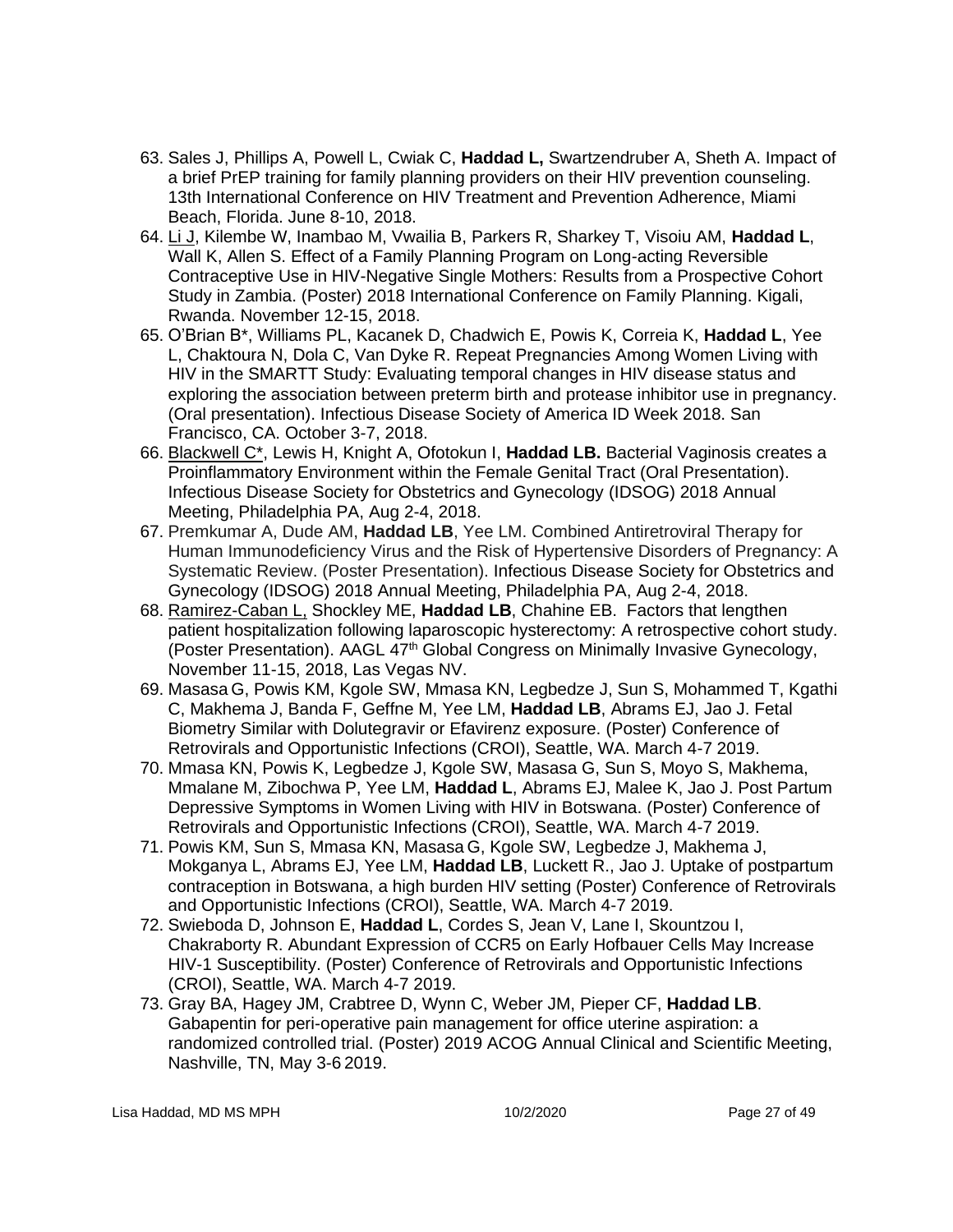63. Sales J, Phillips A, Powell L, Cwiak C, **Haddad L,** Swartzendruber A, Sheth A. Impact of a brief PrEP training for family planning providers on their HIV prevention counseling. 13th International Conference on HIV Treatment and Prevention Adherence, Miami Beach, Florida. June 8-10, 2018.
64. Li J, Kilembe W, Inambao M, Vwailia B, Parkers R, Sharkey T, Visoiu AM, **Haddad L**, Wall K, Allen S. Effect of a Family Planning Program on Long-acting Reversible Contraceptive Use in HIV-Negative Single Mothers: Results from a Prospective Cohort Study in Zambia. (Poster) 2018 International Conference on Family Planning. Kigali, Rwanda. November 12-15, 2018.
65. O'Brian B*, Williams PL, Kacanek D, Chadwich E, Powis K, Correia K, **Haddad L**, Yee L, Chaktoura N, Dola C, Van Dyke R. Repeat Pregnancies Among Women Living with HIV in the SMARTT Study: Evaluating temporal changes in HIV disease status and exploring the association between preterm birth and protease inhibitor use in pregnancy. (Oral presentation). Infectious Disease Society of America ID Week 2018. San Francisco, CA. October 3-7, 2018.
66. Blackwell C*, Lewis H, Knight A, Ofotokun I, **Haddad LB.** Bacterial Vaginosis creates a Proinflammatory Environment within the Female Genital Tract (Oral Presentation). Infectious Disease Society for Obstetrics and Gynecology (IDSOG) 2018 Annual Meeting, Philadelphia PA, Aug 2-4, 2018.
67. Premkumar A, Dude AM, **Haddad LB**, Yee LM. Combined Antiretroviral Therapy for Human Immunodeficiency Virus and the Risk of Hypertensive Disorders of Pregnancy: A Systematic Review. (Poster Presentation). Infectious Disease Society for Obstetrics and Gynecology (IDSOG) 2018 Annual Meeting, Philadelphia PA, Aug 2-4, 2018.
68. Ramirez-Caban L, Shockley ME, **Haddad LB**, Chahine EB. Factors that lengthen patient hospitalization following laparoscopic hysterectomy: A retrospective cohort study. (Poster Presentation). AAGL 47th Global Congress on Minimally Invasive Gynecology, November 11-15, 2018, Las Vegas NV.
69. Masasa G, Powis KM, Kgole SW, Mmasa KN, Legbedze J, Sun S, Mohammed T, Kgathi C, Makhema J, Banda F, Geffne M, Yee LM, **Haddad LB**, Abrams EJ, Jao J. Fetal Biometry Similar with Dolutegravir or Efavirenz exposure. (Poster) Conference of Retrovirals and Opportunistic Infections (CROI), Seattle, WA. March 4-7 2019.
70. Mmasa KN, Powis K, Legbedze J, Kgole SW, Masasa G, Sun S, Moyo S, Makhema, Mmalane M, Zibochwa P, Yee LM, **Haddad L**, Abrams EJ, Malee K, Jao J. Post Partum Depressive Symptoms in Women Living with HIV in Botswana. (Poster) Conference of Retrovirals and Opportunistic Infections (CROI), Seattle, WA. March 4-7 2019.
71. Powis KM, Sun S, Mmasa KN, Masasa G, Kgole SW, Legbedze J, Makhema J, Mokganya L, Abrams EJ, Yee LM, **Haddad LB**, Luckett R., Jao J. Uptake of postpartum contraception in Botswana, a high burden HIV setting (Poster) Conference of Retrovirals and Opportunistic Infections (CROI), Seattle, WA. March 4-7 2019.
72. Swieboda D, Johnson E, **Haddad L**, Cordes S, Jean V, Lane I, Skountzou I, Chakraborty R. Abundant Expression of CCR5 on Early Hofbauer Cells May Increase HIV-1 Susceptibility. (Poster) Conference of Retrovirals and Opportunistic Infections (CROI), Seattle, WA. March 4-7 2019.
73. Gray BA, Hagey JM, Crabtree D, Wynn C, Weber JM, Pieper CF, **Haddad LB**. Gabapentin for peri-operative pain management for office uterine aspiration: a randomized controlled trial. (Poster) 2019 ACOG Annual Clinical and Scientific Meeting, Nashville, TN, May 3-6 2019.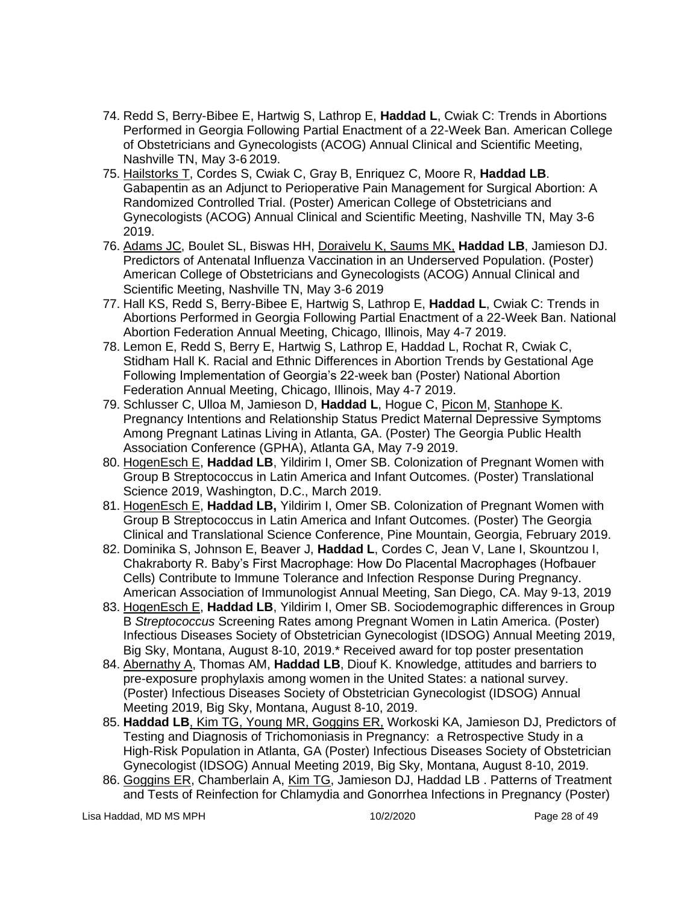74. Redd S, Berry-Bibee E, Hartwig S, Lathrop E, **Haddad L**, Cwiak C: Trends in Abortions Performed in Georgia Following Partial Enactment of a 22-Week Ban. American College of Obstetricians and Gynecologists (ACOG) Annual Clinical and Scientific Meeting, Nashville TN, May 3-6 2019.
75. Hailstorks T, Cordes S, Cwiak C, Gray B, Enriquez C, Moore R, **Haddad LB**. Gabapentin as an Adjunct to Perioperative Pain Management for Surgical Abortion: A Randomized Controlled Trial. (Poster) American College of Obstetricians and Gynecologists (ACOG) Annual Clinical and Scientific Meeting, Nashville TN, May 3-6 2019.
76. Adams JC, Boulet SL, Biswas HH, Doraivelu K, Saums MK, **Haddad LB**, Jamieson DJ. Predictors of Antenatal Influenza Vaccination in an Underserved Population. (Poster) American College of Obstetricians and Gynecologists (ACOG) Annual Clinical and Scientific Meeting, Nashville TN, May 3-6 2019
77. Hall KS, Redd S, Berry-Bibee E, Hartwig S, Lathrop E, **Haddad L**, Cwiak C: Trends in Abortions Performed in Georgia Following Partial Enactment of a 22-Week Ban. National Abortion Federation Annual Meeting, Chicago, Illinois, May 4-7 2019.
78. Lemon E, Redd S, Berry E, Hartwig S, Lathrop E, Haddad L, Rochat R, Cwiak C, Stidham Hall K. Racial and Ethnic Differences in Abortion Trends by Gestational Age Following Implementation of Georgia's 22-week ban (Poster) National Abortion Federation Annual Meeting, Chicago, Illinois, May 4-7 2019.
79. Schlusser C, Ulloa M, Jamieson D, **Haddad L**, Hogue C, Picon M, Stanhope K. Pregnancy Intentions and Relationship Status Predict Maternal Depressive Symptoms Among Pregnant Latinas Living in Atlanta, GA. (Poster) The Georgia Public Health Association Conference (GPHA), Atlanta GA, May 7-9 2019.
80. HogenEsch E, **Haddad LB**, Yildirim I, Omer SB. Colonization of Pregnant Women with Group B Streptococcus in Latin America and Infant Outcomes. (Poster) Translational Science 2019, Washington, D.C., March 2019.
81. HogenEsch E, **Haddad LB,** Yildirim I, Omer SB. Colonization of Pregnant Women with Group B Streptococcus in Latin America and Infant Outcomes. (Poster) The Georgia Clinical and Translational Science Conference, Pine Mountain, Georgia, February 2019.
82. Dominika S, Johnson E, Beaver J, **Haddad L**, Cordes C, Jean V, Lane I, Skountzou I, Chakraborty R. Baby's First Macrophage: How Do Placental Macrophages (Hofbauer Cells) Contribute to Immune Tolerance and Infection Response During Pregnancy. American Association of Immunologist Annual Meeting, San Diego, CA. May 9-13, 2019
83. HogenEsch E, **Haddad LB**, Yildirim I, Omer SB. Sociodemographic differences in Group B *Streptococcus* Screening Rates among Pregnant Women in Latin America. (Poster) Infectious Diseases Society of Obstetrician Gynecologist (IDSOG) Annual Meeting 2019, Big Sky, Montana, August 8-10, 2019.* Received award for top poster presentation
84. Abernathy A, Thomas AM, **Haddad LB**, Diouf K. Knowledge, attitudes and barriers to pre-exposure prophylaxis among women in the United States: a national survey. (Poster) Infectious Diseases Society of Obstetrician Gynecologist (IDSOG) Annual Meeting 2019, Big Sky, Montana, August 8-10, 2019.
85. **Haddad LB**, Kim TG, Young MR, Goggins ER, Workoski KA, Jamieson DJ, Predictors of Testing and Diagnosis of Trichomoniasis in Pregnancy: a Retrospective Study in a High-Risk Population in Atlanta, GA (Poster) Infectious Diseases Society of Obstetrician Gynecologist (IDSOG) Annual Meeting 2019, Big Sky, Montana, August 8-10, 2019.
86. Goggins ER, Chamberlain A, Kim TG, Jamieson DJ, Haddad LB . Patterns of Treatment and Tests of Reinfection for Chlamydia and Gonorrhea Infections in Pregnancy (Poster)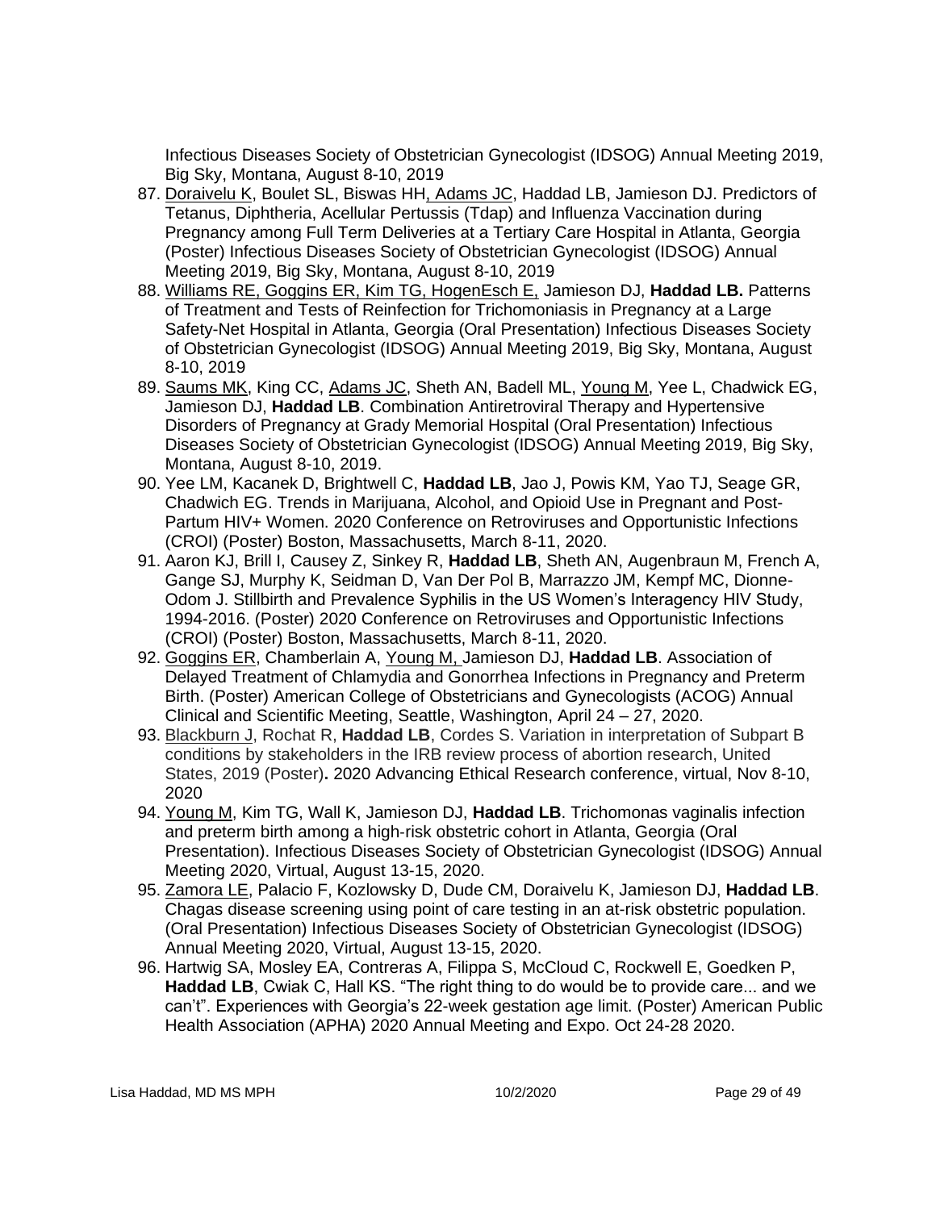Infectious Diseases Society of Obstetrician Gynecologist (IDSOG) Annual Meeting 2019, Big Sky, Montana, August 8-10, 2019

87. Doraivelu K, Boulet SL, Biswas HH, Adams JC, Haddad LB, Jamieson DJ. Predictors of Tetanus, Diphtheria, Acellular Pertussis (Tdap) and Influenza Vaccination during Pregnancy among Full Term Deliveries at a Tertiary Care Hospital in Atlanta, Georgia (Poster) Infectious Diseases Society of Obstetrician Gynecologist (IDSOG) Annual Meeting 2019, Big Sky, Montana, August 8-10, 2019
88. Williams RE, Goggins ER, Kim TG, HogenEsch E, Jamieson DJ, **Haddad LB.** Patterns of Treatment and Tests of Reinfection for Trichomoniasis in Pregnancy at a Large Safety-Net Hospital in Atlanta, Georgia (Oral Presentation) Infectious Diseases Society of Obstetrician Gynecologist (IDSOG) Annual Meeting 2019, Big Sky, Montana, August 8-10, 2019
89. Saums MK, King CC, Adams JC, Sheth AN, Badell ML, Young M, Yee L, Chadwick EG, Jamieson DJ, **Haddad LB**. Combination Antiretroviral Therapy and Hypertensive Disorders of Pregnancy at Grady Memorial Hospital (Oral Presentation) Infectious Diseases Society of Obstetrician Gynecologist (IDSOG) Annual Meeting 2019, Big Sky, Montana, August 8-10, 2019.
90. Yee LM, Kacanek D, Brightwell C, **Haddad LB**, Jao J, Powis KM, Yao TJ, Seage GR, Chadwich EG. Trends in Marijuana, Alcohol, and Opioid Use in Pregnant and Post-Partum HIV+ Women. 2020 Conference on Retroviruses and Opportunistic Infections (CROI) (Poster) Boston, Massachusetts, March 8-11, 2020.
91. Aaron KJ, Brill I, Causey Z, Sinkey R, **Haddad LB**, Sheth AN, Augenbraun M, French A, Gange SJ, Murphy K, Seidman D, Van Der Pol B, Marrazzo JM, Kempf MC, Dionne-Odom J. Stillbirth and Prevalence Syphilis in the US Women's Interagency HIV Study, 1994-2016. (Poster) 2020 Conference on Retroviruses and Opportunistic Infections (CROI) (Poster) Boston, Massachusetts, March 8-11, 2020.
92. Goggins ER, Chamberlain A, Young M, Jamieson DJ, **Haddad LB**. Association of Delayed Treatment of Chlamydia and Gonorrhea Infections in Pregnancy and Preterm Birth. (Poster) American College of Obstetricians and Gynecologists (ACOG) Annual Clinical and Scientific Meeting, Seattle, Washington, April 24 – 27, 2020.
93. Blackburn J, Rochat R, **Haddad LB**, Cordes S. Variation in interpretation of Subpart B conditions by stakeholders in the IRB review process of abortion research, United States, 2019 (Poster)**.** 2020 Advancing Ethical Research conference, virtual, Nov 8-10, 2020
94. Young M, Kim TG, Wall K, Jamieson DJ, **Haddad LB**. Trichomonas vaginalis infection and preterm birth among a high-risk obstetric cohort in Atlanta, Georgia (Oral Presentation). Infectious Diseases Society of Obstetrician Gynecologist (IDSOG) Annual Meeting 2020, Virtual, August 13-15, 2020.
95. Zamora LE, Palacio F, Kozlowsky D, Dude CM, Doraivelu K, Jamieson DJ, **Haddad LB**. Chagas disease screening using point of care testing in an at-risk obstetric population. (Oral Presentation) Infectious Diseases Society of Obstetrician Gynecologist (IDSOG) Annual Meeting 2020, Virtual, August 13-15, 2020.
96. Hartwig SA, Mosley EA, Contreras A, Filippa S, McCloud C, Rockwell E, Goedken P, **Haddad LB**, Cwiak C, Hall KS. "The right thing to do would be to provide care... and we can't". Experiences with Georgia's 22-week gestation age limit. (Poster) American Public Health Association (APHA) 2020 Annual Meeting and Expo. Oct 24-28 2020.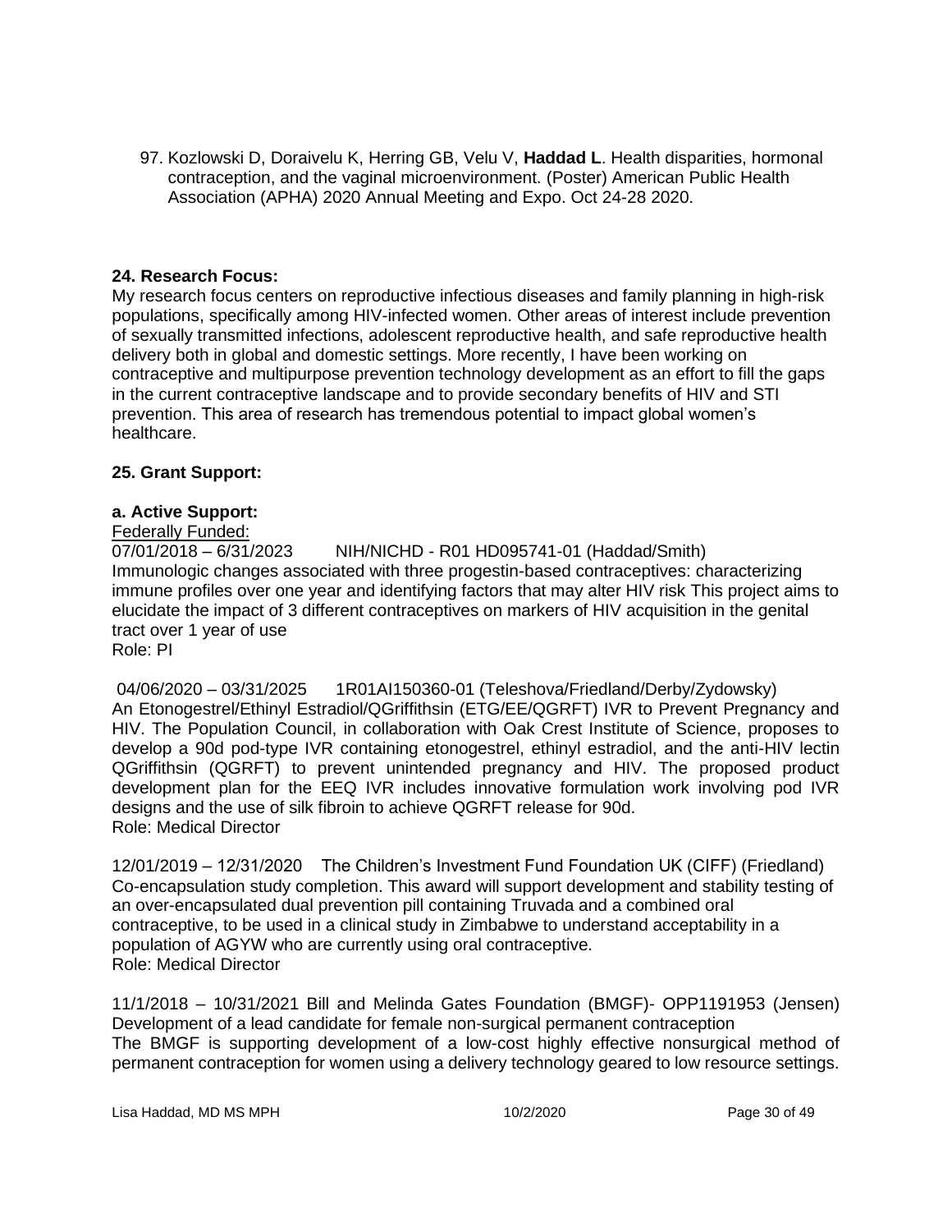97. Kozlowski D, Doraivelu K, Herring GB, Velu V, **Haddad L**. Health disparities, hormonal contraception, and the vaginal microenvironment. (Poster) American Public Health Association (APHA) 2020 Annual Meeting and Expo. Oct 24-28 2020.

**24. Research Focus:**

My research focus centers on reproductive infectious diseases and family planning in high-risk populations, specifically among HIV-infected women. Other areas of interest include prevention of sexually transmitted infections, adolescent reproductive health, and safe reproductive health delivery both in global and domestic settings. More recently, I have been working on contraceptive and multipurpose prevention technology development as an effort to fill the gaps in the current contraceptive landscape and to provide secondary benefits of HIV and STI prevention. This area of research has tremendous potential to impact global women's healthcare.

**25. Grant Support:**

**a. Active Support:**

<u>Federally Funded:</u>

07/01/2018 – 6/31/2023 NIH/NICHD - R01 HD095741-01 (Haddad/Smith)
Immunologic changes associated with three progestin-based contraceptives: characterizing immune profiles over one year and identifying factors that may alter HIV risk This project aims to elucidate the impact of 3 different contraceptives on markers of HIV acquisition in the genital tract over 1 year of use
Role: PI

04/06/2020 – 03/31/2025 1R01AI150360-01 (Teleshova/Friedland/Derby/Zydowsky)
An Etonogestrel/Ethinyl Estradiol/QGriffithsin (ETG/EE/QGRFT) IVR to Prevent Pregnancy and HIV. The Population Council, in collaboration with Oak Crest Institute of Science, proposes to develop a 90d pod-type IVR containing etonogestrel, ethinyl estradiol, and the anti-HIV lectin QGriffithsin (QGRFT) to prevent unintended pregnancy and HIV. The proposed product development plan for the EEQ IVR includes innovative formulation work involving pod IVR designs and the use of silk fibroin to achieve QGRFT release for 90d.
Role: Medical Director

12/01/2019 – 12/31/2020 The Children's Investment Fund Foundation UK (CIFF) (Friedland)
Co-encapsulation study completion. This award will support development and stability testing of an over-encapsulated dual prevention pill containing Truvada and a combined oral contraceptive, to be used in a clinical study in Zimbabwe to understand acceptability in a population of AGYW who are currently using oral contraceptive.
Role: Medical Director

11/1/2018 – 10/31/2021 Bill and Melinda Gates Foundation (BMGF)- OPP1191953 (Jensen)
Development of a lead candidate for female non-surgical permanent contraception
The BMGF is supporting development of a low-cost highly effective nonsurgical method of permanent contraception for women using a delivery technology geared to low resource settings.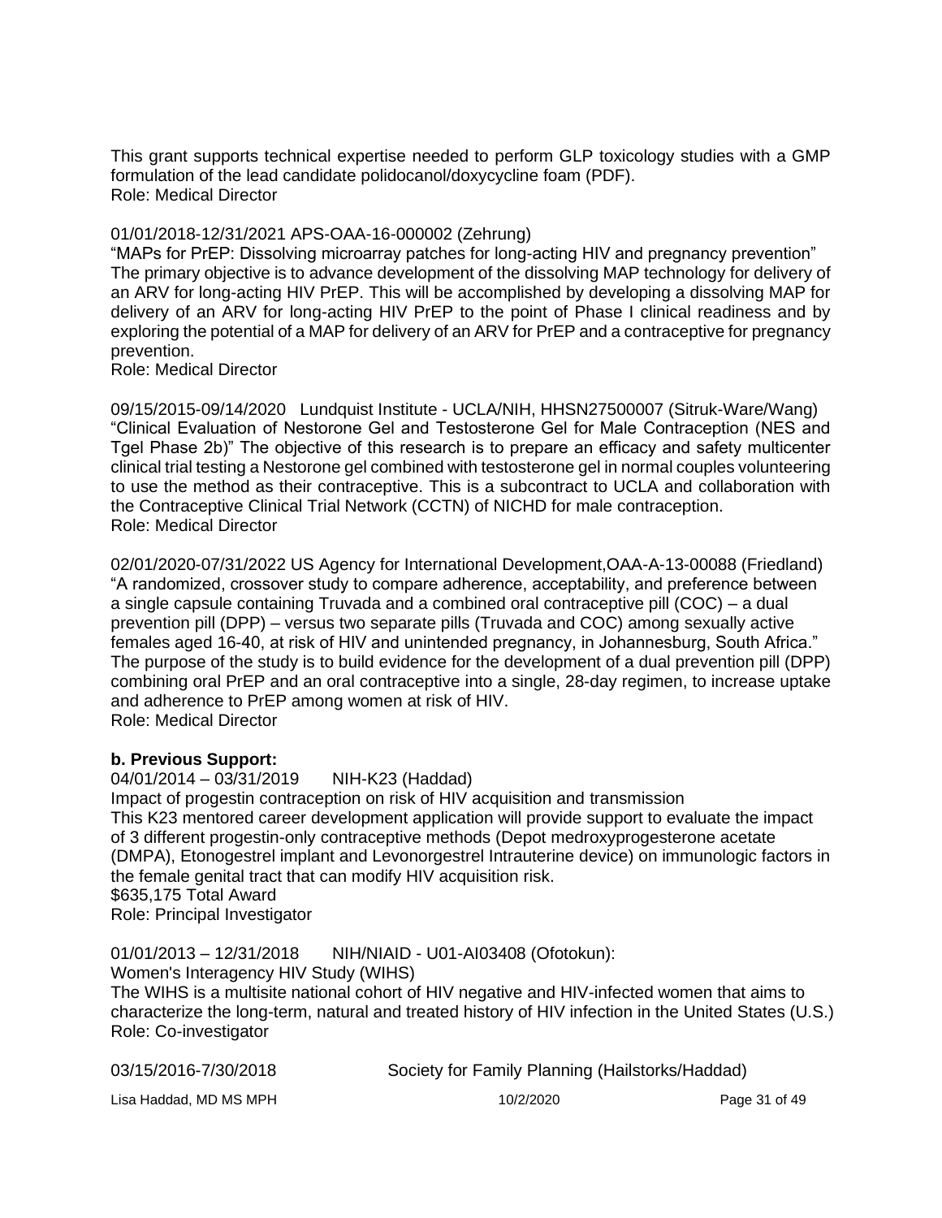This grant supports technical expertise needed to perform GLP toxicology studies with a GMP formulation of the lead candidate polidocanol/doxycycline foam (PDF).
Role: Medical Director

01/01/2018-12/31/2021 APS-OAA-16-000002 (Zehrung)
"MAPs for PrEP: Dissolving microarray patches for long-acting HIV and pregnancy prevention"
The primary objective is to advance development of the dissolving MAP technology for delivery of an ARV for long-acting HIV PrEP. This will be accomplished by developing a dissolving MAP for delivery of an ARV for long-acting HIV PrEP to the point of Phase I clinical readiness and by exploring the potential of a MAP for delivery of an ARV for PrEP and a contraceptive for pregnancy prevention.
Role: Medical Director

09/15/2015-09/14/2020 Lundquist Institute - UCLA/NIH, HHSN27500007 (Sitruk-Ware/Wang)
"Clinical Evaluation of Nestorone Gel and Testosterone Gel for Male Contraception (NES and Tgel Phase 2b)" The objective of this research is to prepare an efficacy and safety multicenter clinical trial testing a Nestorone gel combined with testosterone gel in normal couples volunteering to use the method as their contraceptive. This is a subcontract to UCLA and collaboration with the Contraceptive Clinical Trial Network (CCTN) of NICHD for male contraception.
Role: Medical Director

02/01/2020-07/31/2022 US Agency for International Development,OAA-A-13-00088 (Friedland)
"A randomized, crossover study to compare adherence, acceptability, and preference between a single capsule containing Truvada and a combined oral contraceptive pill (COC) – a dual prevention pill (DPP) – versus two separate pills (Truvada and COC) among sexually active females aged 16-40, at risk of HIV and unintended pregnancy, in Johannesburg, South Africa."
The purpose of the study is to build evidence for the development of a dual prevention pill (DPP) combining oral PrEP and an oral contraceptive into a single, 28-day regimen, to increase uptake and adherence to PrEP among women at risk of HIV.
Role: Medical Director

**b. Previous Support:**
04/01/2014 – 03/31/2019 NIH-K23 (Haddad)
Impact of progestin contraception on risk of HIV acquisition and transmission
This K23 mentored career development application will provide support to evaluate the impact of 3 different progestin-only contraceptive methods (Depot medroxyprogesterone acetate (DMPA), Etonogestrel implant and Levonorgestrel Intrauterine device) on immunologic factors in the female genital tract that can modify HIV acquisition risk.
$635,175 Total Award
Role: Principal Investigator

01/01/2013 – 12/31/2018 NIH/NIAID - U01-AI03408 (Ofotokun):
Women's Interagency HIV Study (WIHS)
The WIHS is a multisite national cohort of HIV negative and HIV-infected women that aims to characterize the long-term, natural and treated history of HIV infection in the United States (U.S.)
Role: Co-investigator

03/15/2016-7/30/2018 Society for Family Planning (Hailstorks/Haddad)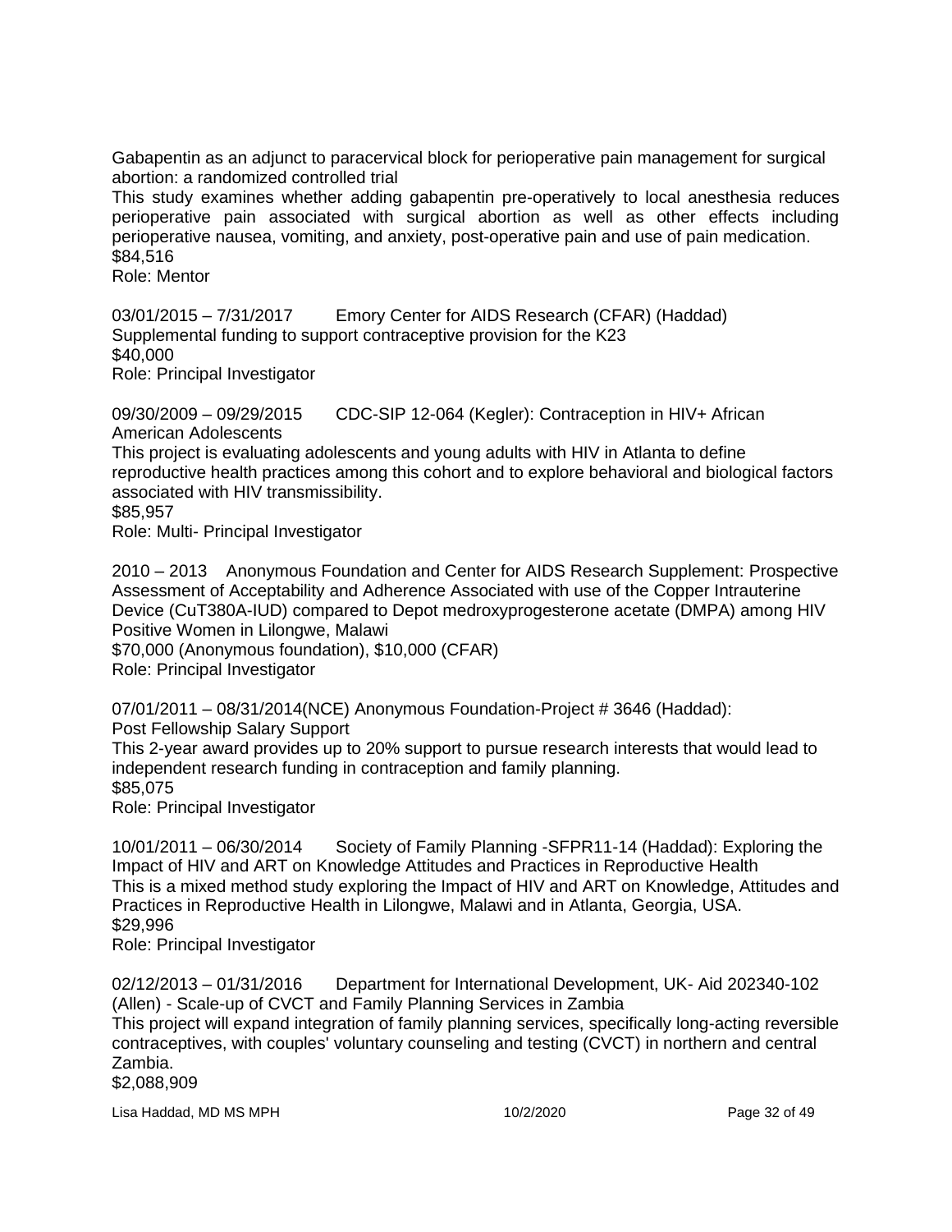Gabapentin as an adjunct to paracervical block for perioperative pain management for surgical abortion: a randomized controlled trial
This study examines whether adding gabapentin pre-operatively to local anesthesia reduces perioperative pain associated with surgical abortion as well as other effects including perioperative nausea, vomiting, and anxiety, post-operative pain and use of pain medication.
$84,516
Role: Mentor

03/01/2015 – 7/31/2017 Emory Center for AIDS Research (CFAR) (Haddad)
Supplemental funding to support contraceptive provision for the K23
$40,000
Role: Principal Investigator

09/30/2009 – 09/29/2015 CDC-SIP 12-064 (Kegler): Contraception in HIV+ African American Adolescents
This project is evaluating adolescents and young adults with HIV in Atlanta to define reproductive health practices among this cohort and to explore behavioral and biological factors associated with HIV transmissibility.
$85,957
Role: Multi- Principal Investigator

2010 – 2013 Anonymous Foundation and Center for AIDS Research Supplement: Prospective Assessment of Acceptability and Adherence Associated with use of the Copper Intrauterine Device (CuT380A-IUD) compared to Depot medroxyprogesterone acetate (DMPA) among HIV Positive Women in Lilongwe, Malawi
$70,000 (Anonymous foundation), $10,000 (CFAR)
Role: Principal Investigator

07/01/2011 – 08/31/2014(NCE) Anonymous Foundation-Project # 3646 (Haddad): Post Fellowship Salary Support
This 2-year award provides up to 20% support to pursue research interests that would lead to independent research funding in contraception and family planning.
$85,075
Role: Principal Investigator

10/01/2011 – 06/30/2014 Society of Family Planning -SFPR11-14 (Haddad): Exploring the Impact of HIV and ART on Knowledge Attitudes and Practices in Reproductive Health
This is a mixed method study exploring the Impact of HIV and ART on Knowledge, Attitudes and Practices in Reproductive Health in Lilongwe, Malawi and in Atlanta, Georgia, USA.
$29,996
Role: Principal Investigator

02/12/2013 – 01/31/2016 Department for International Development, UK- Aid 202340-102 (Allen) - Scale-up of CVCT and Family Planning Services in Zambia
This project will expand integration of family planning services, specifically long-acting reversible contraceptives, with couples' voluntary counseling and testing (CVCT) in northern and central Zambia.
$2,088,909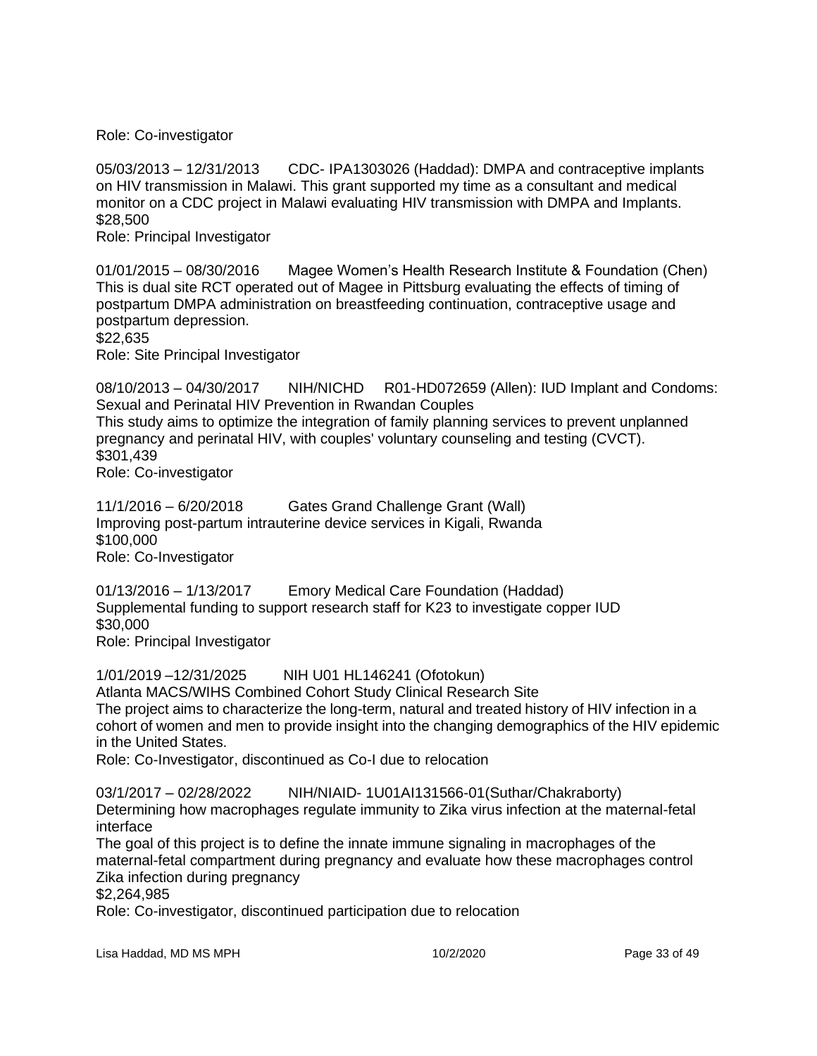Role: Co-investigator

05/03/2013 – 12/31/2013 CDC- IPA1303026 (Haddad): DMPA and contraceptive implants on HIV transmission in Malawi. This grant supported my time as a consultant and medical monitor on a CDC project in Malawi evaluating HIV transmission with DMPA and Implants.
$28,500
Role: Principal Investigator

01/01/2015 – 08/30/2016 Magee Women's Health Research Institute & Foundation (Chen)
This is dual site RCT operated out of Magee in Pittsburg evaluating the effects of timing of postpartum DMPA administration on breastfeeding continuation, contraceptive usage and postpartum depression.
$22,635
Role: Site Principal Investigator

08/10/2013 – 04/30/2017 NIH/NICHD R01-HD072659 (Allen): IUD Implant and Condoms: Sexual and Perinatal HIV Prevention in Rwandan Couples
This study aims to optimize the integration of family planning services to prevent unplanned pregnancy and perinatal HIV, with couples' voluntary counseling and testing (CVCT).
$301,439
Role: Co-investigator

11/1/2016 – 6/20/2018 Gates Grand Challenge Grant (Wall)
Improving post-partum intrauterine device services in Kigali, Rwanda
$100,000
Role: Co-Investigator

01/13/2016 – 1/13/2017 Emory Medical Care Foundation (Haddad)
Supplemental funding to support research staff for K23 to investigate copper IUD
$30,000
Role: Principal Investigator

1/01/2019 –12/31/2025 NIH U01 HL146241 (Ofotokun)
Atlanta MACS/WIHS Combined Cohort Study Clinical Research Site
The project aims to characterize the long-term, natural and treated history of HIV infection in a cohort of women and men to provide insight into the changing demographics of the HIV epidemic in the United States.
Role: Co-Investigator, discontinued as Co-I due to relocation

03/1/2017 – 02/28/2022 NIH/NIAID- 1U01AI131566-01(Suthar/Chakraborty)
Determining how macrophages regulate immunity to Zika virus infection at the maternal-fetal interface
The goal of this project is to define the innate immune signaling in macrophages of the maternal-fetal compartment during pregnancy and evaluate how these macrophages control Zika infection during pregnancy
$2,264,985
Role: Co-investigator, discontinued participation due to relocation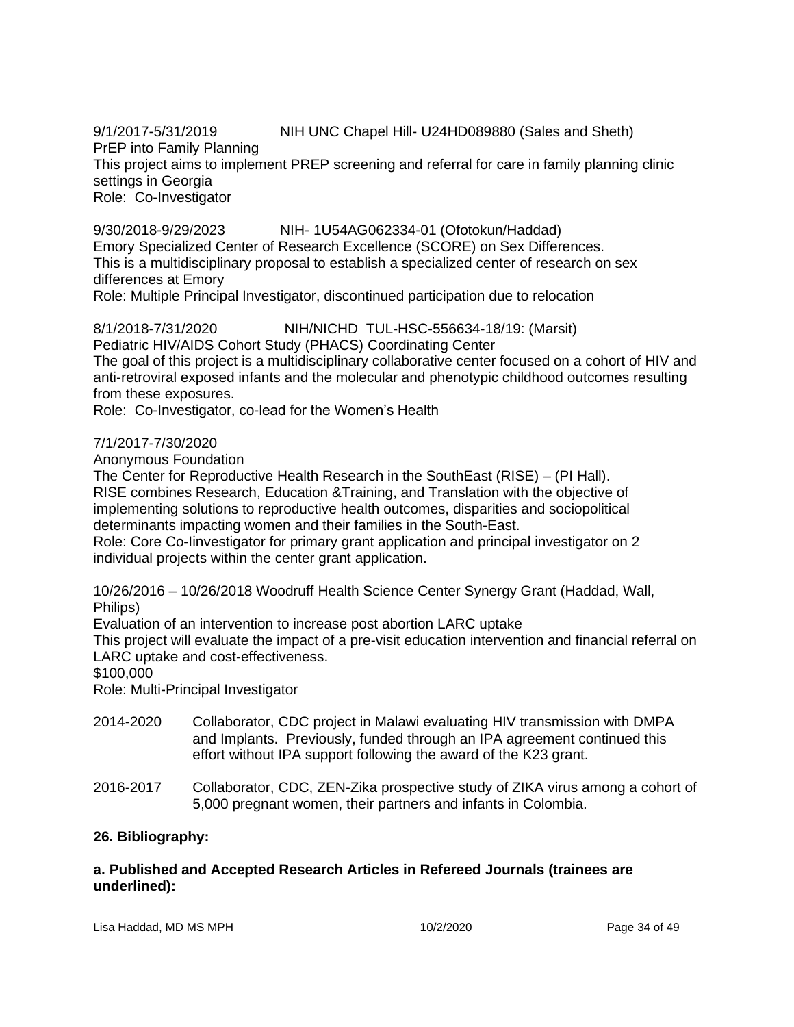9/1/2017-5/31/2019 NIH UNC Chapel Hill- U24HD089880 (Sales and Sheth)
PrEP into Family Planning
This project aims to implement PREP screening and referral for care in family planning clinic settings in Georgia
Role: Co-Investigator

9/30/2018-9/29/2023 NIH- 1U54AG062334-01 (Ofotokun/Haddad)
Emory Specialized Center of Research Excellence (SCORE) on Sex Differences.
This is a multidisciplinary proposal to establish a specialized center of research on sex differences at Emory
Role: Multiple Principal Investigator, discontinued participation due to relocation

8/1/2018-7/31/2020 NIH/NICHD TUL-HSC-556634-18/19: (Marsit)
Pediatric HIV/AIDS Cohort Study (PHACS) Coordinating Center
The goal of this project is a multidisciplinary collaborative center focused on a cohort of HIV and anti-retroviral exposed infants and the molecular and phenotypic childhood outcomes resulting from these exposures.
Role: Co-Investigator, co-lead for the Women's Health

7/1/2017-7/30/2020
Anonymous Foundation
The Center for Reproductive Health Research in the SouthEast (RISE) – (PI Hall).
RISE combines Research, Education &Training, and Translation with the objective of implementing solutions to reproductive health outcomes, disparities and sociopolitical determinants impacting women and their families in the South-East.
Role: Core Co-Iinvestigator for primary grant application and principal investigator on 2 individual projects within the center grant application.

10/26/2016 – 10/26/2018 Woodruff Health Science Center Synergy Grant (Haddad, Wall, Philips)
Evaluation of an intervention to increase post abortion LARC uptake
This project will evaluate the impact of a pre-visit education intervention and financial referral on LARC uptake and cost-effectiveness.
$100,000
Role: Multi-Principal Investigator

2014-2020 Collaborator, CDC project in Malawi evaluating HIV transmission with DMPA and Implants. Previously, funded through an IPA agreement continued this effort without IPA support following the award of the K23 grant.

2016-2017 Collaborator, CDC, ZEN-Zika prospective study of ZIKA virus among a cohort of 5,000 pregnant women, their partners and infants in Colombia.

**26. Bibliography:**

**a. Published and Accepted Research Articles in Refereed Journals (trainees are underlined):**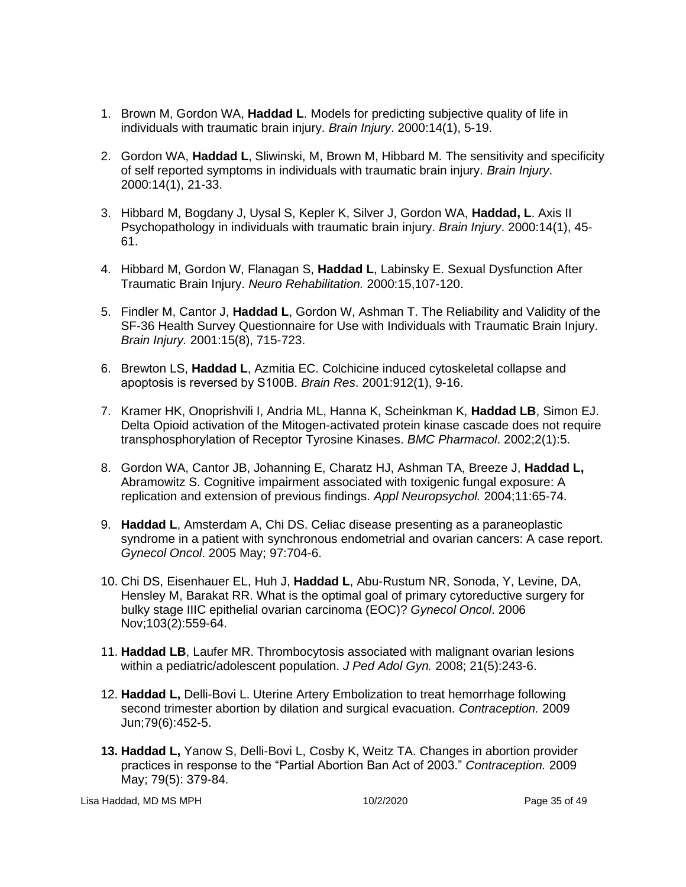1. Brown M, Gordon WA, **Haddad L**. Models for predicting subjective quality of life in individuals with traumatic brain injury. *Brain Injury*. 2000:14(1), 5-19.

2. Gordon WA, **Haddad L**, Sliwinski, M, Brown M, Hibbard M. The sensitivity and specificity of self reported symptoms in individuals with traumatic brain injury. *Brain Injury*. 2000:14(1), 21-33.

3. Hibbard M, Bogdany J, Uysal S, Kepler K, Silver J, Gordon WA, **Haddad, L**. Axis II Psychopathology in individuals with traumatic brain injury. *Brain Injury*. 2000:14(1), 45-61.

4. Hibbard M, Gordon W, Flanagan S, **Haddad L**, Labinsky E. Sexual Dysfunction After Traumatic Brain Injury. *Neuro Rehabilitation.* 2000:15,107-120.

5. Findler M, Cantor J, **Haddad L**, Gordon W, Ashman T. The Reliability and Validity of the SF-36 Health Survey Questionnaire for Use with Individuals with Traumatic Brain Injury. *Brain Injury.* 2001:15(8), 715-723.

6. Brewton LS, **Haddad L**, Azmitia EC. Colchicine induced cytoskeletal collapse and apoptosis is reversed by S100B. *Brain Res*. 2001:912(1), 9-16.

7. Kramer HK, Onoprishvili I, Andria ML, Hanna K, Scheinkman K, **Haddad LB**, Simon EJ. Delta Opioid activation of the Mitogen-activated protein kinase cascade does not require transphosphorylation of Receptor Tyrosine Kinases. *BMC Pharmacol*. 2002;2(1):5.

8. Gordon WA, Cantor JB, Johanning E, Charatz HJ, Ashman TA, Breeze J, **Haddad L,** Abramowitz S. Cognitive impairment associated with toxigenic fungal exposure: A replication and extension of previous findings. *Appl Neuropsychol.* 2004;11:65-74.

9. **Haddad L**, Amsterdam A, Chi DS. Celiac disease presenting as a paraneoplastic syndrome in a patient with synchronous endometrial and ovarian cancers: A case report. *Gynecol Oncol*. 2005 May; 97:704-6.

10. Chi DS, Eisenhauer EL, Huh J, **Haddad L**, Abu-Rustum NR, Sonoda, Y, Levine, DA, Hensley M, Barakat RR. What is the optimal goal of primary cytoreductive surgery for bulky stage IIIC epithelial ovarian carcinoma (EOC)? *Gynecol Oncol*. 2006 Nov;103(2):559-64.

11. **Haddad LB**, Laufer MR. Thrombocytosis associated with malignant ovarian lesions within a pediatric/adolescent population. *J Ped Adol Gyn.* 2008; 21(5):243-6.

12. **Haddad L,** Delli-Bovi L. Uterine Artery Embolization to treat hemorrhage following second trimester abortion by dilation and surgical evacuation. *Contraception.* 2009 Jun;79(6):452-5.

13. **Haddad L,** Yanow S, Delli-Bovi L, Cosby K, Weitz TA. Changes in abortion provider practices in response to the "Partial Abortion Ban Act of 2003." *Contraception.* 2009 May; 79(5): 379-84.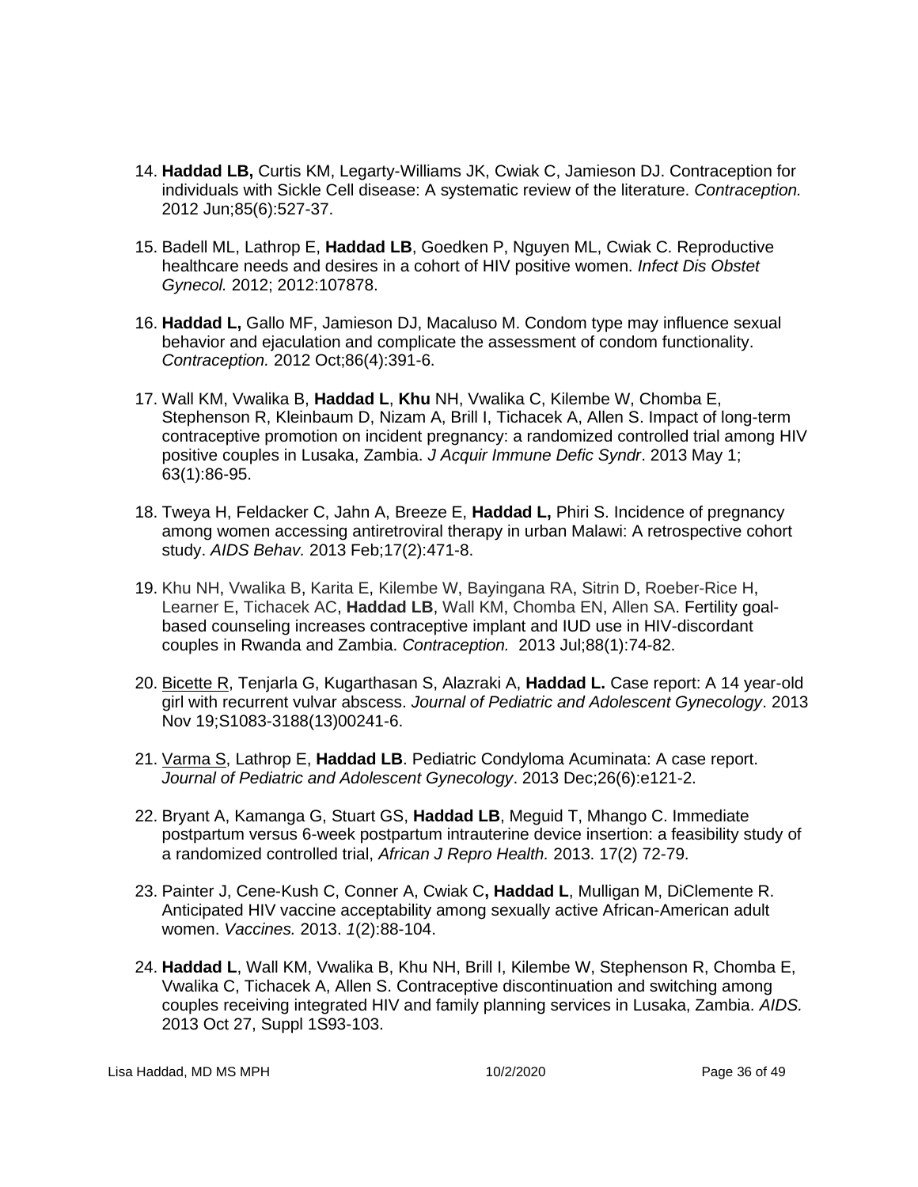14. **Haddad LB,** Curtis KM, Legarty-Williams JK, Cwiak C, Jamieson DJ. Contraception for individuals with Sickle Cell disease: A systematic review of the literature. *Contraception.* 2012 Jun;85(6):527-37.

15. Badell ML, Lathrop E, **Haddad LB**, Goedken P, Nguyen ML, Cwiak C. Reproductive healthcare needs and desires in a cohort of HIV positive women. *Infect Dis Obstet Gynecol.* 2012; 2012:107878.

16. **Haddad L,** Gallo MF, Jamieson DJ, Macaluso M. Condom type may influence sexual behavior and ejaculation and complicate the assessment of condom functionality. *Contraception.* 2012 Oct;86(4):391-6.

17. Wall KM, Vwalika B, **Haddad L**, **Khu** NH, Vwalika C, Kilembe W, Chomba E, Stephenson R, Kleinbaum D, Nizam A, Brill I, Tichacek A, Allen S. Impact of long-term contraceptive promotion on incident pregnancy: a randomized controlled trial among HIV positive couples in Lusaka, Zambia. *J Acquir Immune Defic Syndr*. 2013 May 1; 63(1):86-95.

18. Tweya H, Feldacker C, Jahn A, Breeze E, **Haddad L,** Phiri S. Incidence of pregnancy among women accessing antiretroviral therapy in urban Malawi: A retrospective cohort study. *AIDS Behav.* 2013 Feb;17(2):471-8.

19. Khu NH, Vwalika B, Karita E, Kilembe W, Bayingana RA, Sitrin D, Roeber-Rice H, Learner E, Tichacek AC, **Haddad LB**, Wall KM, Chomba EN, Allen SA. Fertility goal-based counseling increases contraceptive implant and IUD use in HIV-discordant couples in Rwanda and Zambia. *Contraception.* 2013 Jul;88(1):74-82.

20. <u>Bicette R</u>, Tenjarla G, Kugarthasan S, Alazraki A, **Haddad L.** Case report: A 14 year-old girl with recurrent vulvar abscess. *Journal of Pediatric and Adolescent Gynecology*. 2013 Nov 19;S1083-3188(13)00241-6.

21. <u>Varma S</u>, Lathrop E, **Haddad LB**. Pediatric Condyloma Acuminata: A case report. *Journal of Pediatric and Adolescent Gynecology*. 2013 Dec;26(6):e121-2.

22. Bryant A, Kamanga G, Stuart GS, **Haddad LB**, Meguid T, Mhango C. Immediate postpartum versus 6-week postpartum intrauterine device insertion: a feasibility study of a randomized controlled trial, *African J Repro Health.* 2013. 17(2) 72-79.

23. Painter J, Cene-Kush C, Conner A, Cwiak C**, Haddad L**, Mulligan M, DiClemente R. Anticipated HIV vaccine acceptability among sexually active African-American adult women. *Vaccines.* 2013. *1*(2):88-104.

24. **Haddad L**, Wall KM, Vwalika B, Khu NH, Brill I, Kilembe W, Stephenson R, Chomba E, Vwalika C, Tichacek A, Allen S. Contraceptive discontinuation and switching among couples receiving integrated HIV and family planning services in Lusaka, Zambia. *AIDS.* 2013 Oct 27, Suppl 1S93-103.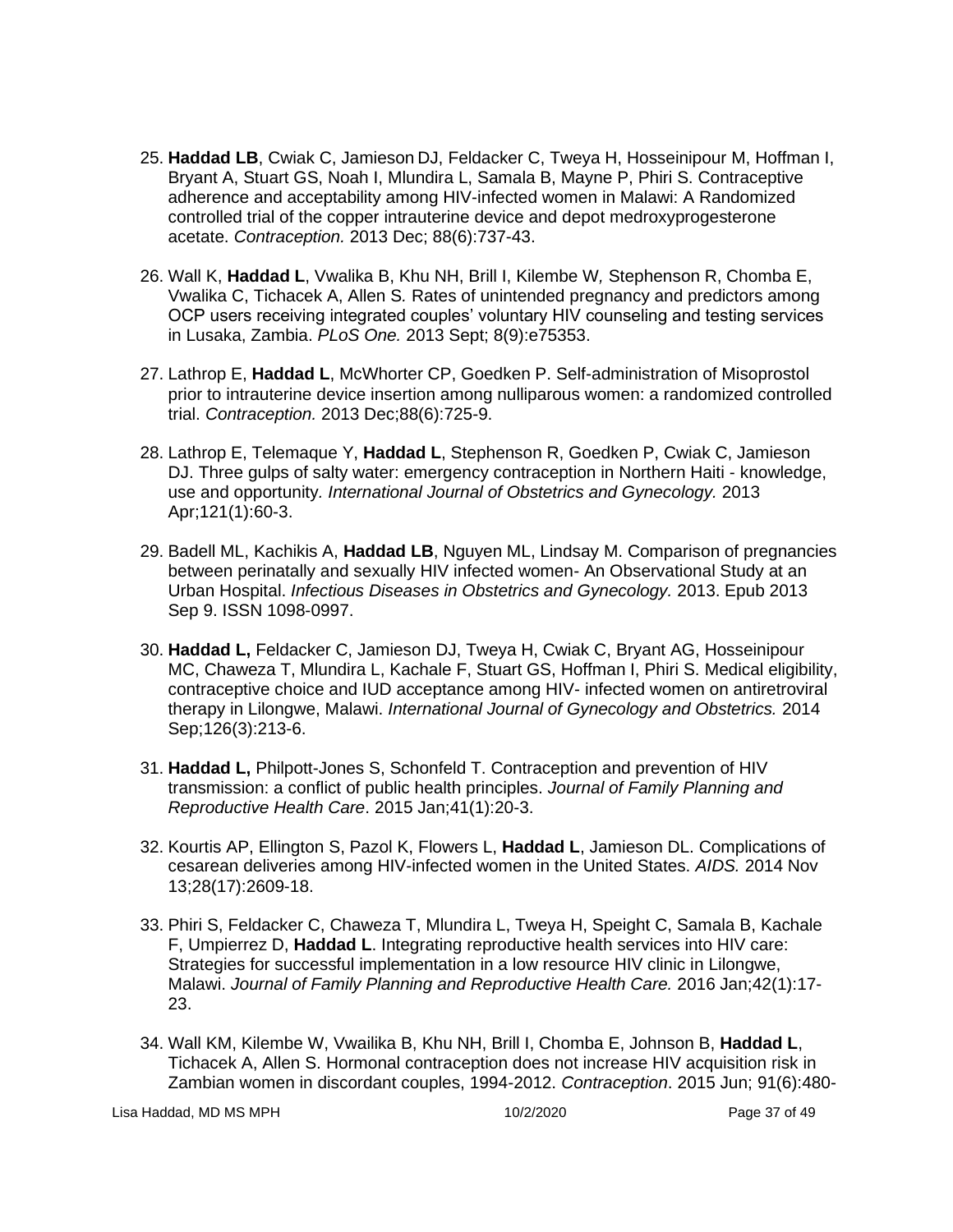25. **Haddad LB**, Cwiak C, Jamieson DJ, Feldacker C, Tweya H, Hosseinipour M, Hoffman I, Bryant A, Stuart GS, Noah I, Mlundira L, Samala B, Mayne P, Phiri S. Contraceptive adherence and acceptability among HIV-infected women in Malawi: A Randomized controlled trial of the copper intrauterine device and depot medroxyprogesterone acetate. *Contraception.* 2013 Dec; 88(6):737-43.

26. Wall K, **Haddad L**, Vwalika B, Khu NH, Brill I, Kilembe W*,* Stephenson R, Chomba E, Vwalika C, Tichacek A, Allen S*.* Rates of unintended pregnancy and predictors among OCP users receiving integrated couples' voluntary HIV counseling and testing services in Lusaka, Zambia. *PLoS One.* 2013 Sept; 8(9):e75353.

27. Lathrop E, **Haddad L**, McWhorter CP, Goedken P. Self-administration of Misoprostol prior to intrauterine device insertion among nulliparous women: a randomized controlled trial. *Contraception.* 2013 Dec;88(6):725-9.

28. Lathrop E, Telemaque Y, **Haddad L**, Stephenson R, Goedken P, Cwiak C, Jamieson DJ. Three gulps of salty water: emergency contraception in Northern Haiti - knowledge, use and opportunity*. International Journal of Obstetrics and Gynecology.* 2013 Apr;121(1):60-3.

29. Badell ML, Kachikis A, **Haddad LB**, Nguyen ML, Lindsay M. Comparison of pregnancies between perinatally and sexually HIV infected women- An Observational Study at an Urban Hospital. *Infectious Diseases in Obstetrics and Gynecology.* 2013. Epub 2013 Sep 9. ISSN 1098-0997.

30. **Haddad L,** Feldacker C, Jamieson DJ, Tweya H, Cwiak C, Bryant AG, Hosseinipour MC, Chaweza T, Mlundira L, Kachale F, Stuart GS, Hoffman I, Phiri S. Medical eligibility, contraceptive choice and IUD acceptance among HIV- infected women on antiretroviral therapy in Lilongwe, Malawi. *International Journal of Gynecology and Obstetrics.* 2014 Sep;126(3):213-6.

31. **Haddad L,** Philpott-Jones S, Schonfeld T. Contraception and prevention of HIV transmission: a conflict of public health principles. *Journal of Family Planning and Reproductive Health Care*. 2015 Jan;41(1):20-3.

32. Kourtis AP, Ellington S, Pazol K, Flowers L, **Haddad L**, Jamieson DL. Complications of cesarean deliveries among HIV-infected women in the United States. *AIDS.* 2014 Nov 13;28(17):2609-18.

33. Phiri S, Feldacker C, Chaweza T, Mlundira L, Tweya H, Speight C, Samala B, Kachale F, Umpierrez D, **Haddad L**. Integrating reproductive health services into HIV care: Strategies for successful implementation in a low resource HIV clinic in Lilongwe, Malawi. *Journal of Family Planning and Reproductive Health Care.* 2016 Jan;42(1):17-23.

34. Wall KM, Kilembe W, Vwailika B, Khu NH, Brill I, Chomba E, Johnson B, **Haddad L**, Tichacek A, Allen S. Hormonal contraception does not increase HIV acquisition risk in Zambian women in discordant couples, 1994-2012. *Contraception*. 2015 Jun; 91(6):480-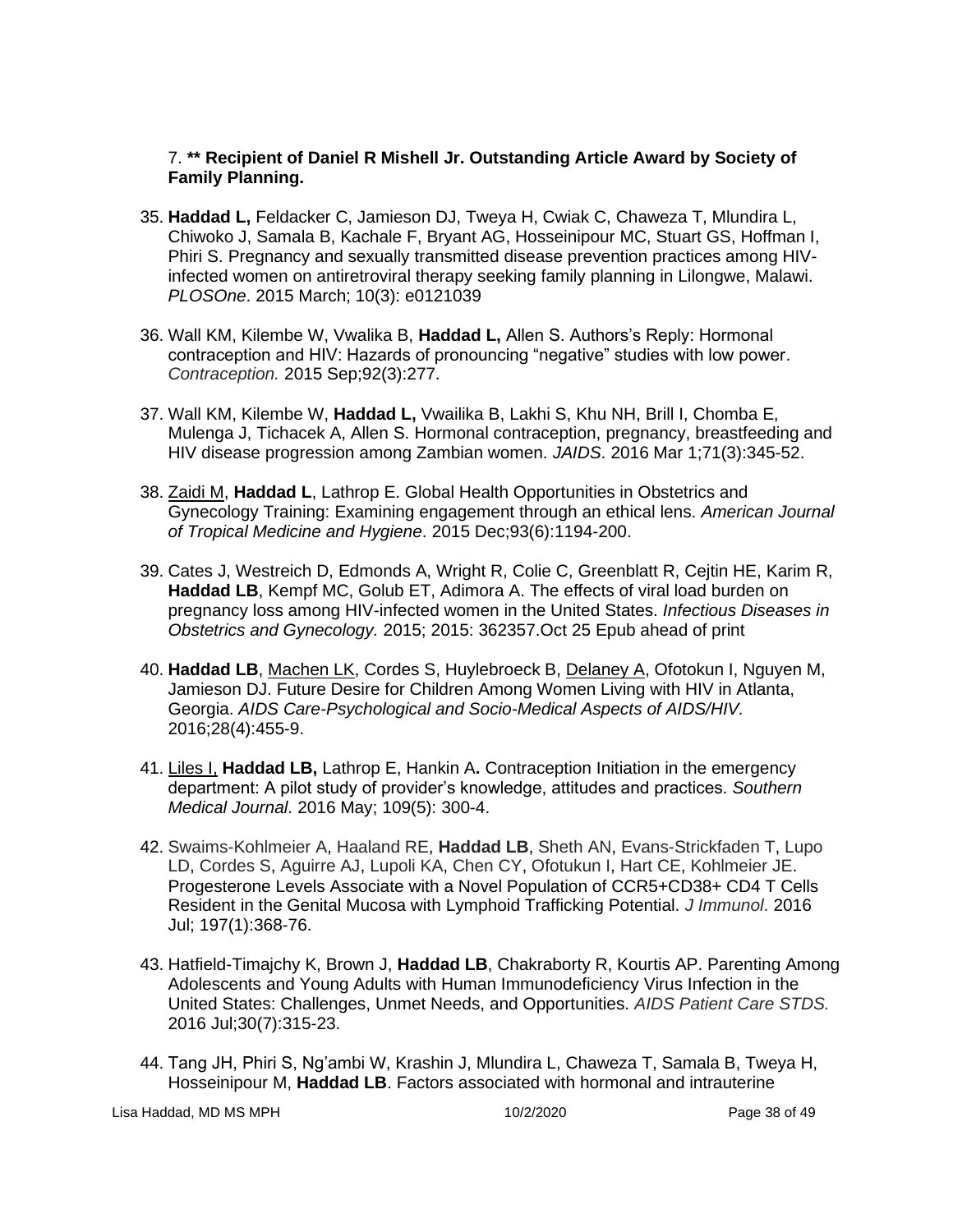7. **\*\* Recipient of Daniel R Mishell Jr. Outstanding Article Award by Society of Family Planning.**

35. **Haddad L,** Feldacker C, Jamieson DJ, Tweya H, Cwiak C, Chaweza T, Mlundira L, Chiwoko J, Samala B, Kachale F, Bryant AG, Hosseinipour MC, Stuart GS, Hoffman I, Phiri S. Pregnancy and sexually transmitted disease prevention practices among HIV-infected women on antiretroviral therapy seeking family planning in Lilongwe, Malawi. *PLOSOne*. 2015 March; 10(3): e0121039

36. Wall KM, Kilembe W, Vwalika B, **Haddad L,** Allen S. Authors's Reply: Hormonal contraception and HIV: Hazards of pronouncing "negative" studies with low power. *Contraception.* 2015 Sep;92(3):277.

37. Wall KM, Kilembe W, **Haddad L,** Vwailika B, Lakhi S, Khu NH, Brill I, Chomba E, Mulenga J, Tichacek A, Allen S. Hormonal contraception, pregnancy, breastfeeding and HIV disease progression among Zambian women. *JAIDS*. 2016 Mar 1;71(3):345-52.

38. <u>Zaidi M</u>, **Haddad L**, Lathrop E. Global Health Opportunities in Obstetrics and Gynecology Training: Examining engagement through an ethical lens. *American Journal of Tropical Medicine and Hygiene*. 2015 Dec;93(6):1194-200.

39. Cates J, Westreich D, Edmonds A, Wright R, Colie C, Greenblatt R, Cejtin HE, Karim R, **Haddad LB**, Kempf MC, Golub ET, Adimora A. The effects of viral load burden on pregnancy loss among HIV-infected women in the United States. *Infectious Diseases in Obstetrics and Gynecology.* 2015; 2015: 362357.Oct 25 Epub ahead of print

40. **Haddad LB**, <u>Machen LK</u>, Cordes S, Huylebroeck B, <u>Delaney A</u>, Ofotokun I, Nguyen M, Jamieson DJ. Future Desire for Children Among Women Living with HIV in Atlanta, Georgia. *AIDS Care-Psychological and Socio-Medical Aspects of AIDS/HIV.* 2016;28(4):455-9.

41. <u>Liles I,</u> **Haddad LB,** Lathrop E, Hankin A**.** Contraception Initiation in the emergency department: A pilot study of provider's knowledge, attitudes and practices. *Southern Medical Journal*. 2016 May; 109(5): 300-4.

42. Swaims-Kohlmeier A, Haaland RE, **Haddad LB**, Sheth AN, Evans-Strickfaden T, Lupo LD, Cordes S, Aguirre AJ, Lupoli KA, Chen CY, Ofotukun I, Hart CE, Kohlmeier JE. Progesterone Levels Associate with a Novel Population of CCR5+CD38+ CD4 T Cells Resident in the Genital Mucosa with Lymphoid Trafficking Potential. *J Immunol*. 2016 Jul; 197(1):368-76.

43. Hatfield-Timajchy K, Brown J, **Haddad LB**, Chakraborty R, Kourtis AP. Parenting Among Adolescents and Young Adults with Human Immunodeficiency Virus Infection in the United States: Challenges, Unmet Needs, and Opportunities. *AIDS Patient Care STDS.* 2016 Jul;30(7):315-23.

44. Tang JH, Phiri S, Ng'ambi W, Krashin J, Mlundira L, Chaweza T, Samala B, Tweya H, Hosseinipour M, **Haddad LB**. Factors associated with hormonal and intrauterine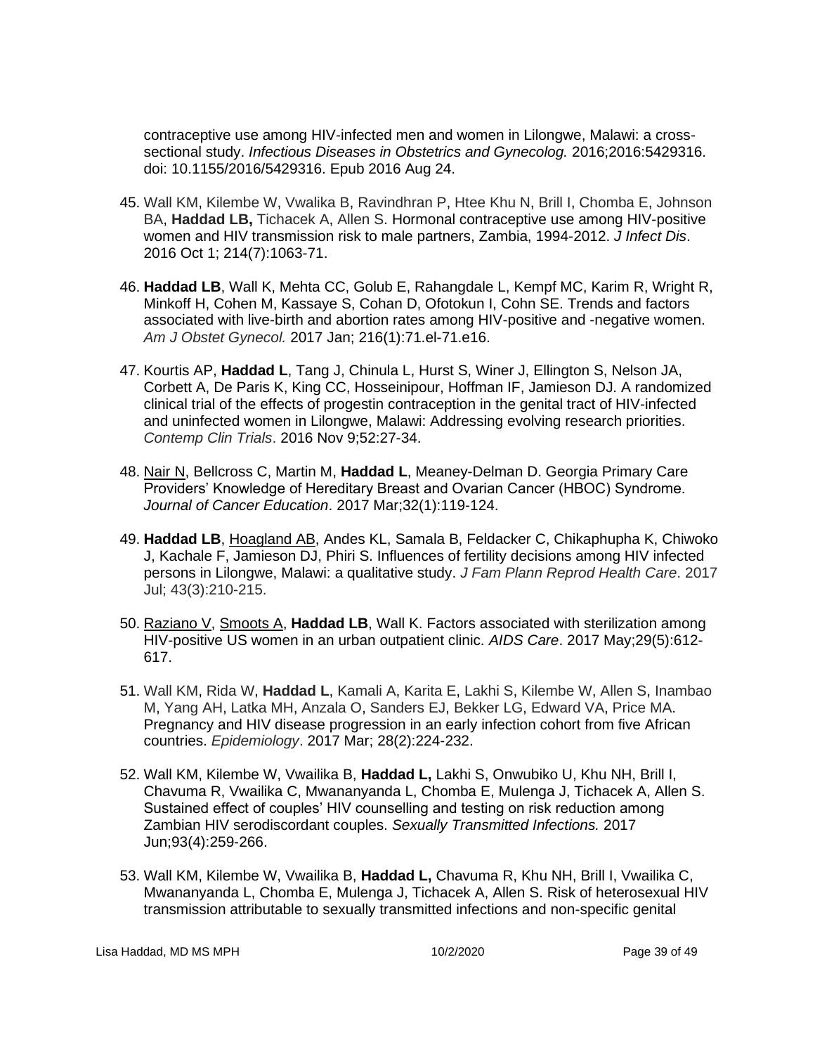contraceptive use among HIV-infected men and women in Lilongwe, Malawi: a cross-sectional study. *Infectious Diseases in Obstetrics and Gynecolog.* 2016;2016:5429316. doi: 10.1155/2016/5429316. Epub 2016 Aug 24.

45. Wall KM, Kilembe W, Vwalika B, Ravindhran P, Htee Khu N, Brill I, Chomba E, Johnson BA, **Haddad LB,** Tichacek A, Allen S. Hormonal contraceptive use among HIV-positive women and HIV transmission risk to male partners, Zambia, 1994-2012. *J Infect Dis*. 2016 Oct 1; 214(7):1063-71.

46. **Haddad LB**, Wall K, Mehta CC, Golub E, Rahangdale L, Kempf MC, Karim R, Wright R, Minkoff H, Cohen M, Kassaye S, Cohan D, Ofotokun I, Cohn SE. Trends and factors associated with live-birth and abortion rates among HIV-positive and -negative women. *Am J Obstet Gynecol.* 2017 Jan; 216(1):71.el-71.e16.

47. Kourtis AP, **Haddad L**, Tang J, Chinula L, Hurst S, Winer J, Ellington S, Nelson JA, Corbett A, De Paris K, King CC, Hosseinipour, Hoffman IF, Jamieson DJ. A randomized clinical trial of the effects of progestin contraception in the genital tract of HIV-infected and uninfected women in Lilongwe, Malawi: Addressing evolving research priorities. *Contemp Clin Trials*. 2016 Nov 9;52:27-34.

48. <u>Nair N</u>, Bellcross C, Martin M, **Haddad L**, Meaney-Delman D. Georgia Primary Care Providers' Knowledge of Hereditary Breast and Ovarian Cancer (HBOC) Syndrome. *Journal of Cancer Education*. 2017 Mar;32(1):119-124.

49. **Haddad LB**, <u>Hoagland AB</u>, Andes KL, Samala B, Feldacker C, Chikaphupha K, Chiwoko J, Kachale F, Jamieson DJ, Phiri S. Influences of fertility decisions among HIV infected persons in Lilongwe, Malawi: a qualitative study. *J Fam Plann Reprod Health Care*. 2017 Jul; 43(3):210-215.

50. <u>Raziano V</u>, <u>Smoots A</u>, **Haddad LB**, Wall K. Factors associated with sterilization among HIV-positive US women in an urban outpatient clinic. *AIDS Care*. 2017 May;29(5):612-617.

51. Wall KM, Rida W, **Haddad L**, Kamali A, Karita E, Lakhi S, Kilembe W, Allen S, Inambao M, Yang AH, Latka MH, Anzala O, Sanders EJ, Bekker LG, Edward VA, Price MA. Pregnancy and HIV disease progression in an early infection cohort from five African countries. *Epidemiology*. 2017 Mar; 28(2):224-232.

52. Wall KM, Kilembe W, Vwailika B, **Haddad L,** Lakhi S, Onwubiko U, Khu NH, Brill I, Chavuma R, Vwailika C, Mwananyanda L, Chomba E, Mulenga J, Tichacek A, Allen S. Sustained effect of couples' HIV counselling and testing on risk reduction among Zambian HIV serodiscordant couples. *Sexually Transmitted Infections.* 2017 Jun;93(4):259-266.

53. Wall KM, Kilembe W, Vwailika B, **Haddad L,** Chavuma R, Khu NH, Brill I, Vwailika C, Mwananyanda L, Chomba E, Mulenga J, Tichacek A, Allen S. Risk of heterosexual HIV transmission attributable to sexually transmitted infections and non-specific genital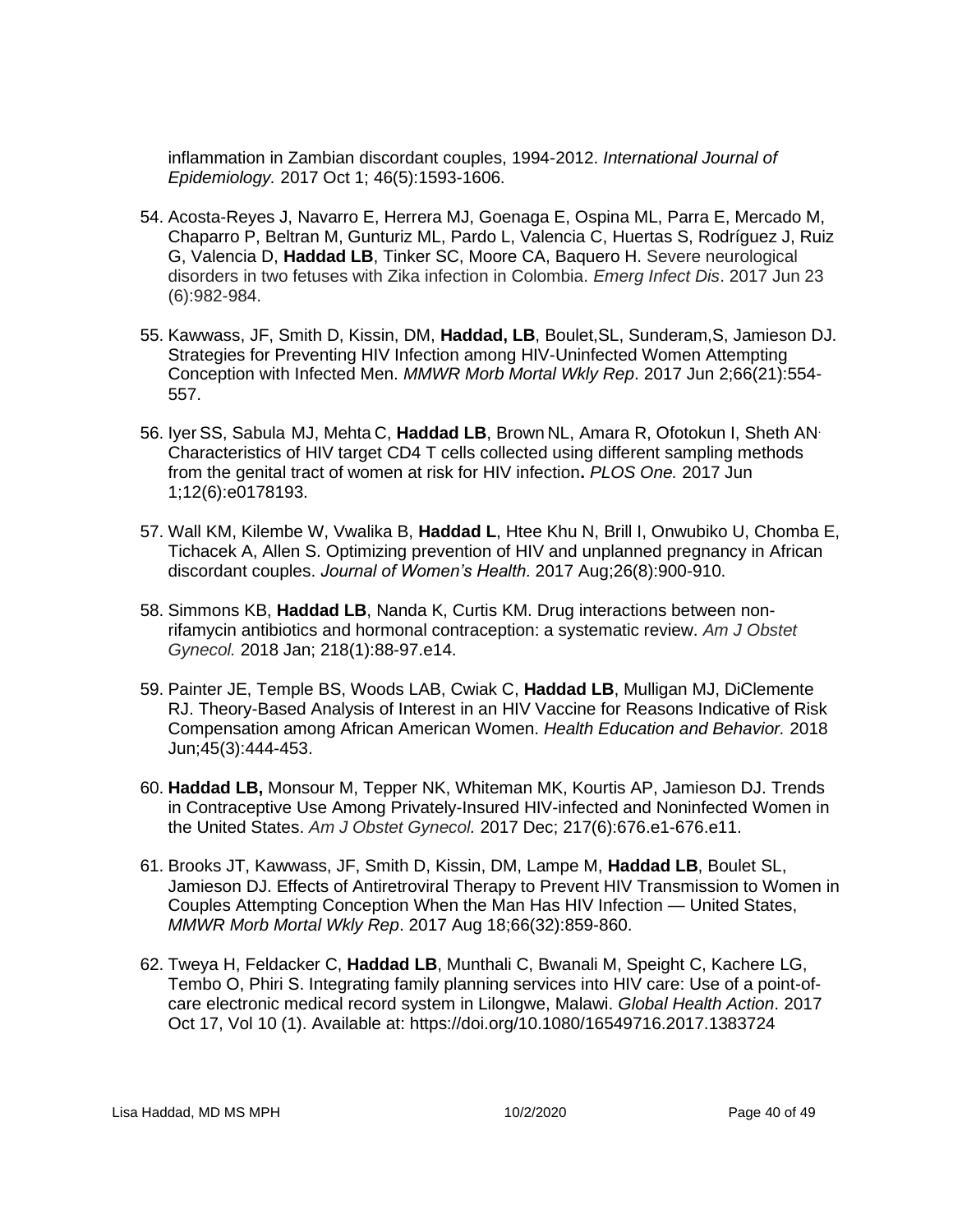inflammation in Zambian discordant couples, 1994-2012. *International Journal of Epidemiology.* 2017 Oct 1; 46(5):1593-1606.

54. Acosta-Reyes J, Navarro E, Herrera MJ, Goenaga E, Ospina ML, Parra E, Mercado M, Chaparro P, Beltran M, Gunturiz ML, Pardo L, Valencia C, Huertas S, Rodríguez J, Ruiz G, Valencia D, **Haddad LB**, Tinker SC, Moore CA, Baquero H. Severe neurological disorders in two fetuses with Zika infection in Colombia. *Emerg Infect Dis*. 2017 Jun 23 (6):982-984.

55. Kawwass, JF, Smith D, Kissin, DM, **Haddad, LB**, Boulet,SL, Sunderam,S, Jamieson DJ. Strategies for Preventing HIV Infection among HIV-Uninfected Women Attempting Conception with Infected Men. *MMWR Morb Mortal Wkly Rep*. 2017 Jun 2;66(21):554-557.

56. Iyer SS, Sabula MJ, Mehta C, **Haddad LB**, Brown NL, Amara R, Ofotokun I, Sheth AN. Characteristics of HIV target CD4 T cells collected using different sampling methods from the genital tract of women at risk for HIV infection**.** *PLOS One.* 2017 Jun 1;12(6):e0178193.

57. Wall KM, Kilembe W, Vwalika B, **Haddad L**, Htee Khu N, Brill I, Onwubiko U, Chomba E, Tichacek A, Allen S. Optimizing prevention of HIV and unplanned pregnancy in African discordant couples. *Journal of Women's Health.* 2017 Aug;26(8):900-910.

58. Simmons KB, **Haddad LB**, Nanda K, Curtis KM. Drug interactions between non-rifamycin antibiotics and hormonal contraception: a systematic review. *Am J Obstet Gynecol.* 2018 Jan; 218(1):88-97.e14.

59. Painter JE, Temple BS, Woods LAB, Cwiak C, **Haddad LB**, Mulligan MJ, DiClemente RJ. Theory-Based Analysis of Interest in an HIV Vaccine for Reasons Indicative of Risk Compensation among African American Women. *Health Education and Behavior.* 2018 Jun;45(3):444-453.

60. **Haddad LB,** Monsour M, Tepper NK, Whiteman MK, Kourtis AP, Jamieson DJ. Trends in Contraceptive Use Among Privately-Insured HIV-infected and Noninfected Women in the United States. *Am J Obstet Gynecol.* 2017 Dec; 217(6):676.e1-676.e11.

61. Brooks JT, Kawwass, JF, Smith D, Kissin, DM, Lampe M, **Haddad LB**, Boulet SL, Jamieson DJ. Effects of Antiretroviral Therapy to Prevent HIV Transmission to Women in Couples Attempting Conception When the Man Has HIV Infection — United States, *MMWR Morb Mortal Wkly Rep*. 2017 Aug 18;66(32):859-860.

62. Tweya H, Feldacker C, **Haddad LB**, Munthali C, Bwanali M, Speight C, Kachere LG, Tembo O, Phiri S. Integrating family planning services into HIV care: Use of a point-of-care electronic medical record system in Lilongwe, Malawi. *Global Health Action*. 2017 Oct 17, Vol 10 (1). Available at: https://doi.org/10.1080/16549716.2017.1383724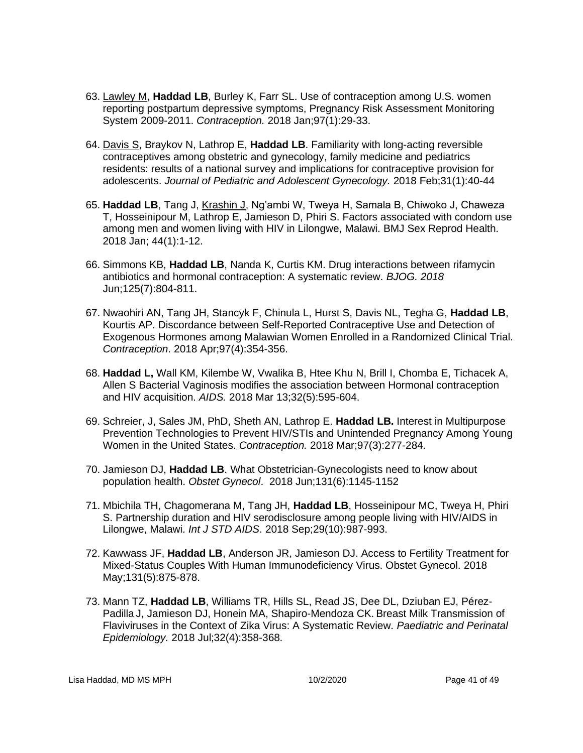63. <u>Lawley M</u>, **Haddad LB**, Burley K, Farr SL. Use of contraception among U.S. women reporting postpartum depressive symptoms, Pregnancy Risk Assessment Monitoring System 2009-2011. *Contraception.* 2018 Jan;97(1):29-33.

64. <u>Davis S</u>, Braykov N, Lathrop E, **Haddad LB**. Familiarity with long-acting reversible contraceptives among obstetric and gynecology, family medicine and pediatrics residents: results of a national survey and implications for contraceptive provision for adolescents. *Journal of Pediatric and Adolescent Gynecology.* 2018 Feb;31(1):40-44

65. **Haddad LB**, Tang J, <u>Krashin J</u>, Ng'ambi W, Tweya H, Samala B, Chiwoko J, Chaweza T, Hosseinipour M, Lathrop E, Jamieson D, Phiri S. Factors associated with condom use among men and women living with HIV in Lilongwe, Malawi. BMJ Sex Reprod Health. 2018 Jan; 44(1):1-12.

66. Simmons KB, **Haddad LB**, Nanda K, Curtis KM. Drug interactions between rifamycin antibiotics and hormonal contraception: A systematic review. *BJOG. 2018* Jun;125(7):804-811.

67. Nwaohiri AN, Tang JH, Stancyk F, Chinula L, Hurst S, Davis NL, Tegha G, **Haddad LB**, Kourtis AP. Discordance between Self-Reported Contraceptive Use and Detection of Exogenous Hormones among Malawian Women Enrolled in a Randomized Clinical Trial. *Contraception*. 2018 Apr;97(4):354-356.

68. **Haddad L,** Wall KM, Kilembe W, Vwalika B, Htee Khu N, Brill I, Chomba E, Tichacek A, Allen S Bacterial Vaginosis modifies the association between Hormonal contraception and HIV acquisition. *AIDS.* 2018 Mar 13;32(5):595-604.

69. Schreier, J, Sales JM, PhD, Sheth AN, Lathrop E. **Haddad LB.** Interest in Multipurpose Prevention Technologies to Prevent HIV/STIs and Unintended Pregnancy Among Young Women in the United States. *Contraception.* 2018 Mar;97(3):277-284.

70. Jamieson DJ, **Haddad LB**. What Obstetrician-Gynecologists need to know about population health. *Obstet Gynecol*. 2018 Jun;131(6):1145-1152

71. Mbichila TH, Chagomerana M, Tang JH, **Haddad LB**, Hosseinipour MC, Tweya H, Phiri S. Partnership duration and HIV serodisclosure among people living with HIV/AIDS in Lilongwe, Malawi. *Int J STD AIDS*. 2018 Sep;29(10):987-993.

72. Kawwass JF, **Haddad LB**, Anderson JR, Jamieson DJ. Access to Fertility Treatment for Mixed-Status Couples With Human Immunodeficiency Virus. Obstet Gynecol. 2018 May;131(5):875-878.

73. Mann TZ, **Haddad LB**, Williams TR, Hills SL, Read JS, Dee DL, Dziuban EJ, Pérez-Padilla J, Jamieson DJ, Honein MA, Shapiro-Mendoza CK. Breast Milk Transmission of Flaviviruses in the Context of Zika Virus: A Systematic Review. *Paediatric and Perinatal Epidemiology.* 2018 Jul;32(4):358-368.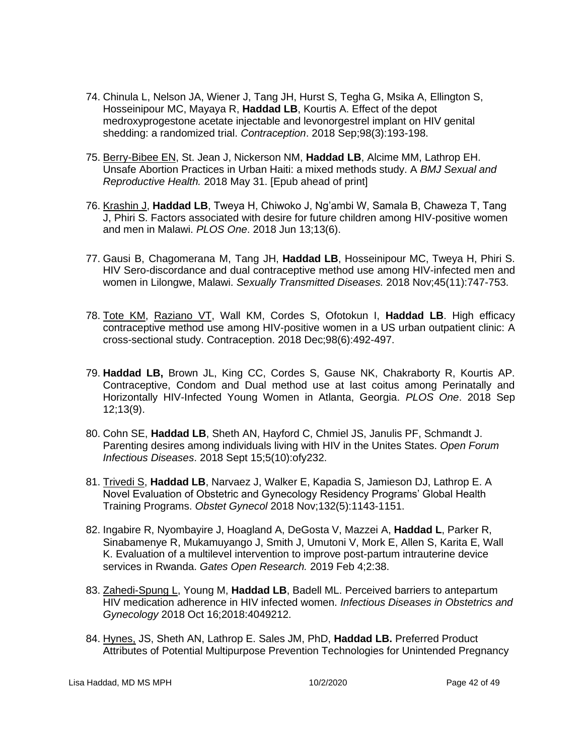74. Chinula L, Nelson JA, Wiener J, Tang JH, Hurst S, Tegha G, Msika A, Ellington S, Hosseinipour MC, Mayaya R, **Haddad LB**, Kourtis A. Effect of the depot medroxyprogestone acetate injectable and levonorgestrel implant on HIV genital shedding: a randomized trial. *Contraception*. 2018 Sep;98(3):193-198.

75. Berry-Bibee EN, St. Jean J, Nickerson NM, **Haddad LB**, Alcime MM, Lathrop EH. Unsafe Abortion Practices in Urban Haiti: a mixed methods study. A *BMJ Sexual and Reproductive Health.* 2018 May 31. [Epub ahead of print]

76. Krashin J, **Haddad LB**, Tweya H, Chiwoko J, Ng'ambi W, Samala B, Chaweza T, Tang J, Phiri S. Factors associated with desire for future children among HIV-positive women and men in Malawi. *PLOS One*. 2018 Jun 13;13(6).

77. Gausi B, Chagomerana M, Tang JH, **Haddad LB**, Hosseinipour MC, Tweya H, Phiri S. HIV Sero-discordance and dual contraceptive method use among HIV-infected men and women in Lilongwe, Malawi. *Sexually Transmitted Diseases.* 2018 Nov;45(11):747-753.

78. Tote KM, Raziano VT, Wall KM, Cordes S, Ofotokun I, **Haddad LB**. High efficacy contraceptive method use among HIV-positive women in a US urban outpatient clinic: A cross-sectional study. Contraception. 2018 Dec;98(6):492-497.

79. **Haddad LB,** Brown JL, King CC, Cordes S, Gause NK, Chakraborty R, Kourtis AP. Contraceptive, Condom and Dual method use at last coitus among Perinatally and Horizontally HIV-Infected Young Women in Atlanta, Georgia. *PLOS One*. 2018 Sep 12;13(9).

80. Cohn SE, **Haddad LB**, Sheth AN, Hayford C, Chmiel JS, Janulis PF, Schmandt J. Parenting desires among individuals living with HIV in the Unites States. *Open Forum Infectious Diseases*. 2018 Sept 15;5(10):ofy232.

81. Trivedi S, **Haddad LB**, Narvaez J, Walker E, Kapadia S, Jamieson DJ, Lathrop E. A Novel Evaluation of Obstetric and Gynecology Residency Programs' Global Health Training Programs. *Obstet Gynecol* 2018 Nov;132(5):1143-1151.

82. Ingabire R, Nyombayire J, Hoagland A, DeGosta V, Mazzei A, **Haddad L**, Parker R, Sinabamenye R, Mukamuyango J, Smith J, Umutoni V, Mork E, Allen S, Karita E, Wall K. Evaluation of a multilevel intervention to improve post-partum intrauterine device services in Rwanda. *Gates Open Research.* 2019 Feb 4;2:38.

83. Zahedi-Spung L, Young M, **Haddad LB**, Badell ML. Perceived barriers to antepartum HIV medication adherence in HIV infected women. *Infectious Diseases in Obstetrics and Gynecology* 2018 Oct 16;2018:4049212.

84. Hynes, JS, Sheth AN, Lathrop E. Sales JM, PhD, **Haddad LB.** Preferred Product Attributes of Potential Multipurpose Prevention Technologies for Unintended Pregnancy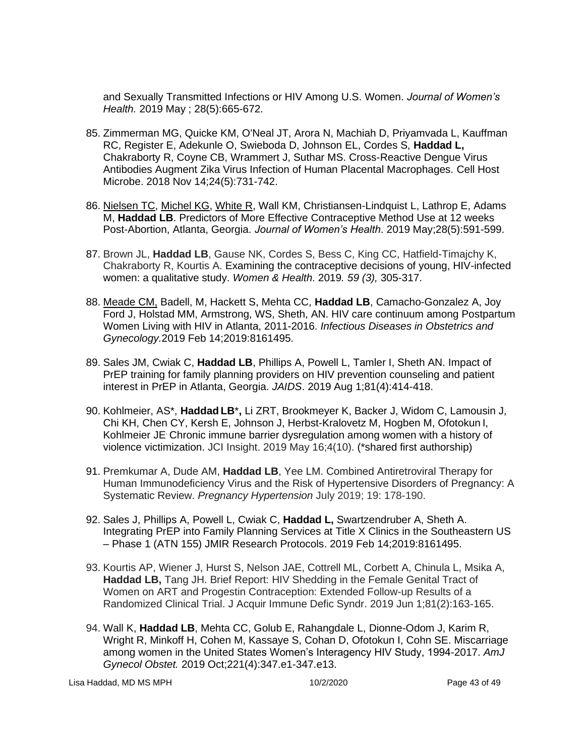and Sexually Transmitted Infections or HIV Among U.S. Women. *Journal of Women's Health.* 2019 May ; 28(5):665-672.

85. Zimmerman MG, Quicke KM, O'Neal JT, Arora N, Machiah D, Priyamvada L, Kauffman RC, Register E, Adekunle O, Swieboda D, Johnson EL, Cordes S, **Haddad L,** Chakraborty R, Coyne CB, Wrammert J, Suthar MS. Cross-Reactive Dengue Virus Antibodies Augment Zika Virus Infection of Human Placental Macrophages. Cell Host Microbe. 2018 Nov 14;24(5):731-742.

86. <u>Nielsen TC</u>, <u>Michel KG</u>, <u>White R</u>, Wall KM, Christiansen-Lindquist L, Lathrop E, Adams M, **Haddad LB**. Predictors of More Effective Contraceptive Method Use at 12 weeks Post-Abortion, Atlanta, Georgia. *Journal of Women's Health*. 2019 May;28(5):591-599.

87. Brown JL, **Haddad LB**, Gause NK, Cordes S, Bess C, King CC, Hatfield-Timajchy K, Chakraborty R, Kourtis A. Examining the contraceptive decisions of young, HIV-infected women: a qualitative study. *Women & Health*. 2019*. 59 (3),* 305-317.

88. <u>Meade CM,</u> Badell, M, Hackett S, Mehta CC, **Haddad LB**, Camacho-Gonzalez A, Joy Ford J, Holstad MM, Armstrong, WS, Sheth, AN. HIV care continuum among Postpartum Women Living with HIV in Atlanta, 2011-2016. *Infectious Diseases in Obstetrics and Gynecology.*2019 Feb 14;2019:8161495.

89. Sales JM, Cwiak C, **Haddad LB**, Phillips A, Powell L, Tamler I, Sheth AN. Impact of PrEP training for family planning providers on HIV prevention counseling and patient interest in PrEP in Atlanta, Georgia. *JAIDS*. 2019 Aug 1;81(4):414-418.

90. Kohlmeier, AS*, **Haddad LB***, Li ZRT, Brookmeyer K, Backer J, Widom C, Lamousin J, Chi KH, Chen CY, Kersh E, Johnson J, Herbst-Kralovetz M, Hogben M, Ofotokun I, Kohlmeier JE. Chronic immune barrier dysregulation among women with a history of violence victimization. JCI Insight. 2019 May 16;4(10). (*shared first authorship)

91. Premkumar A, Dude AM, **Haddad LB**, Yee LM. Combined Antiretroviral Therapy for Human Immunodeficiency Virus and the Risk of Hypertensive Disorders of Pregnancy: A Systematic Review. *Pregnancy Hypertension* July 2019; 19: 178-190.

92. Sales J, Phillips A, Powell L, Cwiak C, **Haddad L,** Swartzendruber A, Sheth A. Integrating PrEP into Family Planning Services at Title X Clinics in the Southeastern US – Phase 1 (ATN 155) JMIR Research Protocols. 2019 Feb 14;2019:8161495.

93. Kourtis AP, Wiener J, Hurst S, Nelson JAE, Cottrell ML, Corbett A, Chinula L, Msika A, **Haddad LB,** Tang JH. Brief Report: HIV Shedding in the Female Genital Tract of Women on ART and Progestin Contraception: Extended Follow-up Results of a Randomized Clinical Trial. J Acquir Immune Defic Syndr. 2019 Jun 1;81(2):163-165.

94. Wall K, **Haddad LB**, Mehta CC, Golub E, Rahangdale L, Dionne-Odom J, Karim R, Wright R, Minkoff H, Cohen M, Kassaye S, Cohan D, Ofotokun I, Cohn SE. Miscarriage among women in the United States Women's Interagency HIV Study, 1994-2017. *AmJ Gynecol Obstet.* 2019 Oct;221(4):347.e1-347.e13.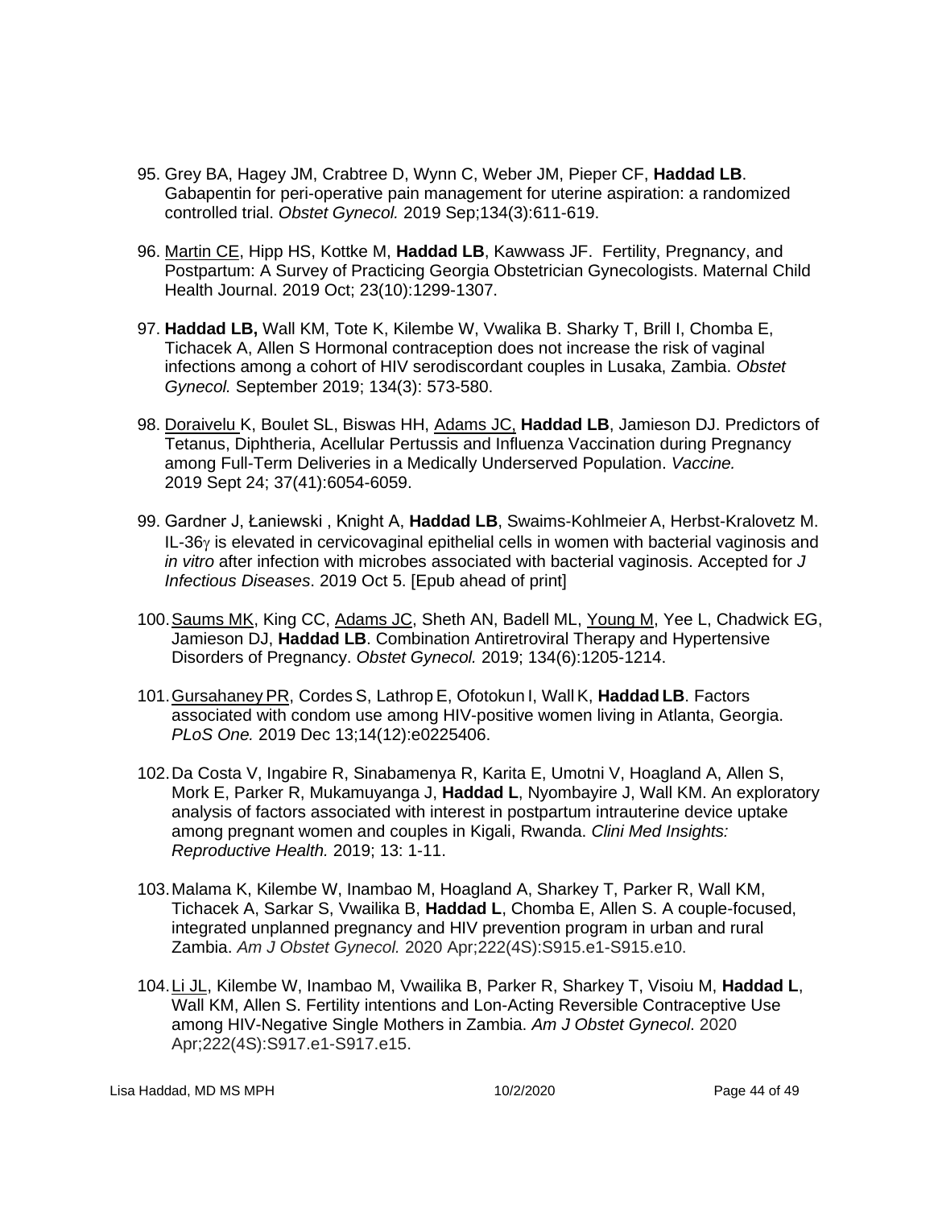95. Grey BA, Hagey JM, Crabtree D, Wynn C, Weber JM, Pieper CF, **Haddad LB**. Gabapentin for peri-operative pain management for uterine aspiration: a randomized controlled trial. *Obstet Gynecol.* 2019 Sep;134(3):611-619.

96. Martin CE, Hipp HS, Kottke M, **Haddad LB**, Kawwass JF. Fertility, Pregnancy, and Postpartum: A Survey of Practicing Georgia Obstetrician Gynecologists. Maternal Child Health Journal. 2019 Oct; 23(10):1299-1307.

97. **Haddad LB,** Wall KM, Tote K, Kilembe W, Vwalika B. Sharky T, Brill I, Chomba E, Tichacek A, Allen S Hormonal contraception does not increase the risk of vaginal infections among a cohort of HIV serodiscordant couples in Lusaka, Zambia. *Obstet Gynecol.* September 2019; 134(3): 573-580.

98. Doraivelu K, Boulet SL, Biswas HH, Adams JC, **Haddad LB**, Jamieson DJ. Predictors of Tetanus, Diphtheria, Acellular Pertussis and Influenza Vaccination during Pregnancy among Full-Term Deliveries in a Medically Underserved Population. *Vaccine.* 2019 Sept 24; 37(41):6054-6059.

99. Gardner J, Łaniewski , Knight A, **Haddad LB**, Swaims-Kohlmeier A, Herbst-Kralovetz M. IL-36$\gamma$ is elevated in cervicovaginal epithelial cells in women with bacterial vaginosis and *in vitro* after infection with microbes associated with bacterial vaginosis. Accepted for *J Infectious Diseases*. 2019 Oct 5. [Epub ahead of print]

100. Saums MK, King CC, Adams JC, Sheth AN, Badell ML, Young M, Yee L, Chadwick EG, Jamieson DJ, **Haddad LB**. Combination Antiretroviral Therapy and Hypertensive Disorders of Pregnancy. *Obstet Gynecol.* 2019; 134(6):1205-1214.

101. Gursahaney PR, Cordes S, Lathrop E, Ofotokun I, Wall K, **Haddad LB**. Factors associated with condom use among HIV-positive women living in Atlanta, Georgia. *PLoS One.* 2019 Dec 13;14(12):e0225406.

102. Da Costa V, Ingabire R, Sinabamenya R, Karita E, Umotni V, Hoagland A, Allen S, Mork E, Parker R, Mukamuyanga J, **Haddad L**, Nyombayire J, Wall KM. An exploratory analysis of factors associated with interest in postpartum intrauterine device uptake among pregnant women and couples in Kigali, Rwanda. *Clini Med Insights: Reproductive Health.* 2019; 13: 1-11.

103. Malama K, Kilembe W, Inambao M, Hoagland A, Sharkey T, Parker R, Wall KM, Tichacek A, Sarkar S, Vwailika B, **Haddad L**, Chomba E, Allen S. A couple-focused, integrated unplanned pregnancy and HIV prevention program in urban and rural Zambia. *Am J Obstet Gynecol.* 2020 Apr;222(4S):S915.e1-S915.e10.

104. Li JL, Kilembe W, Inambao M, Vwailika B, Parker R, Sharkey T, Visoiu M, **Haddad L**, Wall KM, Allen S. Fertility intentions and Lon-Acting Reversible Contraceptive Use among HIV-Negative Single Mothers in Zambia. *Am J Obstet Gynecol*. 2020 Apr;222(4S):S917.e1-S917.e15.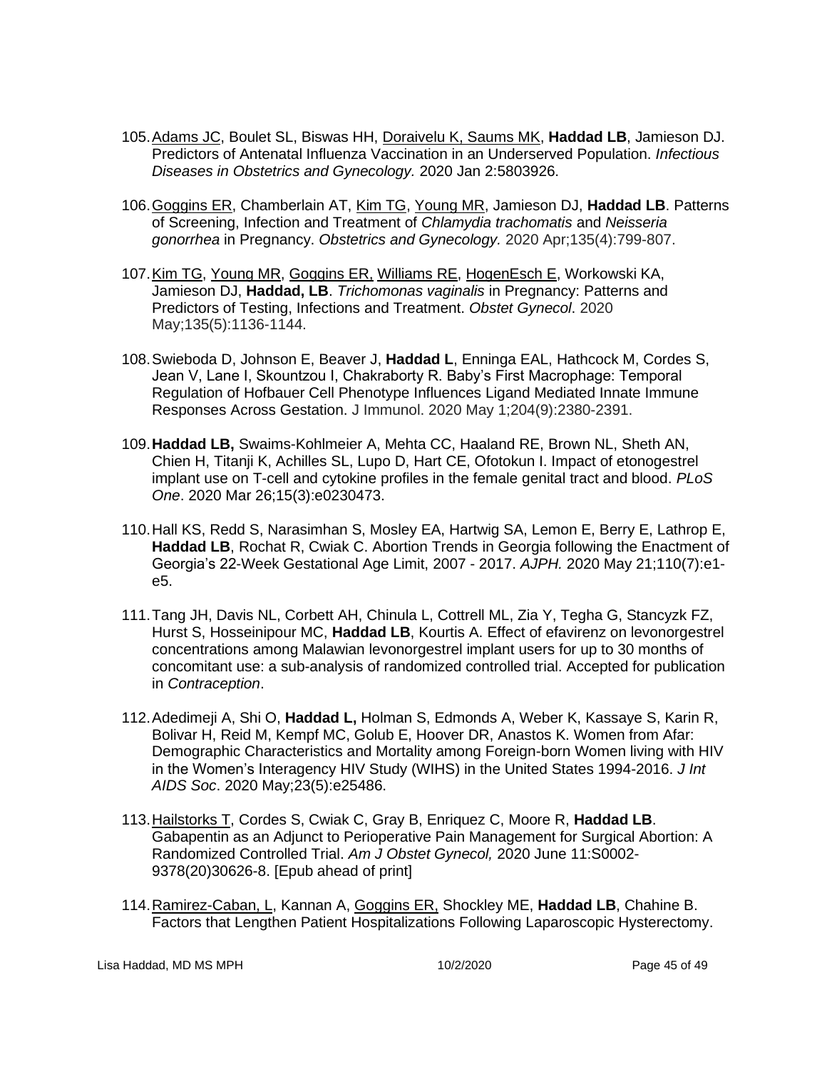105. Adams JC, Boulet SL, Biswas HH, Doraivelu K, Saums MK, **Haddad LB**, Jamieson DJ. Predictors of Antenatal Influenza Vaccination in an Underserved Population. *Infectious Diseases in Obstetrics and Gynecology.* 2020 Jan 2:5803926.

106. Goggins ER, Chamberlain AT, Kim TG, Young MR, Jamieson DJ, **Haddad LB**. Patterns of Screening, Infection and Treatment of *Chlamydia trachomatis* and *Neisseria gonorrhea* in Pregnancy. *Obstetrics and Gynecology.* 2020 Apr;135(4):799-807.

107. Kim TG, Young MR, Goggins ER, Williams RE, HogenEsch E, Workowski KA, Jamieson DJ, **Haddad, LB**. *Trichomonas vaginalis* in Pregnancy: Patterns and Predictors of Testing, Infections and Treatment. *Obstet Gynecol*. 2020 May;135(5):1136-1144.

108. Swieboda D, Johnson E, Beaver J, **Haddad L**, Enninga EAL, Hathcock M, Cordes S, Jean V, Lane I, Skountzou I, Chakraborty R. Baby's First Macrophage: Temporal Regulation of Hofbauer Cell Phenotype Influences Ligand Mediated Innate Immune Responses Across Gestation. J Immunol. 2020 May 1;204(9):2380-2391.

109. **Haddad LB,** Swaims-Kohlmeier A, Mehta CC, Haaland RE, Brown NL, Sheth AN, Chien H, Titanji K, Achilles SL, Lupo D, Hart CE, Ofotokun I. Impact of etonogestrel implant use on T-cell and cytokine profiles in the female genital tract and blood. *PLoS One*. 2020 Mar 26;15(3):e0230473.

110. Hall KS, Redd S, Narasimhan S, Mosley EA, Hartwig SA, Lemon E, Berry E, Lathrop E, **Haddad LB**, Rochat R, Cwiak C. Abortion Trends in Georgia following the Enactment of Georgia's 22-Week Gestational Age Limit, 2007 - 2017. *AJPH.* 2020 May 21;110(7):e1-e5.

111. Tang JH, Davis NL, Corbett AH, Chinula L, Cottrell ML, Zia Y, Tegha G, Stancyzk FZ, Hurst S, Hosseinipour MC, **Haddad LB**, Kourtis A. Effect of efavirenz on levonorgestrel concentrations among Malawian levonorgestrel implant users for up to 30 months of concomitant use: a sub-analysis of randomized controlled trial. Accepted for publication in *Contraception*.

112. Adedimeji A, Shi O, **Haddad L,** Holman S, Edmonds A, Weber K, Kassaye S, Karin R, Bolivar H, Reid M, Kempf MC, Golub E, Hoover DR, Anastos K. Women from Afar: Demographic Characteristics and Mortality among Foreign-born Women living with HIV in the Women's Interagency HIV Study (WIHS) in the United States 1994-2016. *J Int AIDS Soc*. 2020 May;23(5):e25486.

113. Hailstorks T, Cordes S, Cwiak C, Gray B, Enriquez C, Moore R, **Haddad LB**. Gabapentin as an Adjunct to Perioperative Pain Management for Surgical Abortion: A Randomized Controlled Trial. *Am J Obstet Gynecol,* 2020 June 11:S0002-9378(20)30626-8. [Epub ahead of print]

114. Ramirez-Caban, L, Kannan A, Goggins ER, Shockley ME, **Haddad LB**, Chahine B. Factors that Lengthen Patient Hospitalizations Following Laparoscopic Hysterectomy.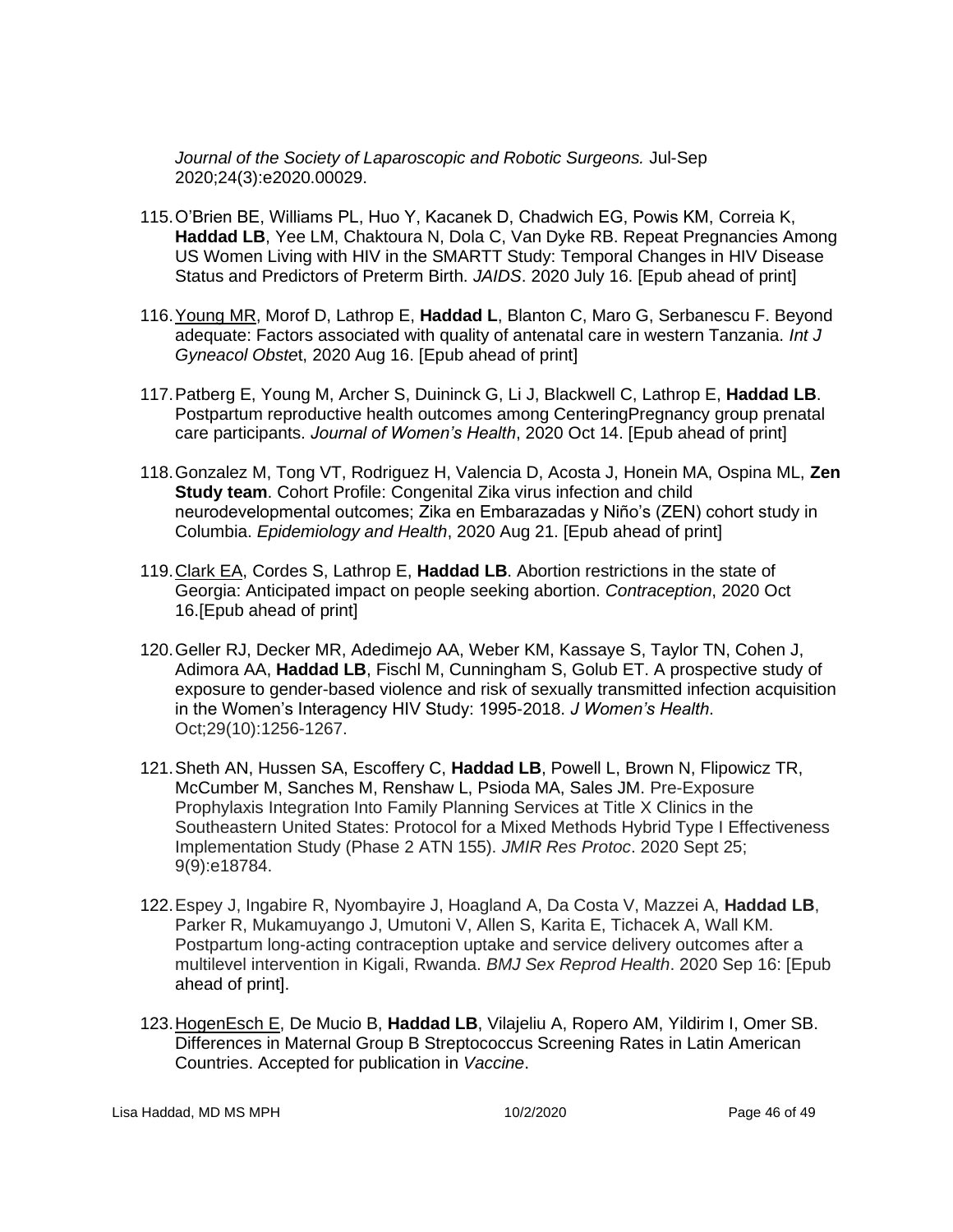*Journal of the Society of Laparoscopic and Robotic Surgeons.* Jul-Sep 2020;24(3):e2020.00029.

115. O'Brien BE, Williams PL, Huo Y, Kacanek D, Chadwich EG, Powis KM, Correia K, **Haddad LB**, Yee LM, Chaktoura N, Dola C, Van Dyke RB. Repeat Pregnancies Among US Women Living with HIV in the SMARTT Study: Temporal Changes in HIV Disease Status and Predictors of Preterm Birth. *JAIDS*. 2020 July 16. [Epub ahead of print]

116. Young MR, Morof D, Lathrop E, **Haddad L**, Blanton C, Maro G, Serbanescu F. Beyond adequate: Factors associated with quality of antenatal care in western Tanzania. *Int J Gyneacol Obste*t, 2020 Aug 16. [Epub ahead of print]

117. Patberg E, Young M, Archer S, Duininck G, Li J, Blackwell C, Lathrop E, **Haddad LB**. Postpartum reproductive health outcomes among CenteringPregnancy group prenatal care participants. *Journal of Women's Health*, 2020 Oct 14. [Epub ahead of print]

118. Gonzalez M, Tong VT, Rodriguez H, Valencia D, Acosta J, Honein MA, Ospina ML, **Zen Study team**. Cohort Profile: Congenital Zika virus infection and child neurodevelopmental outcomes; Zika en Embarazadas y Niño's (ZEN) cohort study in Columbia. *Epidemiology and Health*, 2020 Aug 21. [Epub ahead of print]

119. Clark EA, Cordes S, Lathrop E, **Haddad LB**. Abortion restrictions in the state of Georgia: Anticipated impact on people seeking abortion. *Contraception*, 2020 Oct 16.[Epub ahead of print]

120. Geller RJ, Decker MR, Adedimejo AA, Weber KM, Kassaye S, Taylor TN, Cohen J, Adimora AA, **Haddad LB**, Fischl M, Cunningham S, Golub ET. A prospective study of exposure to gender-based violence and risk of sexually transmitted infection acquisition in the Women's Interagency HIV Study: 1995-2018. *J Women's Health*. Oct;29(10):1256-1267.

121. Sheth AN, Hussen SA, Escoffery C, **Haddad LB**, Powell L, Brown N, Flipowicz TR, McCumber M, Sanches M, Renshaw L, Psioda MA, Sales JM. Pre-Exposure Prophylaxis Integration Into Family Planning Services at Title X Clinics in the Southeastern United States: Protocol for a Mixed Methods Hybrid Type I Effectiveness Implementation Study (Phase 2 ATN 155). *JMIR Res Protoc*. 2020 Sept 25; 9(9):e18784.

122. Espey J, Ingabire R, Nyombayire J, Hoagland A, Da Costa V, Mazzei A, **Haddad LB**, Parker R, Mukamuyango J, Umutoni V, Allen S, Karita E, Tichacek A, Wall KM. Postpartum long-acting contraception uptake and service delivery outcomes after a multilevel intervention in Kigali, Rwanda. *BMJ Sex Reprod Health*. 2020 Sep 16: [Epub ahead of print].

123. HogenEsch E, De Mucio B, **Haddad LB**, Vilajeliu A, Ropero AM, Yildirim I, Omer SB. Differences in Maternal Group B Streptococcus Screening Rates in Latin American Countries. Accepted for publication in *Vaccine*.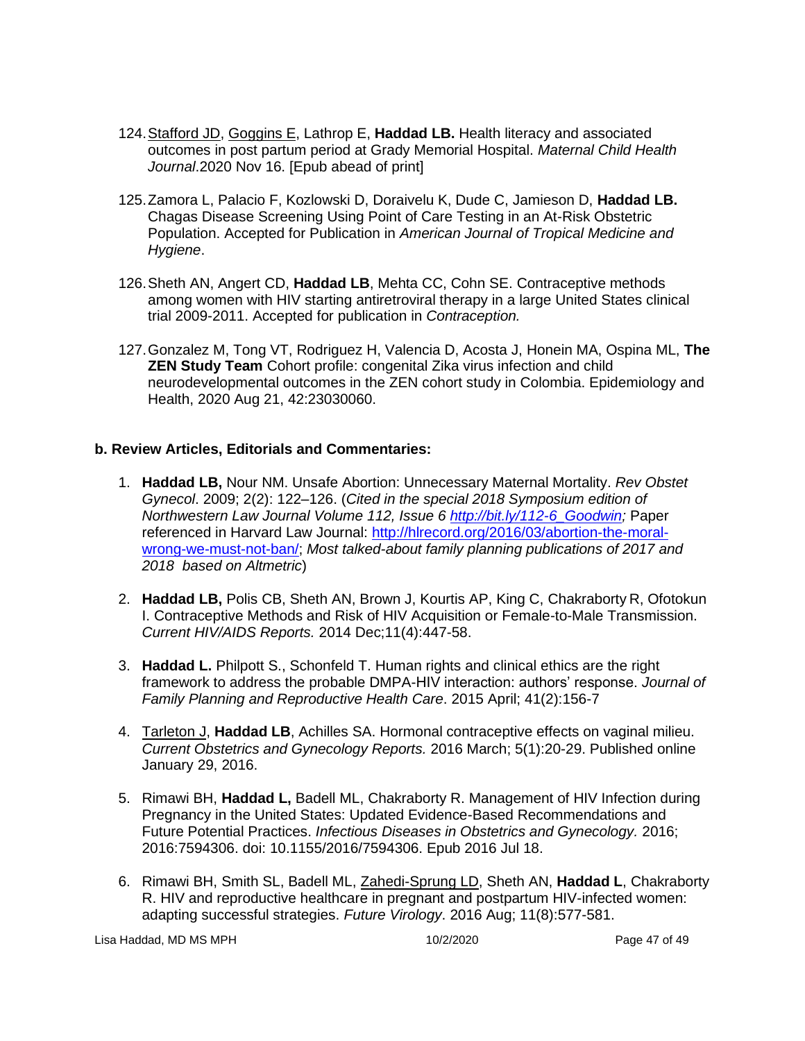124. Stafford JD, Goggins E, Lathrop E, **Haddad LB.** Health literacy and associated outcomes in post partum period at Grady Memorial Hospital. *Maternal Child Health Journal*.2020 Nov 16. [Epub abead of print]

125. Zamora L, Palacio F, Kozlowski D, Doraivelu K, Dude C, Jamieson D, **Haddad LB.** Chagas Disease Screening Using Point of Care Testing in an At-Risk Obstetric Population. Accepted for Publication in *American Journal of Tropical Medicine and Hygiene*.

126. Sheth AN, Angert CD, **Haddad LB**, Mehta CC, Cohn SE. Contraceptive methods among women with HIV starting antiretroviral therapy in a large United States clinical trial 2009-2011. Accepted for publication in *Contraception.*

127. Gonzalez M, Tong VT, Rodriguez H, Valencia D, Acosta J, Honein MA, Ospina ML, **The ZEN Study Team** Cohort profile: congenital Zika virus infection and child neurodevelopmental outcomes in the ZEN cohort study in Colombia. Epidemiology and Health, 2020 Aug 21, 42:23030060.

**b. Review Articles, Editorials and Commentaries:**

1. **Haddad LB,** Nour NM. Unsafe Abortion: Unnecessary Maternal Mortality. *Rev Obstet Gynecol*. 2009; 2(2): 122–126. (*Cited in the special 2018 Symposium edition of Northwestern Law Journal Volume 112, Issue 6 [http://bit.ly/112-6_Goodwin](http://bit.ly/112-6_Goodwin);* Paper referenced in Harvard Law Journal: [http://hlrecord.org/2016/03/abortion-the-moral-wrong-we-must-not-ban/](http://hlrecord.org/2016/03/abortion-the-moral-wrong-we-must-not-ban/); *Most talked-about family planning publications of 2017 and 2018 based on Altmetric*)

2. **Haddad LB,** Polis CB, Sheth AN, Brown J, Kourtis AP, King C, Chakraborty R, Ofotokun I. Contraceptive Methods and Risk of HIV Acquisition or Female-to-Male Transmission. *Current HIV/AIDS Reports.* 2014 Dec;11(4):447-58.

3. **Haddad L.** Philpott S., Schonfeld T. Human rights and clinical ethics are the right framework to address the probable DMPA-HIV interaction: authors' response. *Journal of Family Planning and Reproductive Health Care*. 2015 April; 41(2):156-7

4. Tarleton J, **Haddad LB**, Achilles SA. Hormonal contraceptive effects on vaginal milieu. *Current Obstetrics and Gynecology Reports.* 2016 March; 5(1):20-29. Published online January 29, 2016.

5. Rimawi BH, **Haddad L,** Badell ML, Chakraborty R. Management of HIV Infection during Pregnancy in the United States: Updated Evidence-Based Recommendations and Future Potential Practices. *Infectious Diseases in Obstetrics and Gynecology.* 2016; 2016:7594306. doi: 10.1155/2016/7594306. Epub 2016 Jul 18.

6. Rimawi BH, Smith SL, Badell ML, Zahedi-Sprung LD, Sheth AN, **Haddad L**, Chakraborty R. HIV and reproductive healthcare in pregnant and postpartum HIV-infected women: adapting successful strategies. *Future Virology*. 2016 Aug; 11(8):577-581.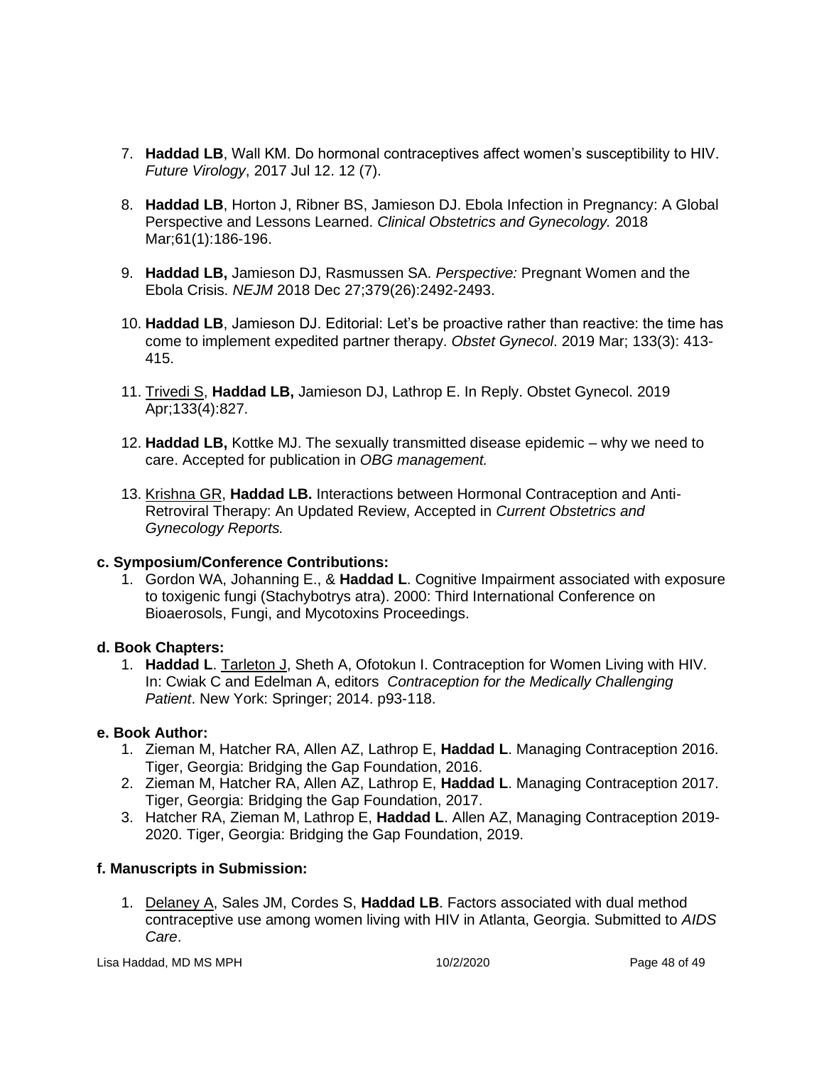7. **Haddad LB**, Wall KM. Do hormonal contraceptives affect women's susceptibility to HIV. *Future Virology*, 2017 Jul 12. 12 (7).

8. **Haddad LB**, Horton J, Ribner BS, Jamieson DJ. Ebola Infection in Pregnancy: A Global Perspective and Lessons Learned. *Clinical Obstetrics and Gynecology.* 2018 Mar;61(1):186-196.

9. **Haddad LB,** Jamieson DJ, Rasmussen SA. *Perspective:* Pregnant Women and the Ebola Crisis. *NEJM* 2018 Dec 27;379(26):2492-2493.

10. **Haddad LB**, Jamieson DJ. Editorial: Let's be proactive rather than reactive: the time has come to implement expedited partner therapy. *Obstet Gynecol*. 2019 Mar; 133(3): 413-415.

11. <u>Trivedi S</u>, **Haddad LB,** Jamieson DJ, Lathrop E. In Reply. Obstet Gynecol. 2019 Apr;133(4):827.

12. **Haddad LB,** Kottke MJ. The sexually transmitted disease epidemic – why we need to care. Accepted for publication in *OBG management.*

13. <u>Krishna GR</u>, **Haddad LB.** Interactions between Hormonal Contraception and Anti-Retroviral Therapy: An Updated Review, Accepted in *Current Obstetrics and Gynecology Reports.*

#### c. Symposium/Conference Contributions:

1. Gordon WA, Johanning E., & **Haddad L**. Cognitive Impairment associated with exposure to toxigenic fungi (Stachybotrys atra). 2000: Third International Conference on Bioaerosols, Fungi, and Mycotoxins Proceedings.

#### d. Book Chapters:

1. **Haddad L**. <u>Tarleton J</u>, Sheth A, Ofotokun I. Contraception for Women Living with HIV. In: Cwiak C and Edelman A, editors *Contraception for the Medically Challenging Patient*. New York: Springer; 2014. p93-118.

#### e. Book Author:

1. Zieman M, Hatcher RA, Allen AZ, Lathrop E, **Haddad L**. Managing Contraception 2016. Tiger, Georgia: Bridging the Gap Foundation, 2016.
2. Zieman M, Hatcher RA, Allen AZ, Lathrop E, **Haddad L**. Managing Contraception 2017. Tiger, Georgia: Bridging the Gap Foundation, 2017.
3. Hatcher RA, Zieman M, Lathrop E, **Haddad L**. Allen AZ, Managing Contraception 2019-2020. Tiger, Georgia: Bridging the Gap Foundation, 2019.

#### f. Manuscripts in Submission:

1. <u>Delaney A</u>, Sales JM, Cordes S, **Haddad LB**. Factors associated with dual method contraceptive use among women living with HIV in Atlanta, Georgia. Submitted to *AIDS Care*.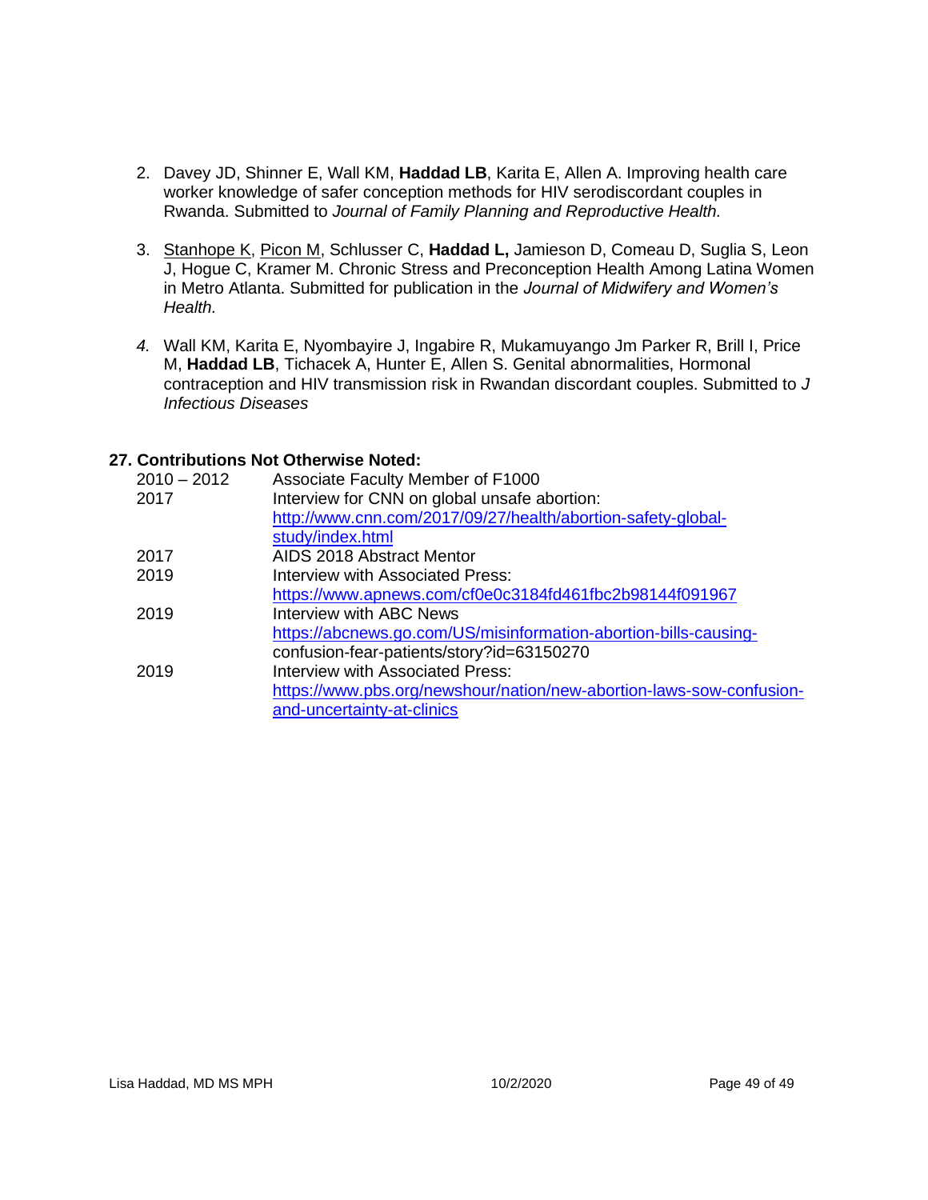2. Davey JD, Shinner E, Wall KM, **Haddad LB**, Karita E, Allen A. Improving health care worker knowledge of safer conception methods for HIV serodiscordant couples in Rwanda. Submitted to *Journal of Family Planning and Reproductive Health.*

3. Stanhope K, Picon M, Schlusser C, **Haddad L,** Jamieson D, Comeau D, Suglia S, Leon J, Hogue C, Kramer M. Chronic Stress and Preconception Health Among Latina Women in Metro Atlanta. Submitted for publication in the *Journal of Midwifery and Women's Health.*

4. Wall KM, Karita E, Nyombayire J, Ingabire R, Mukamuyango Jm Parker R, Brill I, Price M, **Haddad LB**, Tichacek A, Hunter E, Allen S. Genital abnormalities, Hormonal contraception and HIV transmission risk in Rwandan discordant couples. Submitted to *J Infectious Diseases*

### 27. Contributions Not Otherwise Noted:

| | |
|---|---|
| 2010 – 2012 | Associate Faculty Member of F1000 |
| 2017 | Interview for CNN on global unsafe abortion: http://www.cnn.com/2017/09/27/health/abortion-safety-global-study/index.html |
| 2017 | AIDS 2018 Abstract Mentor |
| 2019 | Interview with Associated Press: https://www.apnews.com/cf0e0c3184fd461fbc2b98144f091967 |
| 2019 | Interview with ABC News https://abcnews.go.com/US/misinformation-abortion-bills-causing-confusion-fear-patients/story?id=63150270 |
| 2019 | Interview with Associated Press: https://www.pbs.org/newshour/nation/new-abortion-laws-sow-confusion-and-uncertainty-at-clinics |